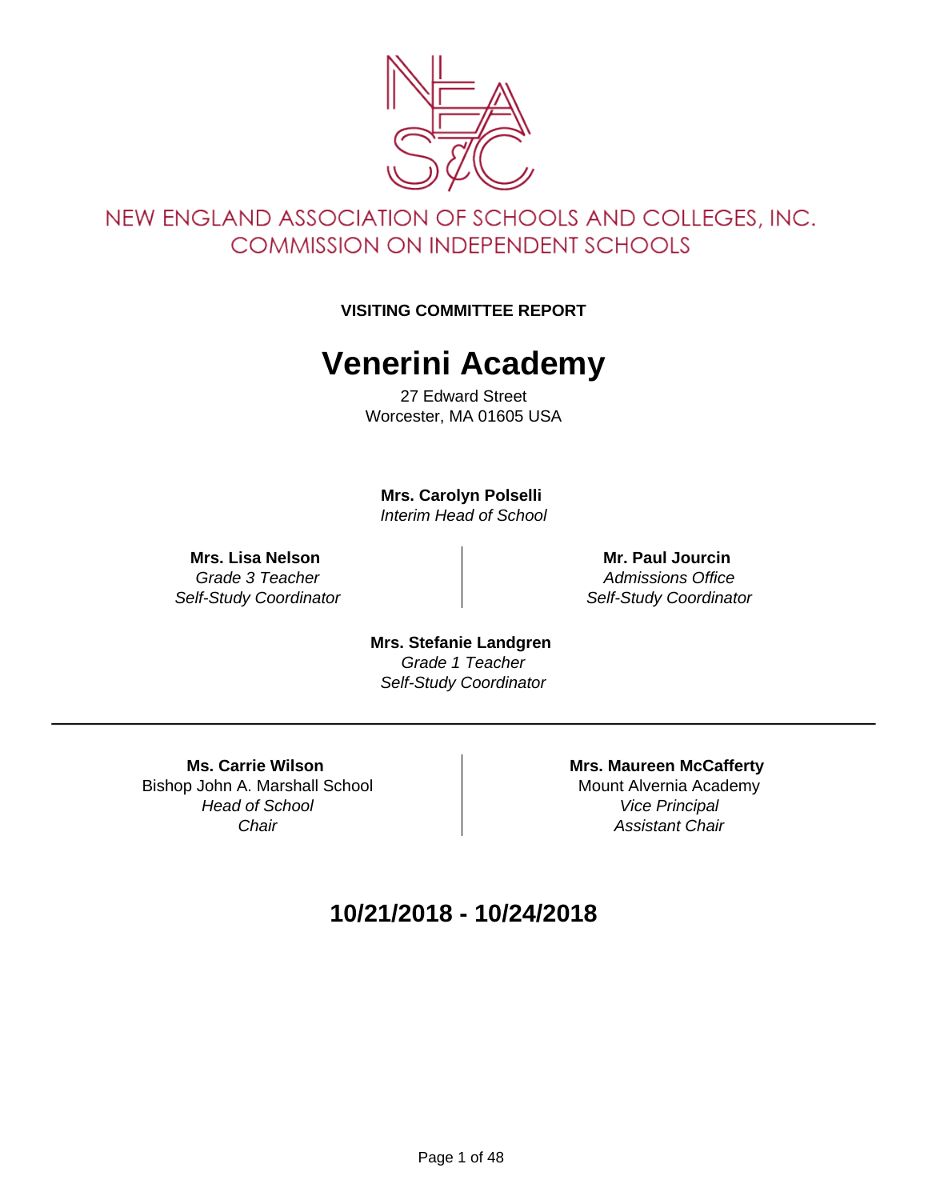NEW ENGLAND ASSOCIATION OF SCHOOLS AND COLLEGES, INC.
COMMISSION ON INDEPENDENT SCHOOLS

**VISITING COMMITTEE REPORT**

# Venerini Academy

27 Edward Street
Worcester, MA 01605 USA

**Mrs. Carolyn Polselli**
*Interim Head of School*

**Mrs. Lisa Nelson**
*Grade 3 Teacher*
*Self-Study Coordinator*

**Mr. Paul Jourcin**
*Admissions Office*
*Self-Study Coordinator*

**Mrs. Stefanie Landgren**
*Grade 1 Teacher*
*Self-Study Coordinator*

---

**Ms. Carrie Wilson**
Bishop John A. Marshall School
*Head of School*
*Chair*

**Mrs. Maureen McCafferty**
Mount Alvernia Academy
*Vice Principal*
*Assistant Chair*

## 10/21/2018 - 10/24/2018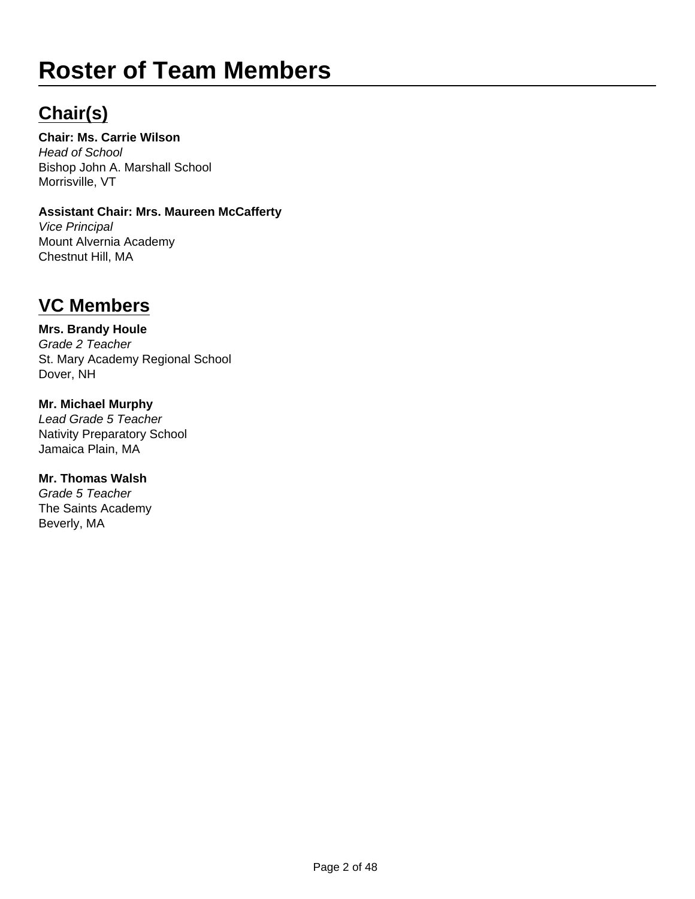# Roster of Team Members

## Chair(s)

**Chair: Ms. Carrie Wilson**
*Head of School*
Bishop John A. Marshall School
Morrisville, VT

**Assistant Chair: Mrs. Maureen McCafferty**
*Vice Principal*
Mount Alvernia Academy
Chestnut Hill, MA

## VC Members

**Mrs. Brandy Houle**
*Grade 2 Teacher*
St. Mary Academy Regional School
Dover, NH

**Mr. Michael Murphy**
*Lead Grade 5 Teacher*
Nativity Preparatory School
Jamaica Plain, MA

**Mr. Thomas Walsh**
*Grade 5 Teacher*
The Saints Academy
Beverly, MA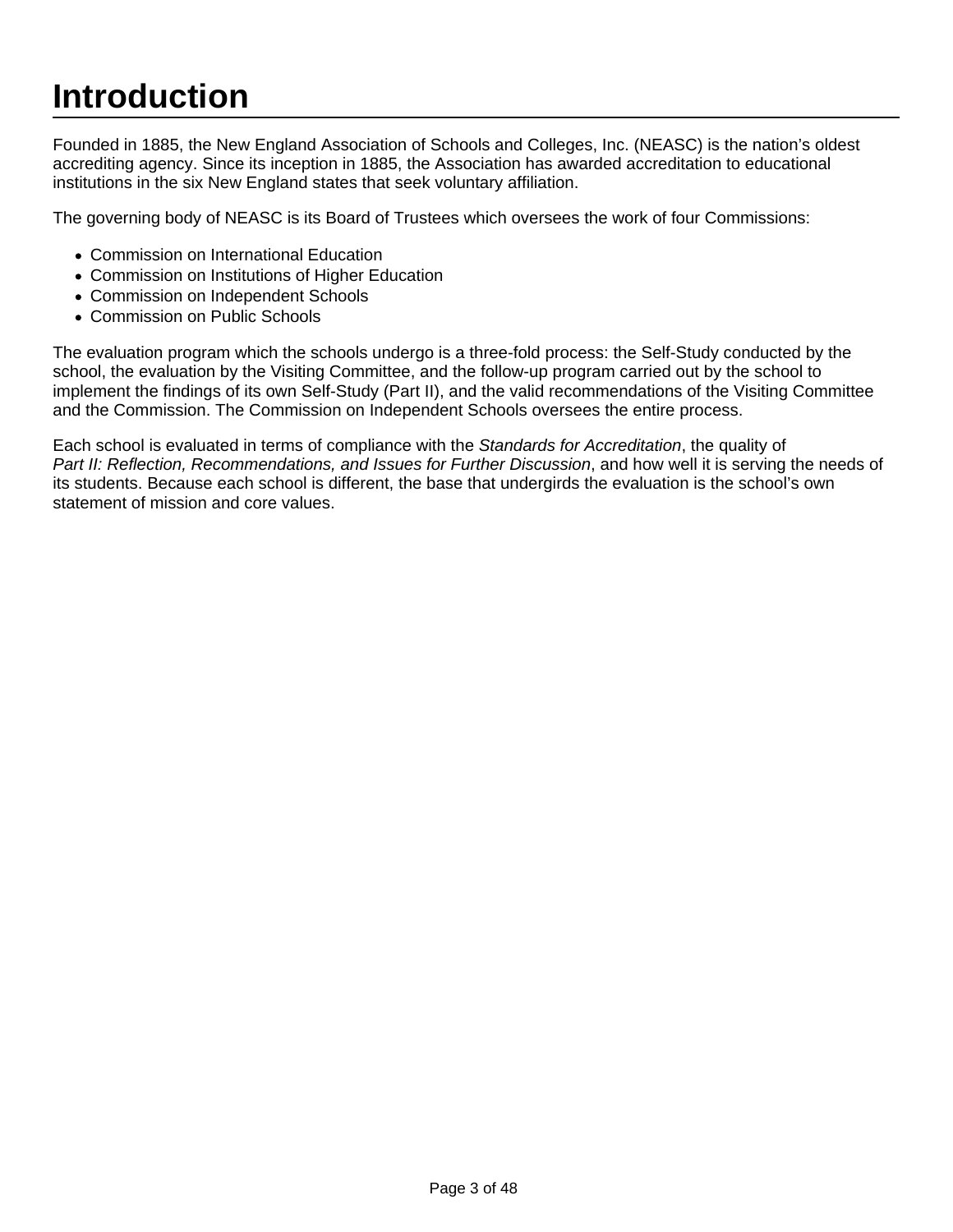# Introduction

Founded in 1885, the New England Association of Schools and Colleges, Inc. (NEASC) is the nation’s oldest accrediting agency. Since its inception in 1885, the Association has awarded accreditation to educational institutions in the six New England states that seek voluntary affiliation.

The governing body of NEASC is its Board of Trustees which oversees the work of four Commissions:

- Commission on International Education
- Commission on Institutions of Higher Education
- Commission on Independent Schools
- Commission on Public Schools

The evaluation program which the schools undergo is a three-fold process: the Self-Study conducted by the school, the evaluation by the Visiting Committee, and the follow-up program carried out by the school to implement the findings of its own Self-Study (Part II), and the valid recommendations of the Visiting Committee and the Commission. The Commission on Independent Schools oversees the entire process.

Each school is evaluated in terms of compliance with the *Standards for Accreditation*, the quality of *Part II: Reflection, Recommendations, and Issues for Further Discussion*, and how well it is serving the needs of its students. Because each school is different, the base that undergirds the evaluation is the school’s own statement of mission and core values.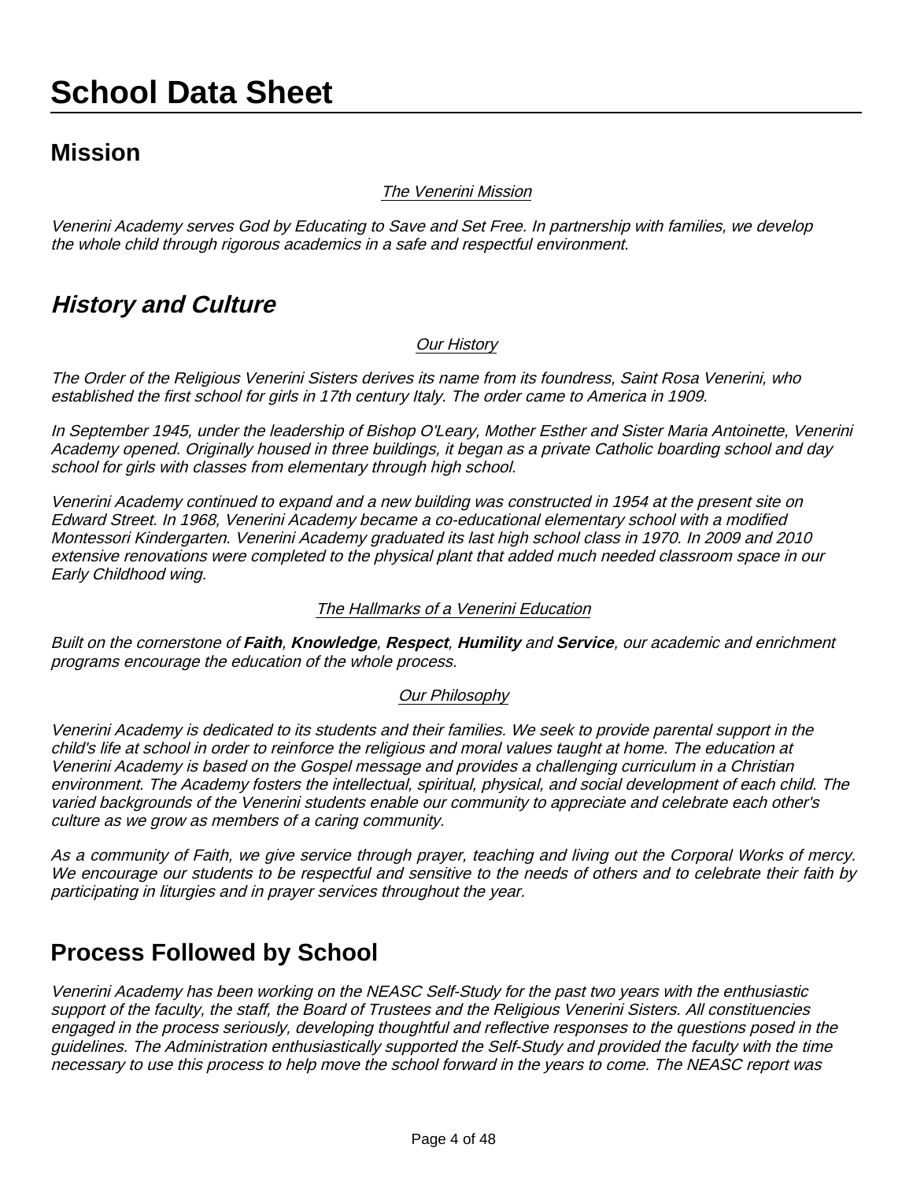# School Data Sheet

## Mission

*The Venerini Mission*

*Venerini Academy serves God by Educating to Save and Set Free. In partnership with families, we develop the whole child through rigorous academics in a safe and respectful environment.*

## *History and Culture*

*Our History*

*The Order of the Religious Venerini Sisters derives its name from its foundress, Saint Rosa Venerini, who established the first school for girls in 17th century Italy. The order came to America in 1909.*

*In September 1945, under the leadership of Bishop O'Leary, Mother Esther and Sister Maria Antoinette, Venerini Academy opened. Originally housed in three buildings, it began as a private Catholic boarding school and day school for girls with classes from elementary through high school.*

*Venerini Academy continued to expand and a new building was constructed in 1954 at the present site on Edward Street. In 1968, Venerini Academy became a co-educational elementary school with a modified Montessori Kindergarten. Venerini Academy graduated its last high school class in 1970. In 2009 and 2010 extensive renovations were completed to the physical plant that added much needed classroom space in our Early Childhood wing.*

*The Hallmarks of a Venerini Education*

*Built on the cornerstone of **Faith**, **Knowledge**, **Respect**, **Humility** and **Service**, our academic and enrichment programs encourage the education of the whole process.*

*Our Philosophy*

*Venerini Academy is dedicated to its students and their families. We seek to provide parental support in the child's life at school in order to reinforce the religious and moral values taught at home. The education at Venerini Academy is based on the Gospel message and provides a challenging curriculum in a Christian environment. The Academy fosters the intellectual, spiritual, physical, and social development of each child. The varied backgrounds of the Venerini students enable our community to appreciate and celebrate each other's culture as we grow as members of a caring community.*

*As a community of Faith, we give service through prayer, teaching and living out the Corporal Works of mercy. We encourage our students to be respectful and sensitive to the needs of others and to celebrate their faith by participating in liturgies and in prayer services throughout the year.*

## Process Followed by School

*Venerini Academy has been working on the NEASC Self-Study for the past two years with the enthusiastic support of the faculty, the staff, the Board of Trustees and the Religious Venerini Sisters. All constituencies engaged in the process seriously, developing thoughtful and reflective responses to the questions posed in the guidelines. The Administration enthusiastically supported the Self-Study and provided the faculty with the time necessary to use this process to help move the school forward in the years to come. The NEASC report was*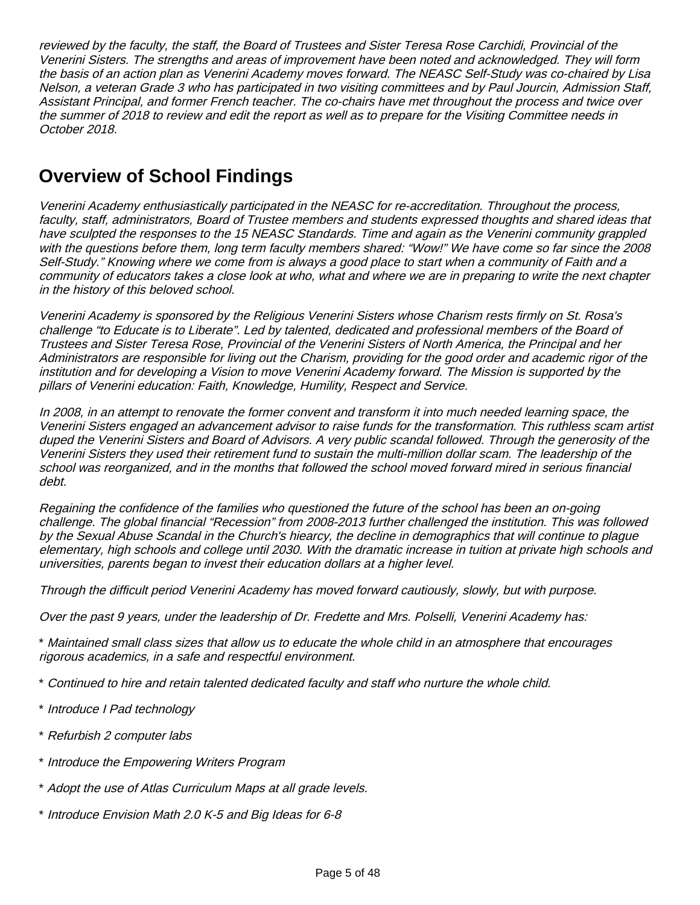*reviewed by the faculty, the staff, the Board of Trustees and Sister Teresa Rose Carchidi, Provincial of the Venerini Sisters. The strengths and areas of improvement have been noted and acknowledged. They will form the basis of an action plan as Venerini Academy moves forward. The NEASC Self-Study was co-chaired by Lisa Nelson, a veteran Grade 3 who has participated in two visiting committees and by Paul Jourcin, Admission Staff, Assistant Principal, and former French teacher. The co-chairs have met throughout the process and twice over the summer of 2018 to review and edit the report as well as to prepare for the Visiting Committee needs in October 2018.*

## Overview of School Findings

*Venerini Academy enthusiastically participated in the NEASC for re-accreditation. Throughout the process, faculty, staff, administrators, Board of Trustee members and students expressed thoughts and shared ideas that have sculpted the responses to the 15 NEASC Standards. Time and again as the Venerini community grappled with the questions before them, long term faculty members shared: "Wow!" We have come so far since the 2008 Self-Study." Knowing where we come from is always a good place to start when a community of Faith and a community of educators takes a close look at who, what and where we are in preparing to write the next chapter in the history of this beloved school.*

*Venerini Academy is sponsored by the Religious Venerini Sisters whose Charism rests firmly on St. Rosa's challenge "to Educate is to Liberate". Led by talented, dedicated and professional members of the Board of Trustees and Sister Teresa Rose, Provincial of the Venerini Sisters of North America, the Principal and her Administrators are responsible for living out the Charism, providing for the good order and academic rigor of the institution and for developing a Vision to move Venerini Academy forward. The Mission is supported by the pillars of Venerini education: Faith, Knowledge, Humility, Respect and Service.*

*In 2008, in an attempt to renovate the former convent and transform it into much needed learning space, the Venerini Sisters engaged an advancement advisor to raise funds for the transformation. This ruthless scam artist duped the Venerini Sisters and Board of Advisors. A very public scandal followed. Through the generosity of the Venerini Sisters they used their retirement fund to sustain the multi-million dollar scam. The leadership of the school was reorganized, and in the months that followed the school moved forward mired in serious financial debt.*

*Regaining the confidence of the families who questioned the future of the school has been an on-going challenge. The global financial "Recession" from 2008-2013 further challenged the institution. This was followed by the Sexual Abuse Scandal in the Church's hiearcy, the decline in demographics that will continue to plague elementary, high schools and college until 2030. With the dramatic increase in tuition at private high schools and universities, parents began to invest their education dollars at a higher level.*

*Through the difficult period Venerini Academy has moved forward cautiously, slowly, but with purpose.*

*Over the past 9 years, under the leadership of Dr. Fredette and Mrs. Polselli, Venerini Academy has:*

* *Maintained small class sizes that allow us to educate the whole child in an atmosphere that encourages rigorous academics, in a safe and respectful environment.*
* *Continued to hire and retain talented dedicated faculty and staff who nurture the whole child.*
* *Introduce I Pad technology*
* *Refurbish 2 computer labs*
* *Introduce the Empowering Writers Program*
* *Adopt the use of Atlas Curriculum Maps at all grade levels.*
* *Introduce Envision Math 2.0 K-5 and Big Ideas for 6-8*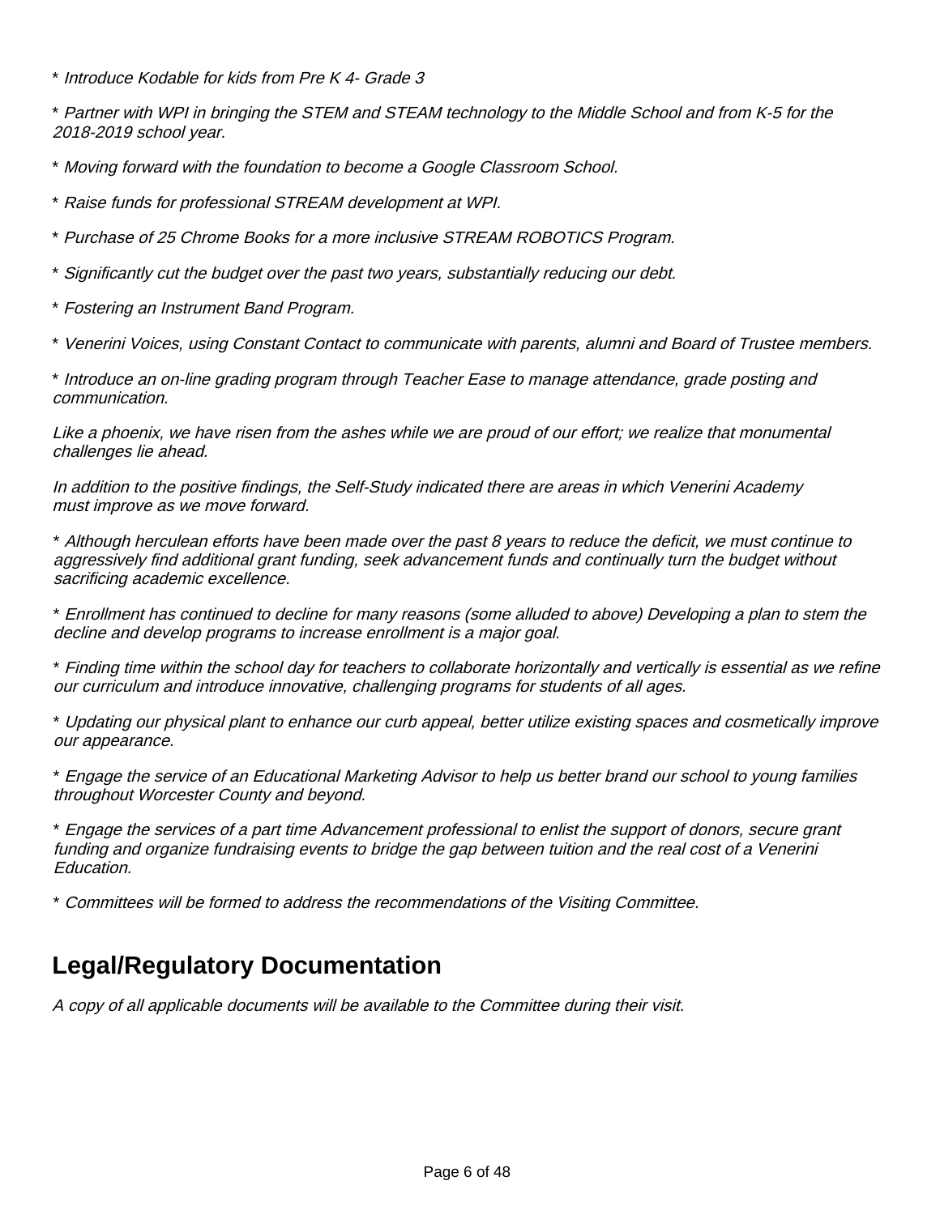*\* Introduce Kodable for kids from Pre K 4- Grade 3*

*\* Partner with WPI in bringing the STEM and STEAM technology to the Middle School and from K-5 for the 2018-2019 school year.*

*\* Moving forward with the foundation to become a Google Classroom School.*

*\* Raise funds for professional STREAM development at WPI.*

*\* Purchase of 25 Chrome Books for a more inclusive STREAM ROBOTICS Program.*

*\* Significantly cut the budget over the past two years, substantially reducing our debt.*

*\* Fostering an Instrument Band Program.*

*\* Venerini Voices, using Constant Contact to communicate with parents, alumni and Board of Trustee members.*

*\* Introduce an on-line grading program through Teacher Ease to manage attendance, grade posting and communication.*

*Like a phoenix, we have risen from the ashes while we are proud of our effort; we realize that monumental challenges lie ahead.*

*In addition to the positive findings, the Self-Study indicated there are areas in which Venerini Academy must improve as we move forward.*

*\* Although herculean efforts have been made over the past 8 years to reduce the deficit, we must continue to aggressively find additional grant funding, seek advancement funds and continually turn the budget without sacrificing academic excellence.*

*\* Enrollment has continued to decline for many reasons (some alluded to above) Developing a plan to stem the decline and develop programs to increase enrollment is a major goal.*

*\* Finding time within the school day for teachers to collaborate horizontally and vertically is essential as we refine our curriculum and introduce innovative, challenging programs for students of all ages.*

*\* Updating our physical plant to enhance our curb appeal, better utilize existing spaces and cosmetically improve our appearance.*

*\* Engage the service of an Educational Marketing Advisor to help us better brand our school to young families throughout Worcester County and beyond.*

*\* Engage the services of a part time Advancement professional to enlist the support of donors, secure grant funding and organize fundraising events to bridge the gap between tuition and the real cost of a Venerini Education.*

*\* Committees will be formed to address the recommendations of the Visiting Committee.*

## Legal/Regulatory Documentation

*A copy of all applicable documents will be available to the Committee during their visit.*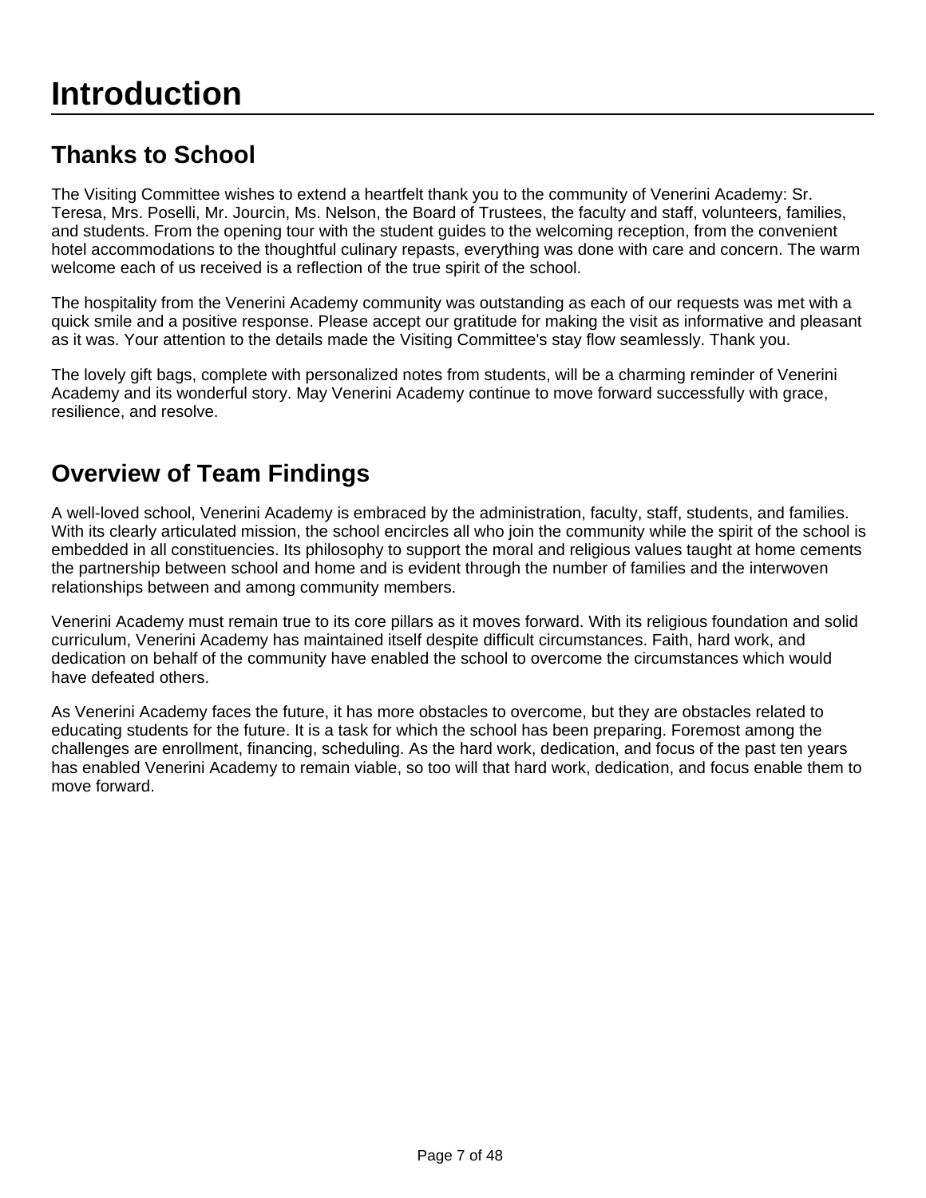# Introduction

## Thanks to School

The Visiting Committee wishes to extend a heartfelt thank you to the community of Venerini Academy: Sr. Teresa, Mrs. Poselli, Mr. Jourcin, Ms. Nelson, the Board of Trustees, the faculty and staff, volunteers, families, and students. From the opening tour with the student guides to the welcoming reception, from the convenient hotel accommodations to the thoughtful culinary repasts, everything was done with care and concern. The warm welcome each of us received is a reflection of the true spirit of the school.

The hospitality from the Venerini Academy community was outstanding as each of our requests was met with a quick smile and a positive response. Please accept our gratitude for making the visit as informative and pleasant as it was. Your attention to the details made the Visiting Committee's stay flow seamlessly. Thank you.

The lovely gift bags, complete with personalized notes from students, will be a charming reminder of Venerini Academy and its wonderful story. May Venerini Academy continue to move forward successfully with grace, resilience, and resolve.

## Overview of Team Findings

A well-loved school, Venerini Academy is embraced by the administration, faculty, staff, students, and families. With its clearly articulated mission, the school encircles all who join the community while the spirit of the school is embedded in all constituencies. Its philosophy to support the moral and religious values taught at home cements the partnership between school and home and is evident through the number of families and the interwoven relationships between and among community members.

Venerini Academy must remain true to its core pillars as it moves forward. With its religious foundation and solid curriculum, Venerini Academy has maintained itself despite difficult circumstances. Faith, hard work, and dedication on behalf of the community have enabled the school to overcome the circumstances which would have defeated others.

As Venerini Academy faces the future, it has more obstacles to overcome, but they are obstacles related to educating students for the future. It is a task for which the school has been preparing. Foremost among the challenges are enrollment, financing, scheduling. As the hard work, dedication, and focus of the past ten years has enabled Venerini Academy to remain viable, so too will that hard work, dedication, and focus enable them to move forward.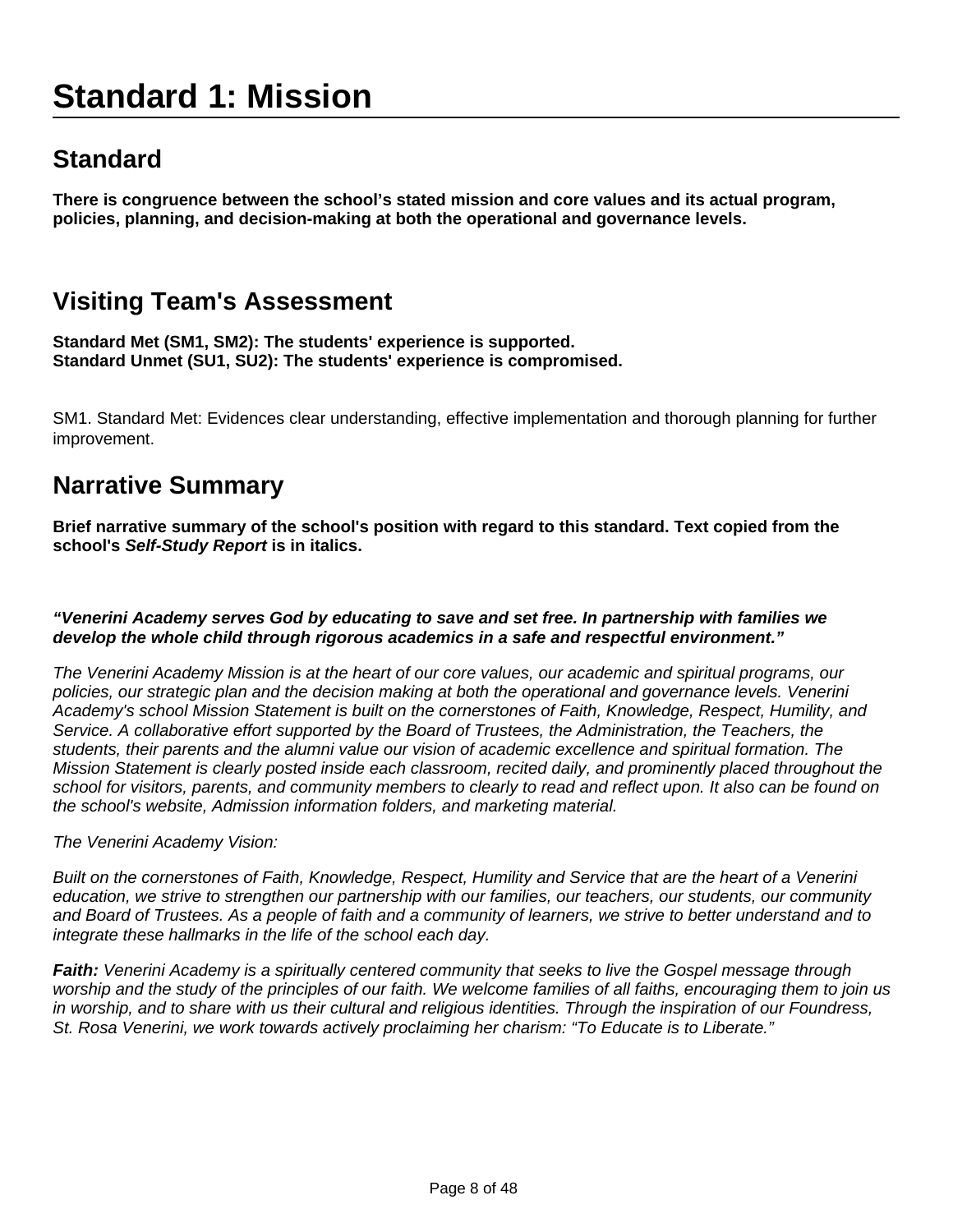# Standard 1: Mission

## Standard

**There is congruence between the school's stated mission and core values and its actual program, policies, planning, and decision-making at both the operational and governance levels.**

## Visiting Team's Assessment

**Standard Met (SM1, SM2): The students' experience is supported.**
**Standard Unmet (SU1, SU2): The students' experience is compromised.**

SM1. Standard Met: Evidences clear understanding, effective implementation and thorough planning for further improvement.

## Narrative Summary

**Brief narrative summary of the school's position with regard to this standard. Text copied from the school's *Self-Study Report* is in italics.**

***"Venerini Academy serves God by educating to save and set free. In partnership with families we develop the whole child through rigorous academics in a safe and respectful environment."***

*The Venerini Academy Mission is at the heart of our core values, our academic and spiritual programs, our policies, our strategic plan and the decision making at both the operational and governance levels. Venerini Academy's school Mission Statement is built on the cornerstones of Faith, Knowledge, Respect, Humility, and Service. A collaborative effort supported by the Board of Trustees, the Administration, the Teachers, the students, their parents and the alumni value our vision of academic excellence and spiritual formation. The Mission Statement is clearly posted inside each classroom, recited daily, and prominently placed throughout the school for visitors, parents, and community members to clearly to read and reflect upon. It also can be found on the school's website, Admission information folders, and marketing material.*

*The Venerini Academy Vision:*

*Built on the cornerstones of Faith, Knowledge, Respect, Humility and Service that are the heart of a Venerini education, we strive to strengthen our partnership with our families, our teachers, our students, our community and Board of Trustees. As a people of faith and a community of learners, we strive to better understand and to integrate these hallmarks in the life of the school each day.*

***Faith:*** *Venerini Academy is a spiritually centered community that seeks to live the Gospel message through worship and the study of the principles of our faith. We welcome families of all faiths, encouraging them to join us in worship, and to share with us their cultural and religious identities. Through the inspiration of our Foundress, St. Rosa Venerini, we work towards actively proclaiming her charism: "To Educate is to Liberate."*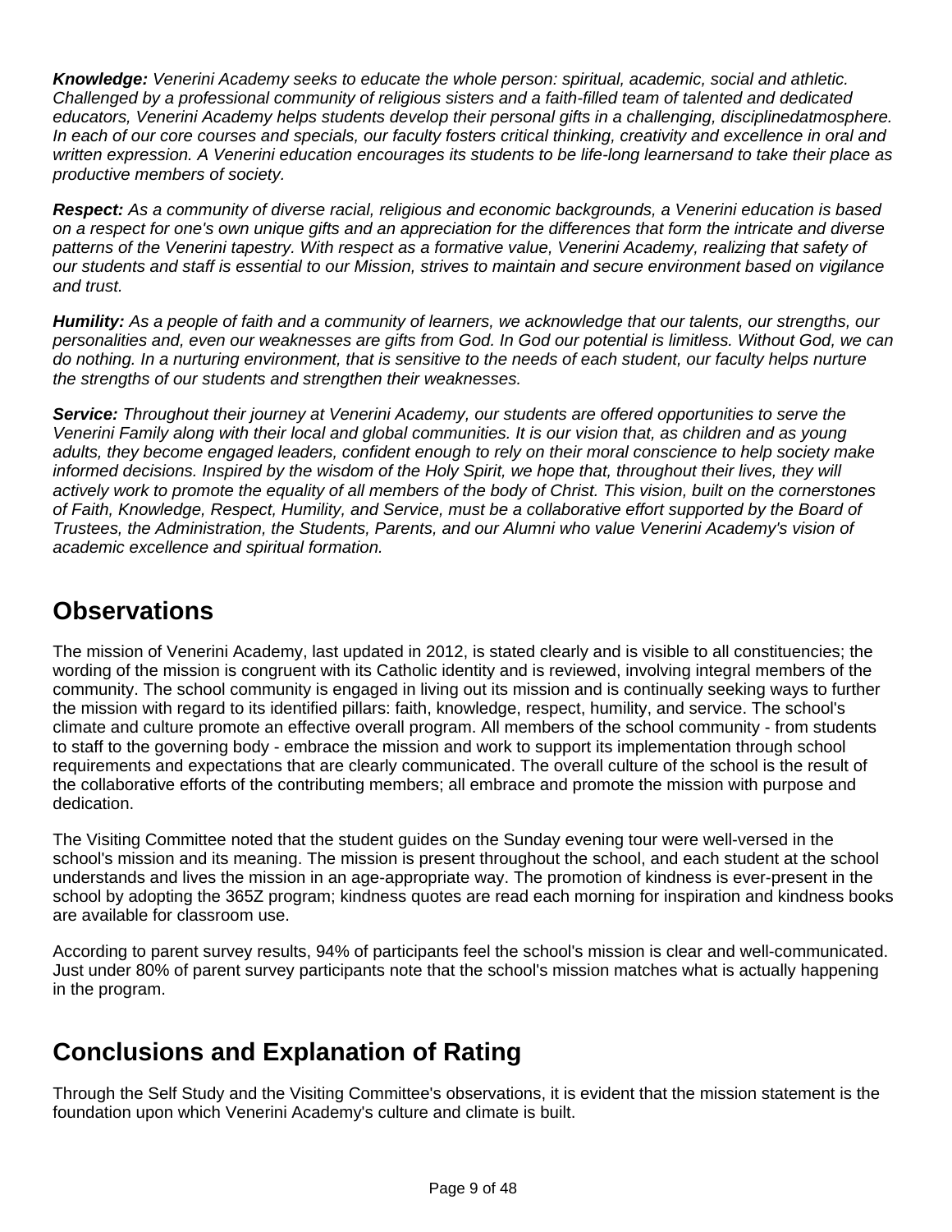***Knowledge:*** *Venerini Academy seeks to educate the whole person: spiritual, academic, social and athletic. Challenged by a professional community of religious sisters and a faith-filled team of talented and dedicated educators, Venerini Academy helps students develop their personal gifts in a challenging, disciplinedatmosphere. In each of our core courses and specials, our faculty fosters critical thinking, creativity and excellence in oral and written expression. A Venerini education encourages its students to be life-long learnersand to take their place as productive members of society.*

***Respect:*** *As a community of diverse racial, religious and economic backgrounds, a Venerini education is based on a respect for one's own unique gifts and an appreciation for the differences that form the intricate and diverse patterns of the Venerini tapestry. With respect as a formative value, Venerini Academy, realizing that safety of our students and staff is essential to our Mission, strives to maintain and secure environment based on vigilance and trust.*

***Humility:*** *As a people of faith and a community of learners, we acknowledge that our talents, our strengths, our personalities and, even our weaknesses are gifts from God. In God our potential is limitless. Without God, we can do nothing. In a nurturing environment, that is sensitive to the needs of each student, our faculty helps nurture the strengths of our students and strengthen their weaknesses.*

***Service:*** *Throughout their journey at Venerini Academy, our students are offered opportunities to serve the Venerini Family along with their local and global communities. It is our vision that, as children and as young adults, they become engaged leaders, confident enough to rely on their moral conscience to help society make informed decisions. Inspired by the wisdom of the Holy Spirit, we hope that, throughout their lives, they will actively work to promote the equality of all members of the body of Christ. This vision, built on the cornerstones of Faith, Knowledge, Respect, Humility, and Service, must be a collaborative effort supported by the Board of Trustees, the Administration, the Students, Parents, and our Alumni who value Venerini Academy's vision of academic excellence and spiritual formation.*

## Observations

The mission of Venerini Academy, last updated in 2012, is stated clearly and is visible to all constituencies; the wording of the mission is congruent with its Catholic identity and is reviewed, involving integral members of the community. The school community is engaged in living out its mission and is continually seeking ways to further the mission with regard to its identified pillars: faith, knowledge, respect, humility, and service. The school's climate and culture promote an effective overall program. All members of the school community - from students to staff to the governing body - embrace the mission and work to support its implementation through school requirements and expectations that are clearly communicated. The overall culture of the school is the result of the collaborative efforts of the contributing members; all embrace and promote the mission with purpose and dedication.

The Visiting Committee noted that the student guides on the Sunday evening tour were well-versed in the school's mission and its meaning. The mission is present throughout the school, and each student at the school understands and lives the mission in an age-appropriate way. The promotion of kindness is ever-present in the school by adopting the 365Z program; kindness quotes are read each morning for inspiration and kindness books are available for classroom use.

According to parent survey results, 94% of participants feel the school's mission is clear and well-communicated. Just under 80% of parent survey participants note that the school's mission matches what is actually happening in the program.

## Conclusions and Explanation of Rating

Through the Self Study and the Visiting Committee's observations, it is evident that the mission statement is the foundation upon which Venerini Academy's culture and climate is built.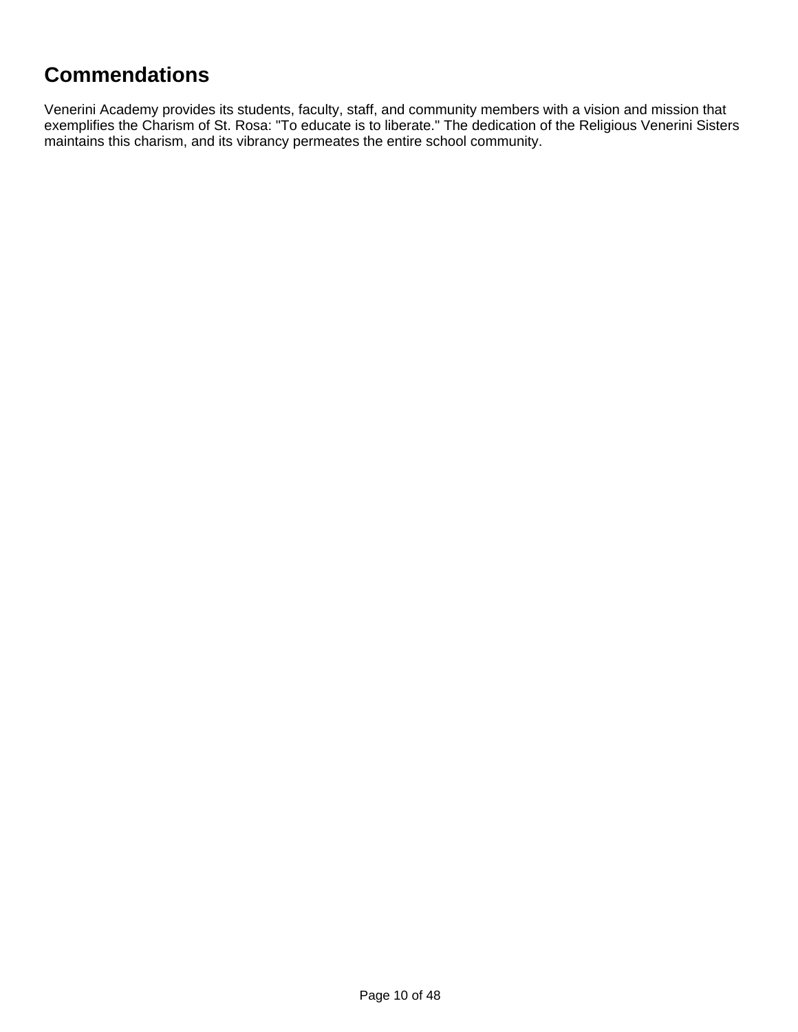# Commendations

Venerini Academy provides its students, faculty, staff, and community members with a vision and mission that exemplifies the Charism of St. Rosa: "To educate is to liberate." The dedication of the Religious Venerini Sisters maintains this charism, and its vibrancy permeates the entire school community.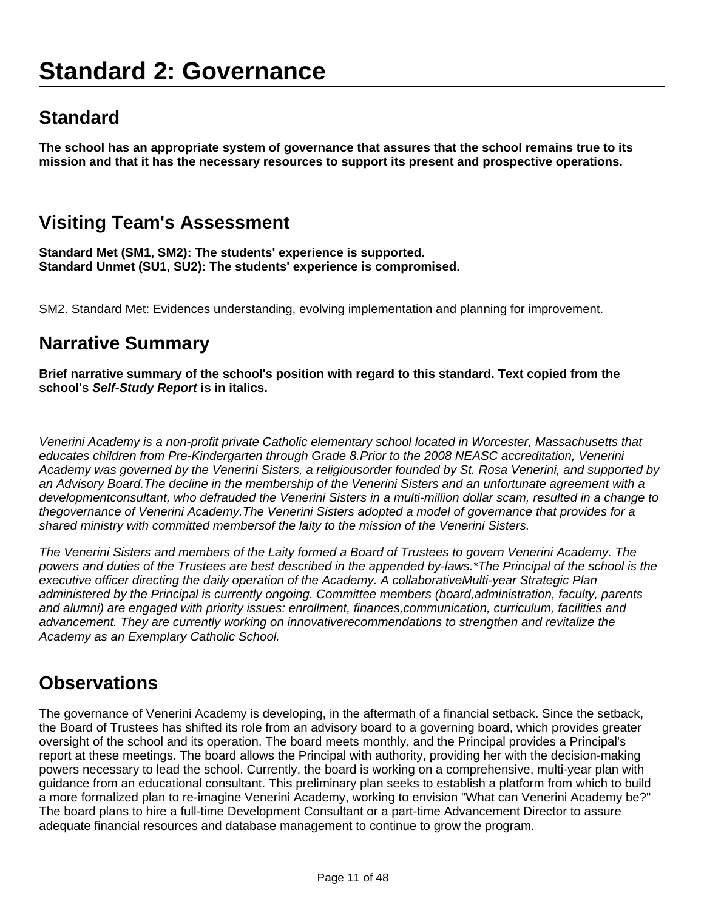# Standard 2: Governance

## Standard

**The school has an appropriate system of governance that assures that the school remains true to its mission and that it has the necessary resources to support its present and prospective operations.**

## Visiting Team's Assessment

**Standard Met (SM1, SM2): The students' experience is supported.**
**Standard Unmet (SU1, SU2): The students' experience is compromised.**

SM2. Standard Met: Evidences understanding, evolving implementation and planning for improvement.

## Narrative Summary

**Brief narrative summary of the school's position with regard to this standard. Text copied from the school's *Self-Study Report* is in italics.**

*Venerini Academy is a non-profit private Catholic elementary school located in Worcester, Massachusetts that educates children from Pre-Kindergarten through Grade 8.Prior to the 2008 NEASC accreditation, Venerini Academy was governed by the Venerini Sisters, a religiousorder founded by St. Rosa Venerini, and supported by an Advisory Board.The decline in the membership of the Venerini Sisters and an unfortunate agreement with a developmentconsultant, who defrauded the Venerini Sisters in a multi-million dollar scam, resulted in a change to thegovernance of Venerini Academy.The Venerini Sisters adopted a model of governance that provides for a shared ministry with committed membersof the laity to the mission of the Venerini Sisters.*

*The Venerini Sisters and members of the Laity formed a Board of Trustees to govern Venerini Academy. The powers and duties of the Trustees are best described in the appended by-laws.*The Principal of the school is the executive officer directing the daily operation of the Academy. A collaborativeMulti-year Strategic Plan administered by the Principal is currently ongoing. Committee members (board,administration, faculty, parents and alumni) are engaged with priority issues: enrollment, finances,communication, curriculum, facilities and advancement. They are currently working on innovativerecommendations to strengthen and revitalize the Academy as an Exemplary Catholic School.*

## Observations

The governance of Venerini Academy is developing, in the aftermath of a financial setback. Since the setback, the Board of Trustees has shifted its role from an advisory board to a governing board, which provides greater oversight of the school and its operation. The board meets monthly, and the Principal provides a Principal's report at these meetings. The board allows the Principal with authority, providing her with the decision-making powers necessary to lead the school. Currently, the board is working on a comprehensive, multi-year plan with guidance from an educational consultant. This preliminary plan seeks to establish a platform from which to build a more formalized plan to re-imagine Venerini Academy, working to envision "What can Venerini Academy be?" The board plans to hire a full-time Development Consultant or a part-time Advancement Director to assure adequate financial resources and database management to continue to grow the program.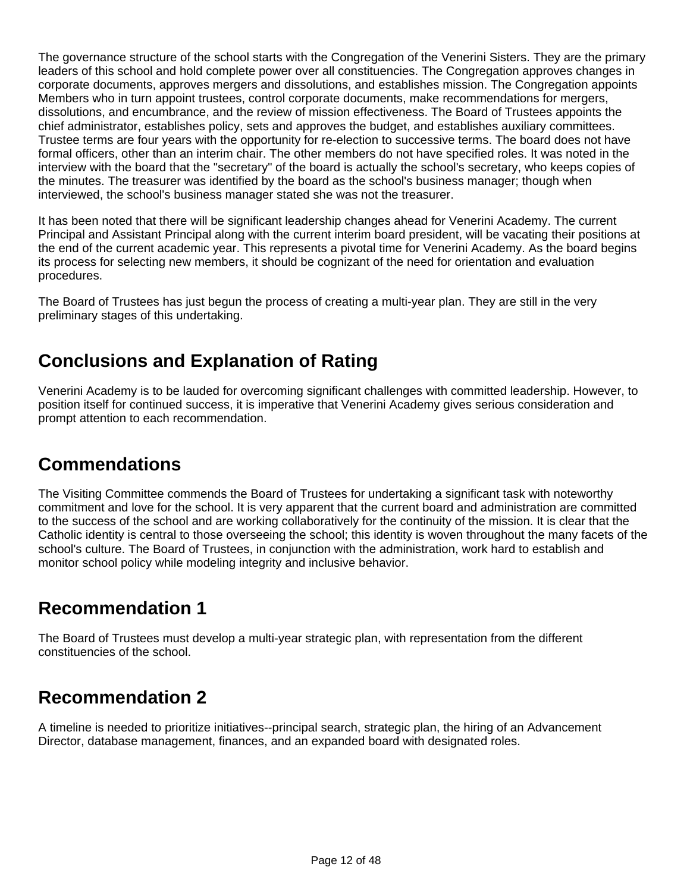The governance structure of the school starts with the Congregation of the Venerini Sisters. They are the primary leaders of this school and hold complete power over all constituencies. The Congregation approves changes in corporate documents, approves mergers and dissolutions, and establishes mission. The Congregation appoints Members who in turn appoint trustees, control corporate documents, make recommendations for mergers, dissolutions, and encumbrance, and the review of mission effectiveness. The Board of Trustees appoints the chief administrator, establishes policy, sets and approves the budget, and establishes auxiliary committees. Trustee terms are four years with the opportunity for re-election to successive terms. The board does not have formal officers, other than an interim chair. The other members do not have specified roles. It was noted in the interview with the board that the "secretary" of the board is actually the school's secretary, who keeps copies of the minutes. The treasurer was identified by the board as the school's business manager; though when interviewed, the school's business manager stated she was not the treasurer.

It has been noted that there will be significant leadership changes ahead for Venerini Academy. The current Principal and Assistant Principal along with the current interim board president, will be vacating their positions at the end of the current academic year. This represents a pivotal time for Venerini Academy. As the board begins its process for selecting new members, it should be cognizant of the need for orientation and evaluation procedures.

The Board of Trustees has just begun the process of creating a multi-year plan. They are still in the very preliminary stages of this undertaking.

## Conclusions and Explanation of Rating

Venerini Academy is to be lauded for overcoming significant challenges with committed leadership. However, to position itself for continued success, it is imperative that Venerini Academy gives serious consideration and prompt attention to each recommendation.

## Commendations

The Visiting Committee commends the Board of Trustees for undertaking a significant task with noteworthy commitment and love for the school. It is very apparent that the current board and administration are committed to the success of the school and are working collaboratively for the continuity of the mission. It is clear that the Catholic identity is central to those overseeing the school; this identity is woven throughout the many facets of the school's culture. The Board of Trustees, in conjunction with the administration, work hard to establish and monitor school policy while modeling integrity and inclusive behavior.

## Recommendation 1

The Board of Trustees must develop a multi-year strategic plan, with representation from the different constituencies of the school.

## Recommendation 2

A timeline is needed to prioritize initiatives--principal search, strategic plan, the hiring of an Advancement Director, database management, finances, and an expanded board with designated roles.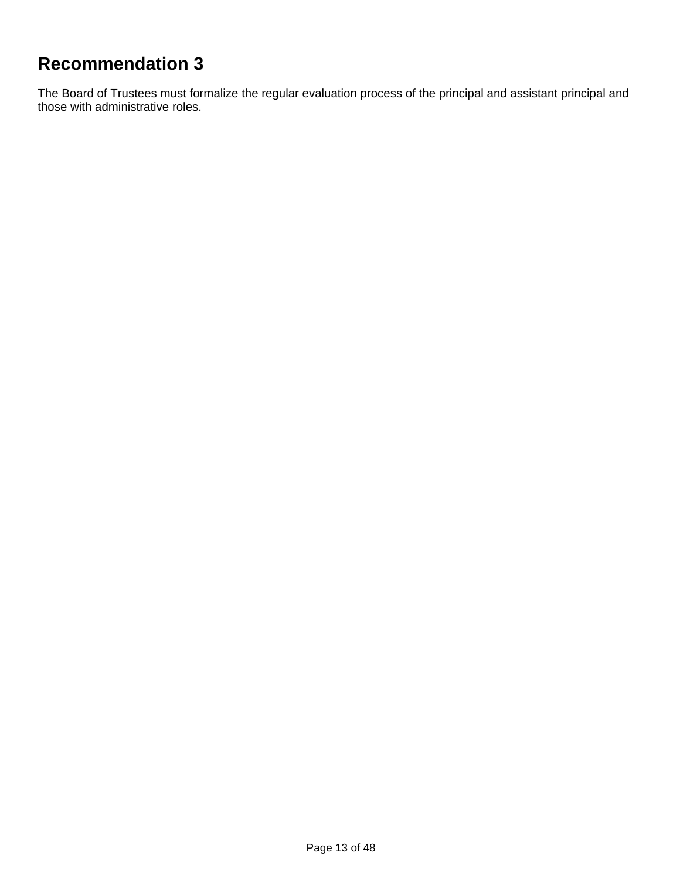## Recommendation 3

The Board of Trustees must formalize the regular evaluation process of the principal and assistant principal and those with administrative roles.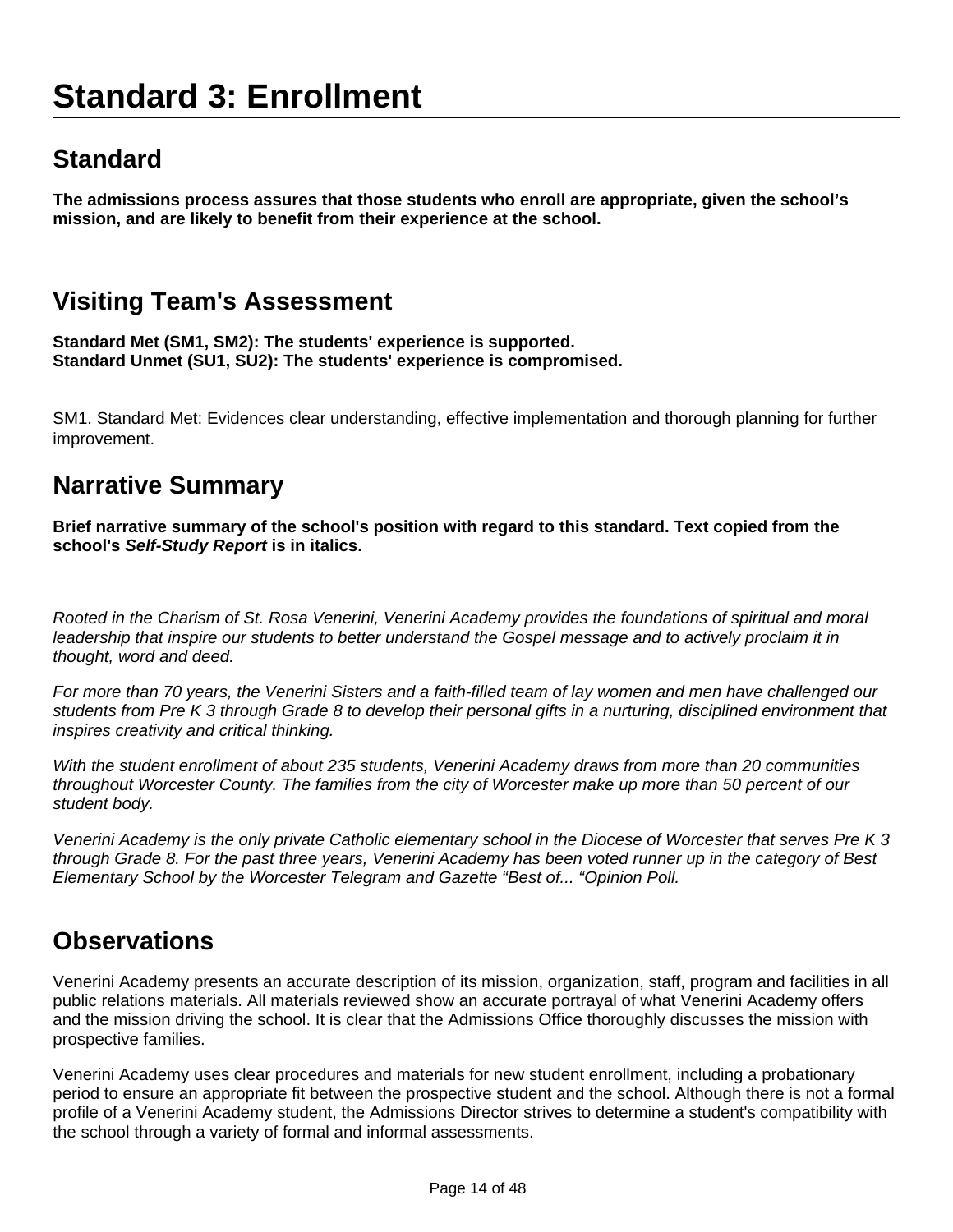# Standard 3: Enrollment

## Standard

**The admissions process assures that those students who enroll are appropriate, given the school's mission, and are likely to benefit from their experience at the school.**

## Visiting Team's Assessment

**Standard Met (SM1, SM2): The students' experience is supported.**
**Standard Unmet (SU1, SU2): The students' experience is compromised.**

SM1. Standard Met: Evidences clear understanding, effective implementation and thorough planning for further improvement.

## Narrative Summary

**Brief narrative summary of the school's position with regard to this standard. Text copied from the school's *Self-Study Report* is in italics.**

*Rooted in the Charism of St. Rosa Venerini, Venerini Academy provides the foundations of spiritual and moral leadership that inspire our students to better understand the Gospel message and to actively proclaim it in thought, word and deed.*

*For more than 70 years, the Venerini Sisters and a faith-filled team of lay women and men have challenged our students from Pre K 3 through Grade 8 to develop their personal gifts in a nurturing, disciplined environment that inspires creativity and critical thinking.*

*With the student enrollment of about 235 students, Venerini Academy draws from more than 20 communities throughout Worcester County. The families from the city of Worcester make up more than 50 percent of our student body.*

*Venerini Academy is the only private Catholic elementary school in the Diocese of Worcester that serves Pre K 3 through Grade 8. For the past three years, Venerini Academy has been voted runner up in the category of Best Elementary School by the Worcester Telegram and Gazette "Best of... "Opinion Poll.*

## Observations

Venerini Academy presents an accurate description of its mission, organization, staff, program and facilities in all public relations materials. All materials reviewed show an accurate portrayal of what Venerini Academy offers and the mission driving the school. It is clear that the Admissions Office thoroughly discusses the mission with prospective families.

Venerini Academy uses clear procedures and materials for new student enrollment, including a probationary period to ensure an appropriate fit between the prospective student and the school. Although there is not a formal profile of a Venerini Academy student, the Admissions Director strives to determine a student's compatibility with the school through a variety of formal and informal assessments.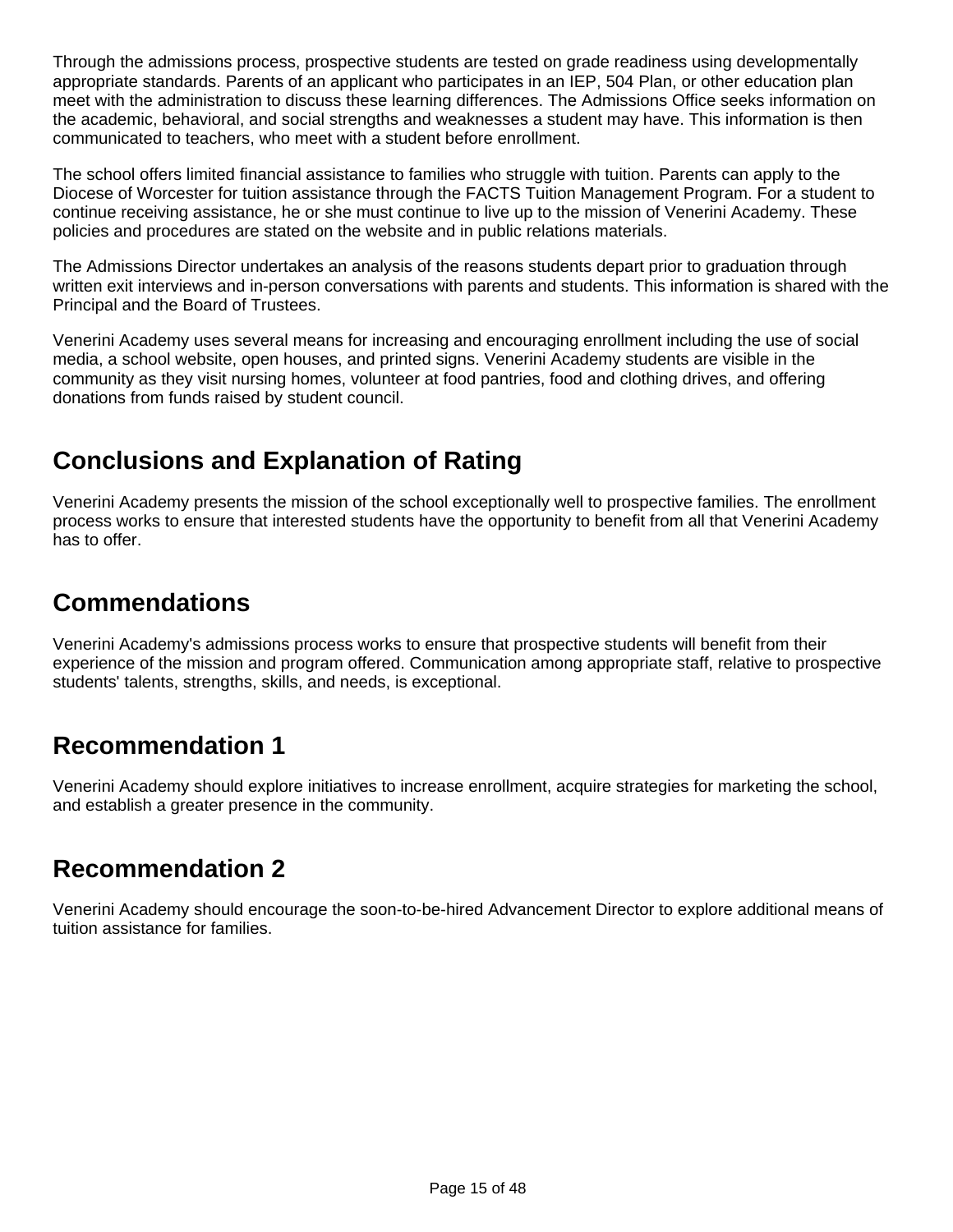Through the admissions process, prospective students are tested on grade readiness using developmentally appropriate standards. Parents of an applicant who participates in an IEP, 504 Plan, or other education plan meet with the administration to discuss these learning differences. The Admissions Office seeks information on the academic, behavioral, and social strengths and weaknesses a student may have. This information is then communicated to teachers, who meet with a student before enrollment.

The school offers limited financial assistance to families who struggle with tuition. Parents can apply to the Diocese of Worcester for tuition assistance through the FACTS Tuition Management Program. For a student to continue receiving assistance, he or she must continue to live up to the mission of Venerini Academy. These policies and procedures are stated on the website and in public relations materials.

The Admissions Director undertakes an analysis of the reasons students depart prior to graduation through written exit interviews and in-person conversations with parents and students. This information is shared with the Principal and the Board of Trustees.

Venerini Academy uses several means for increasing and encouraging enrollment including the use of social media, a school website, open houses, and printed signs. Venerini Academy students are visible in the community as they visit nursing homes, volunteer at food pantries, food and clothing drives, and offering donations from funds raised by student council.

## Conclusions and Explanation of Rating

Venerini Academy presents the mission of the school exceptionally well to prospective families. The enrollment process works to ensure that interested students have the opportunity to benefit from all that Venerini Academy has to offer.

## Commendations

Venerini Academy's admissions process works to ensure that prospective students will benefit from their experience of the mission and program offered. Communication among appropriate staff, relative to prospective students' talents, strengths, skills, and needs, is exceptional.

## Recommendation 1

Venerini Academy should explore initiatives to increase enrollment, acquire strategies for marketing the school, and establish a greater presence in the community.

## Recommendation 2

Venerini Academy should encourage the soon-to-be-hired Advancement Director to explore additional means of tuition assistance for families.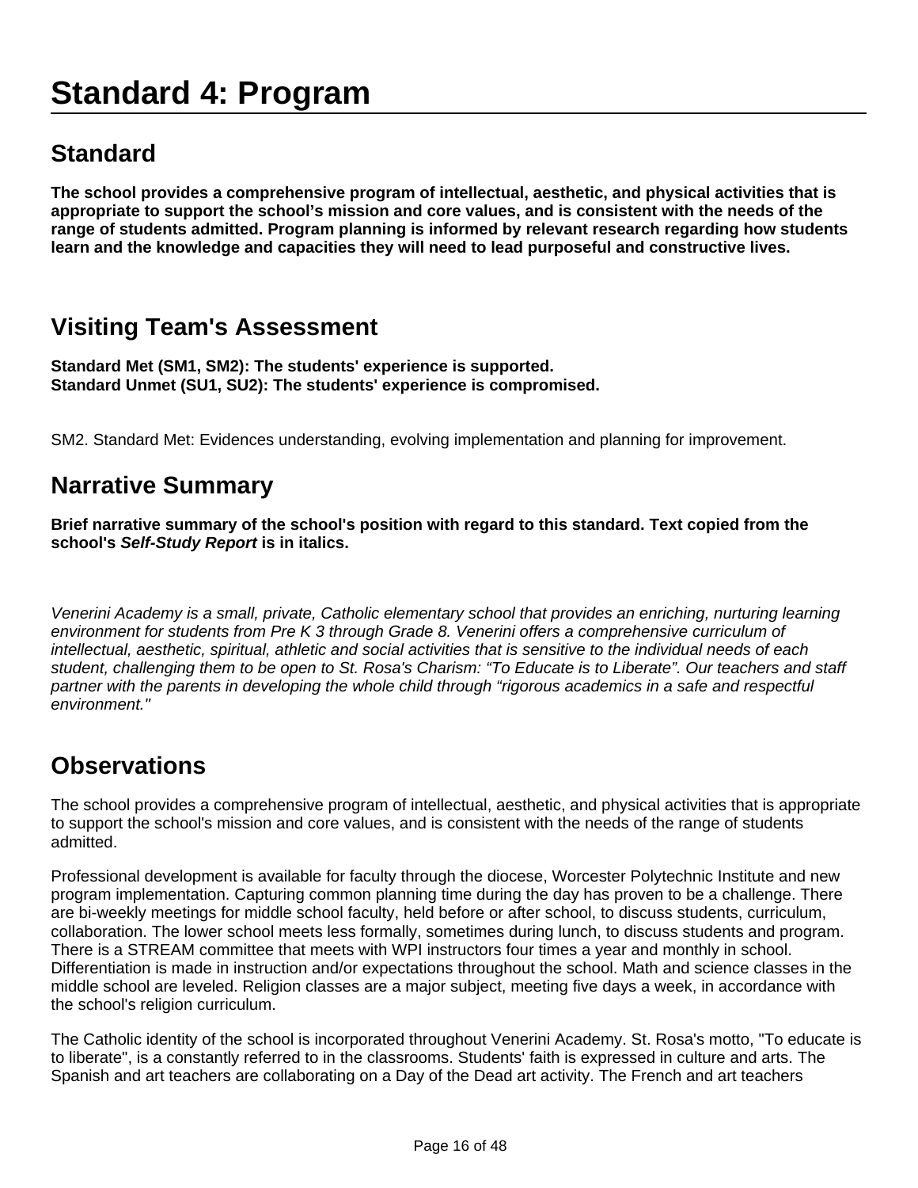# Standard 4: Program

## Standard

**The school provides a comprehensive program of intellectual, aesthetic, and physical activities that is appropriate to support the school's mission and core values, and is consistent with the needs of the range of students admitted. Program planning is informed by relevant research regarding how students learn and the knowledge and capacities they will need to lead purposeful and constructive lives.**

## Visiting Team's Assessment

**Standard Met (SM1, SM2): The students' experience is supported.**
**Standard Unmet (SU1, SU2): The students' experience is compromised.**

SM2. Standard Met: Evidences understanding, evolving implementation and planning for improvement.

## Narrative Summary

**Brief narrative summary of the school's position with regard to this standard. Text copied from the school's *Self-Study Report* is in italics.**

*Venerini Academy is a small, private, Catholic elementary school that provides an enriching, nurturing learning environment for students from Pre K 3 through Grade 8. Venerini offers a comprehensive curriculum of intellectual, aesthetic, spiritual, athletic and social activities that is sensitive to the individual needs of each student, challenging them to be open to St. Rosa's Charism: "To Educate is to Liberate". Our teachers and staff partner with the parents in developing the whole child through "rigorous academics in a safe and respectful environment."*

## Observations

The school provides a comprehensive program of intellectual, aesthetic, and physical activities that is appropriate to support the school's mission and core values, and is consistent with the needs of the range of students admitted.

Professional development is available for faculty through the diocese, Worcester Polytechnic Institute and new program implementation. Capturing common planning time during the day has proven to be a challenge. There are bi-weekly meetings for middle school faculty, held before or after school, to discuss students, curriculum, collaboration. The lower school meets less formally, sometimes during lunch, to discuss students and program. There is a STREAM committee that meets with WPI instructors four times a year and monthly in school. Differentiation is made in instruction and/or expectations throughout the school. Math and science classes in the middle school are leveled. Religion classes are a major subject, meeting five days a week, in accordance with the school's religion curriculum.

The Catholic identity of the school is incorporated throughout Venerini Academy. St. Rosa's motto, "To educate is to liberate", is a constantly referred to in the classrooms. Students' faith is expressed in culture and arts. The Spanish and art teachers are collaborating on a Day of the Dead art activity. The French and art teachers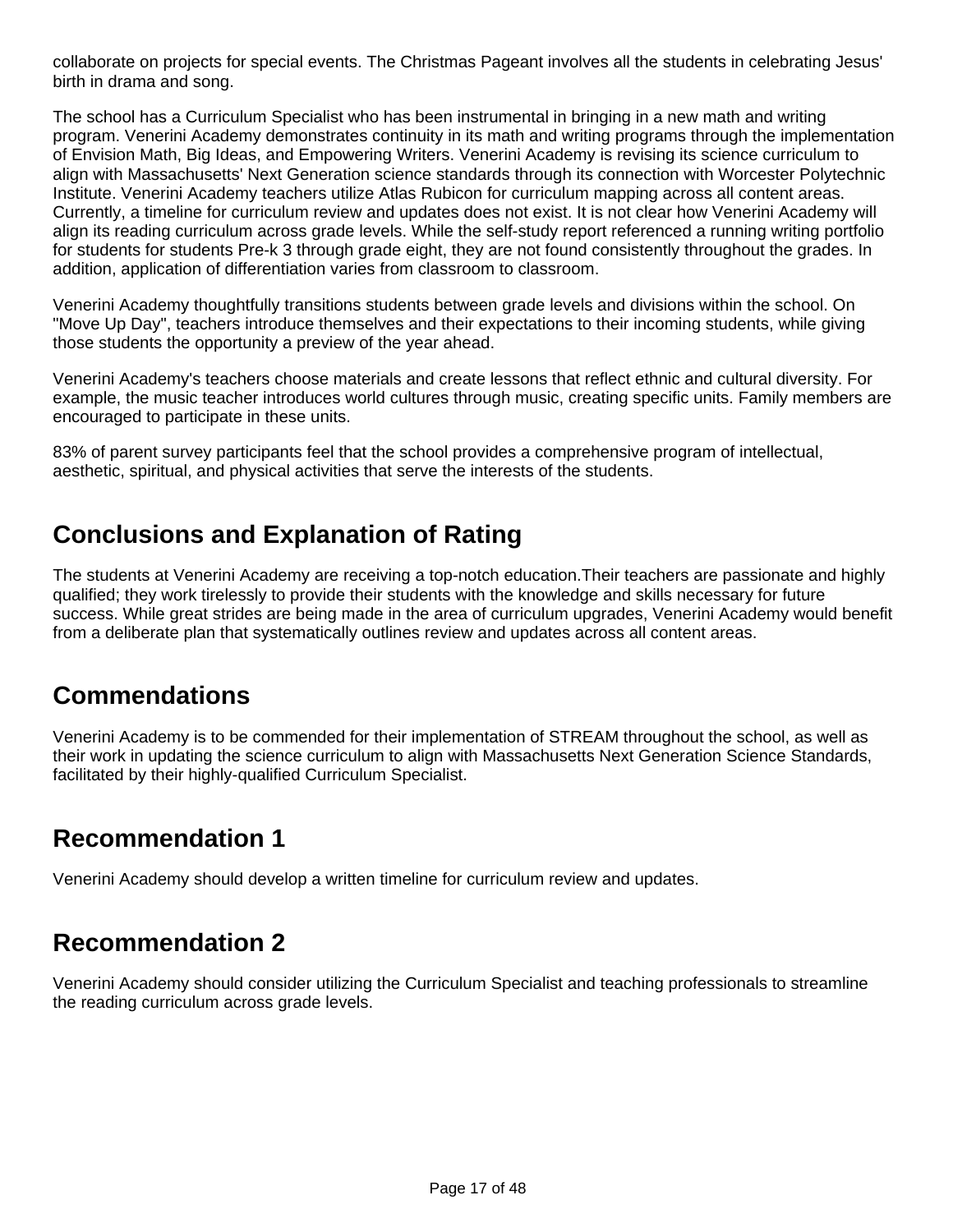collaborate on projects for special events. The Christmas Pageant involves all the students in celebrating Jesus' birth in drama and song.

The school has a Curriculum Specialist who has been instrumental in bringing in a new math and writing program. Venerini Academy demonstrates continuity in its math and writing programs through the implementation of Envision Math, Big Ideas, and Empowering Writers. Venerini Academy is revising its science curriculum to align with Massachusetts' Next Generation science standards through its connection with Worcester Polytechnic Institute. Venerini Academy teachers utilize Atlas Rubicon for curriculum mapping across all content areas. Currently, a timeline for curriculum review and updates does not exist. It is not clear how Venerini Academy will align its reading curriculum across grade levels. While the self-study report referenced a running writing portfolio for students for students Pre-k 3 through grade eight, they are not found consistently throughout the grades. In addition, application of differentiation varies from classroom to classroom.

Venerini Academy thoughtfully transitions students between grade levels and divisions within the school. On "Move Up Day", teachers introduce themselves and their expectations to their incoming students, while giving those students the opportunity a preview of the year ahead.

Venerini Academy's teachers choose materials and create lessons that reflect ethnic and cultural diversity. For example, the music teacher introduces world cultures through music, creating specific units. Family members are encouraged to participate in these units.

83% of parent survey participants feel that the school provides a comprehensive program of intellectual, aesthetic, spiritual, and physical activities that serve the interests of the students.

## Conclusions and Explanation of Rating

The students at Venerini Academy are receiving a top-notch education.Their teachers are passionate and highly qualified; they work tirelessly to provide their students with the knowledge and skills necessary for future success. While great strides are being made in the area of curriculum upgrades, Venerini Academy would benefit from a deliberate plan that systematically outlines review and updates across all content areas.

## Commendations

Venerini Academy is to be commended for their implementation of STREAM throughout the school, as well as their work in updating the science curriculum to align with Massachusetts Next Generation Science Standards, facilitated by their highly-qualified Curriculum Specialist.

## Recommendation 1

Venerini Academy should develop a written timeline for curriculum review and updates.

## Recommendation 2

Venerini Academy should consider utilizing the Curriculum Specialist and teaching professionals to streamline the reading curriculum across grade levels.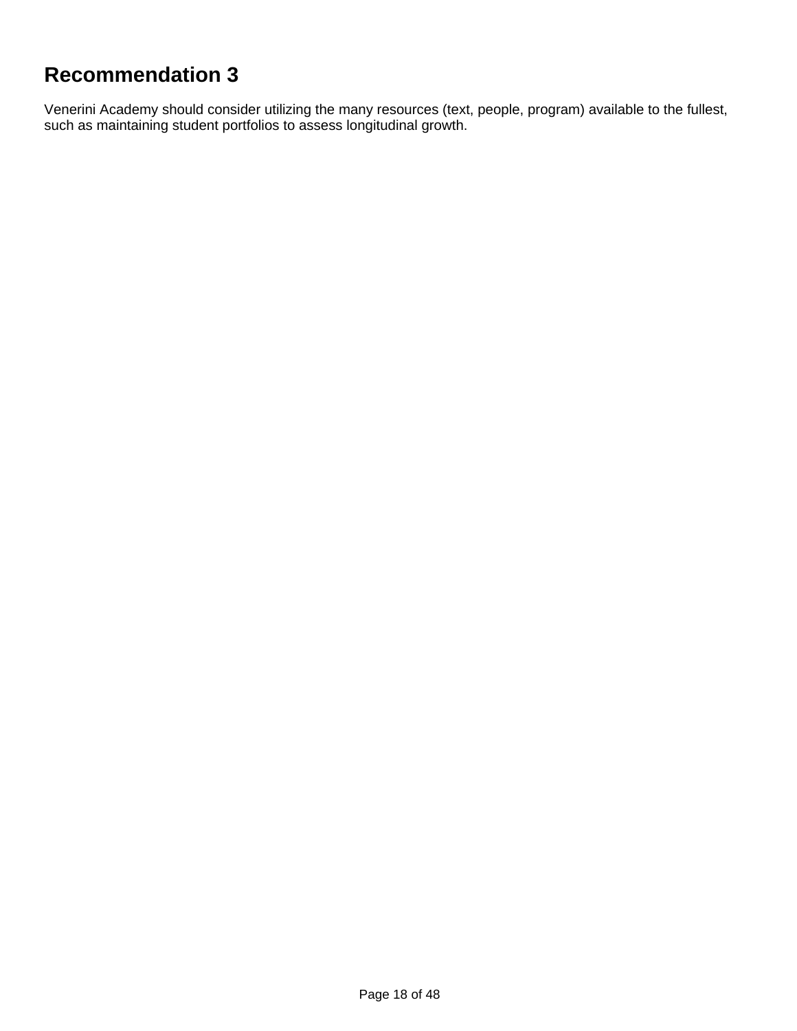## Recommendation 3

Venerini Academy should consider utilizing the many resources (text, people, program) available to the fullest, such as maintaining student portfolios to assess longitudinal growth.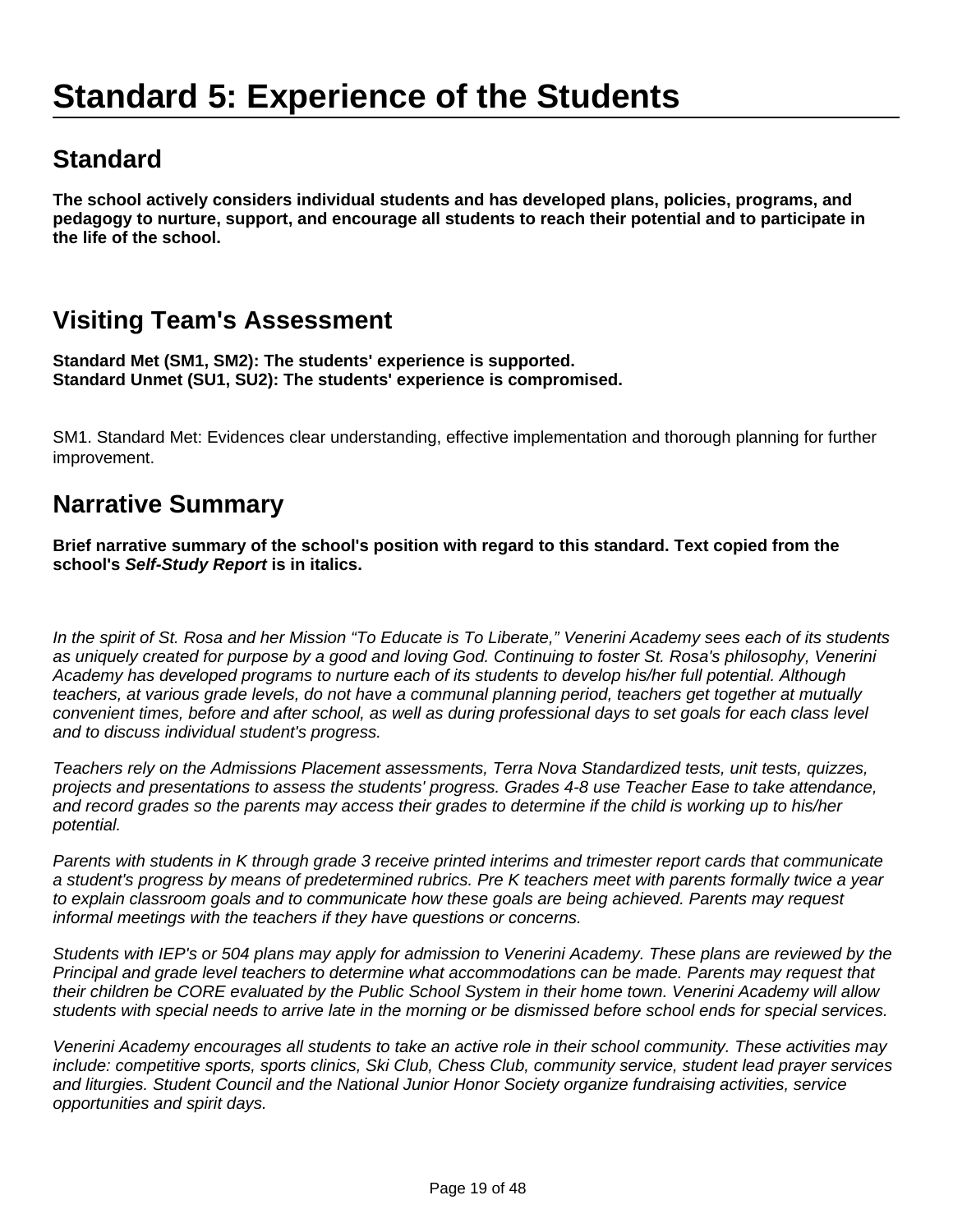# Standard 5: Experience of the Students

## Standard

**The school actively considers individual students and has developed plans, policies, programs, and pedagogy to nurture, support, and encourage all students to reach their potential and to participate in the life of the school.**

## Visiting Team's Assessment

**Standard Met (SM1, SM2): The students' experience is supported.**
**Standard Unmet (SU1, SU2): The students' experience is compromised.**

SM1. Standard Met: Evidences clear understanding, effective implementation and thorough planning for further improvement.

## Narrative Summary

**Brief narrative summary of the school's position with regard to this standard. Text copied from the school's *Self-Study Report* is in italics.**

*In the spirit of St. Rosa and her Mission "To Educate is To Liberate," Venerini Academy sees each of its students as uniquely created for purpose by a good and loving God. Continuing to foster St. Rosa's philosophy, Venerini Academy has developed programs to nurture each of its students to develop his/her full potential. Although teachers, at various grade levels, do not have a communal planning period, teachers get together at mutually convenient times, before and after school, as well as during professional days to set goals for each class level and to discuss individual student's progress.*

*Teachers rely on the Admissions Placement assessments, Terra Nova Standardized tests, unit tests, quizzes, projects and presentations to assess the students' progress. Grades 4-8 use Teacher Ease to take attendance, and record grades so the parents may access their grades to determine if the child is working up to his/her potential.*

*Parents with students in K through grade 3 receive printed interims and trimester report cards that communicate a student's progress by means of predetermined rubrics. Pre K teachers meet with parents formally twice a year to explain classroom goals and to communicate how these goals are being achieved. Parents may request informal meetings with the teachers if they have questions or concerns.*

*Students with IEP's or 504 plans may apply for admission to Venerini Academy. These plans are reviewed by the Principal and grade level teachers to determine what accommodations can be made. Parents may request that their children be CORE evaluated by the Public School System in their home town. Venerini Academy will allow students with special needs to arrive late in the morning or be dismissed before school ends for special services.*

*Venerini Academy encourages all students to take an active role in their school community. These activities may include: competitive sports, sports clinics, Ski Club, Chess Club, community service, student lead prayer services and liturgies. Student Council and the National Junior Honor Society organize fundraising activities, service opportunities and spirit days.*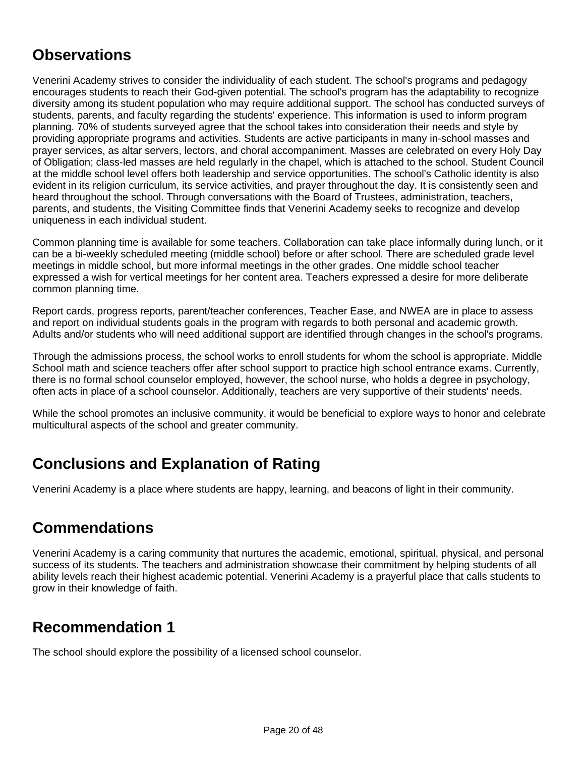## Observations

Venerini Academy strives to consider the individuality of each student. The school's programs and pedagogy encourages students to reach their God-given potential. The school's program has the adaptability to recognize diversity among its student population who may require additional support. The school has conducted surveys of students, parents, and faculty regarding the students' experience. This information is used to inform program planning. 70% of students surveyed agree that the school takes into consideration their needs and style by providing appropriate programs and activities. Students are active participants in many in-school masses and prayer services, as altar servers, lectors, and choral accompaniment. Masses are celebrated on every Holy Day of Obligation; class-led masses are held regularly in the chapel, which is attached to the school. Student Council at the middle school level offers both leadership and service opportunities. The school's Catholic identity is also evident in its religion curriculum, its service activities, and prayer throughout the day. It is consistently seen and heard throughout the school. Through conversations with the Board of Trustees, administration, teachers, parents, and students, the Visiting Committee finds that Venerini Academy seeks to recognize and develop uniqueness in each individual student.

Common planning time is available for some teachers. Collaboration can take place informally during lunch, or it can be a bi-weekly scheduled meeting (middle school) before or after school. There are scheduled grade level meetings in middle school, but more informal meetings in the other grades. One middle school teacher expressed a wish for vertical meetings for her content area. Teachers expressed a desire for more deliberate common planning time.

Report cards, progress reports, parent/teacher conferences, Teacher Ease, and NWEA are in place to assess and report on individual students goals in the program with regards to both personal and academic growth. Adults and/or students who will need additional support are identified through changes in the school's programs.

Through the admissions process, the school works to enroll students for whom the school is appropriate. Middle School math and science teachers offer after school support to practice high school entrance exams. Currently, there is no formal school counselor employed, however, the school nurse, who holds a degree in psychology, often acts in place of a school counselor. Additionally, teachers are very supportive of their students' needs.

While the school promotes an inclusive community, it would be beneficial to explore ways to honor and celebrate multicultural aspects of the school and greater community.

## Conclusions and Explanation of Rating

Venerini Academy is a place where students are happy, learning, and beacons of light in their community.

## Commendations

Venerini Academy is a caring community that nurtures the academic, emotional, spiritual, physical, and personal success of its students. The teachers and administration showcase their commitment by helping students of all ability levels reach their highest academic potential. Venerini Academy is a prayerful place that calls students to grow in their knowledge of faith.

## Recommendation 1

The school should explore the possibility of a licensed school counselor.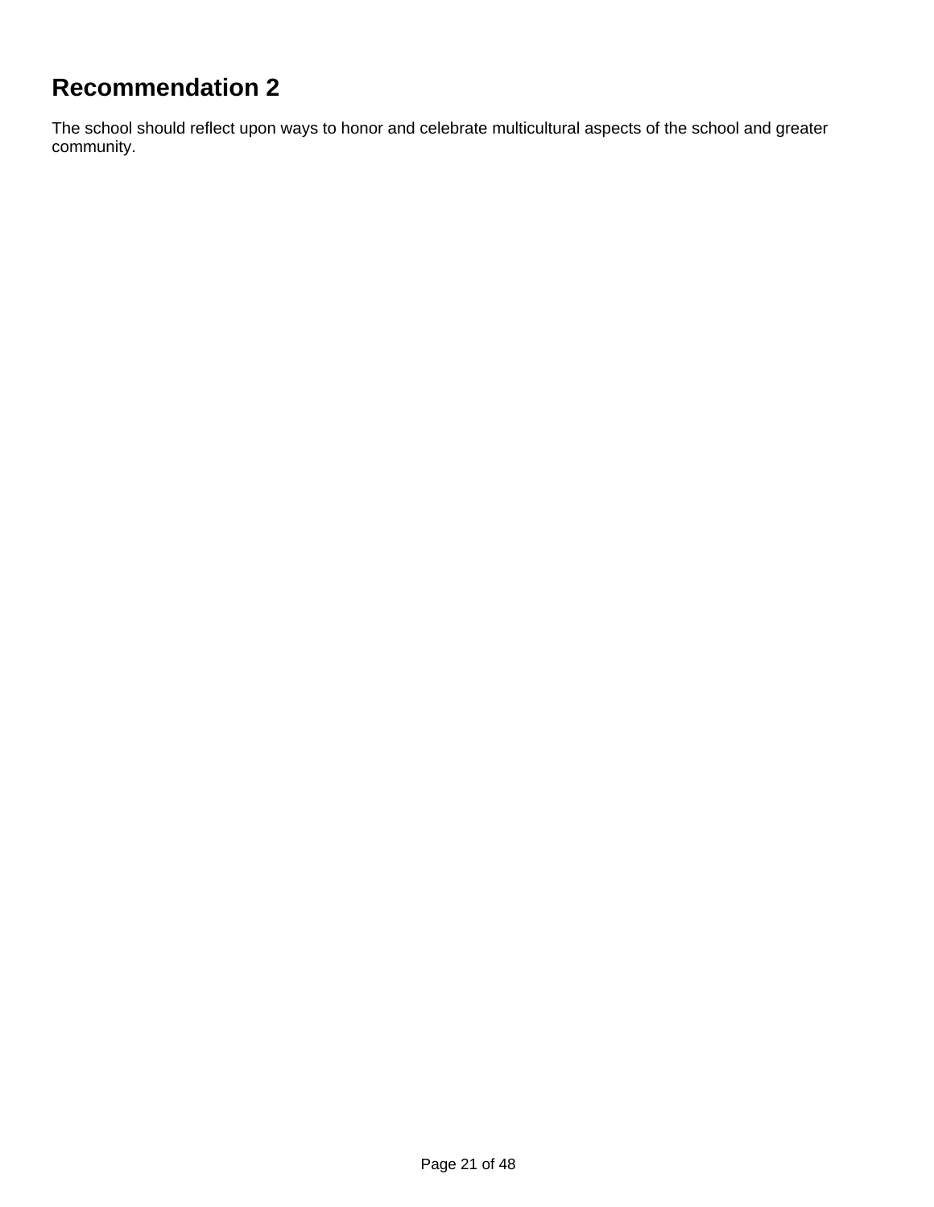## Recommendation 2

The school should reflect upon ways to honor and celebrate multicultural aspects of the school and greater community.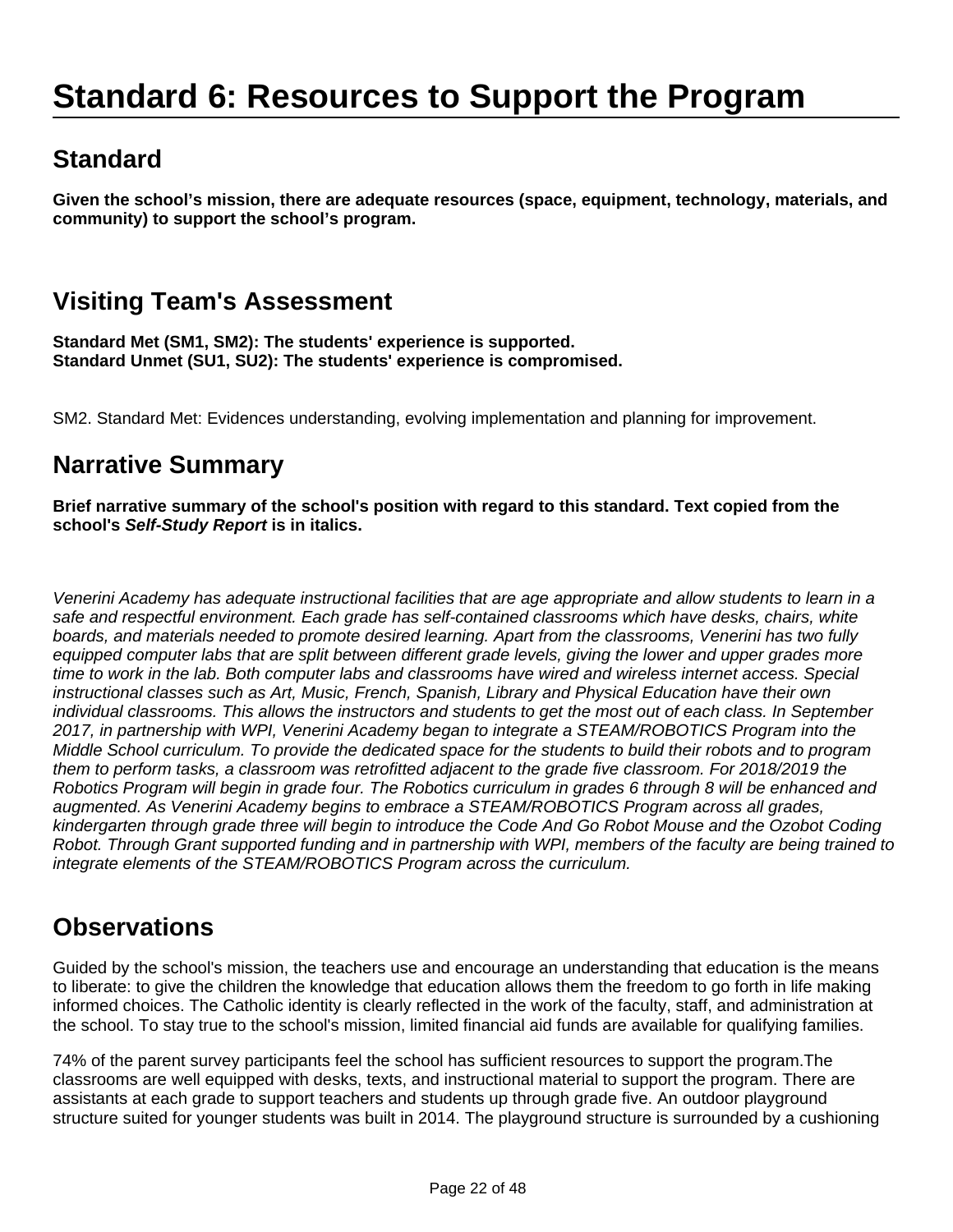# Standard 6: Resources to Support the Program

## Standard

**Given the school's mission, there are adequate resources (space, equipment, technology, materials, and community) to support the school's program.**

## Visiting Team's Assessment

**Standard Met (SM1, SM2): The students' experience is supported.**
**Standard Unmet (SU1, SU2): The students' experience is compromised.**

SM2. Standard Met: Evidences understanding, evolving implementation and planning for improvement.

## Narrative Summary

**Brief narrative summary of the school's position with regard to this standard. Text copied from the school's *Self-Study Report* is in italics.**

*Venerini Academy has adequate instructional facilities that are age appropriate and allow students to learn in a safe and respectful environment. Each grade has self-contained classrooms which have desks, chairs, white boards, and materials needed to promote desired learning. Apart from the classrooms, Venerini has two fully equipped computer labs that are split between different grade levels, giving the lower and upper grades more time to work in the lab. Both computer labs and classrooms have wired and wireless internet access. Special instructional classes such as Art, Music, French, Spanish, Library and Physical Education have their own individual classrooms. This allows the instructors and students to get the most out of each class. In September 2017, in partnership with WPI, Venerini Academy began to integrate a STEAM/ROBOTICS Program into the Middle School curriculum. To provide the dedicated space for the students to build their robots and to program them to perform tasks, a classroom was retrofitted adjacent to the grade five classroom. For 2018/2019 the Robotics Program will begin in grade four. The Robotics curriculum in grades 6 through 8 will be enhanced and augmented. As Venerini Academy begins to embrace a STEAM/ROBOTICS Program across all grades, kindergarten through grade three will begin to introduce the Code And Go Robot Mouse and the Ozobot Coding Robot. Through Grant supported funding and in partnership with WPI, members of the faculty are being trained to integrate elements of the STEAM/ROBOTICS Program across the curriculum.*

## Observations

Guided by the school's mission, the teachers use and encourage an understanding that education is the means to liberate: to give the children the knowledge that education allows them the freedom to go forth in life making informed choices. The Catholic identity is clearly reflected in the work of the faculty, staff, and administration at the school. To stay true to the school's mission, limited financial aid funds are available for qualifying families.

74% of the parent survey participants feel the school has sufficient resources to support the program.The classrooms are well equipped with desks, texts, and instructional material to support the program. There are assistants at each grade to support teachers and students up through grade five. An outdoor playground structure suited for younger students was built in 2014. The playground structure is surrounded by a cushioning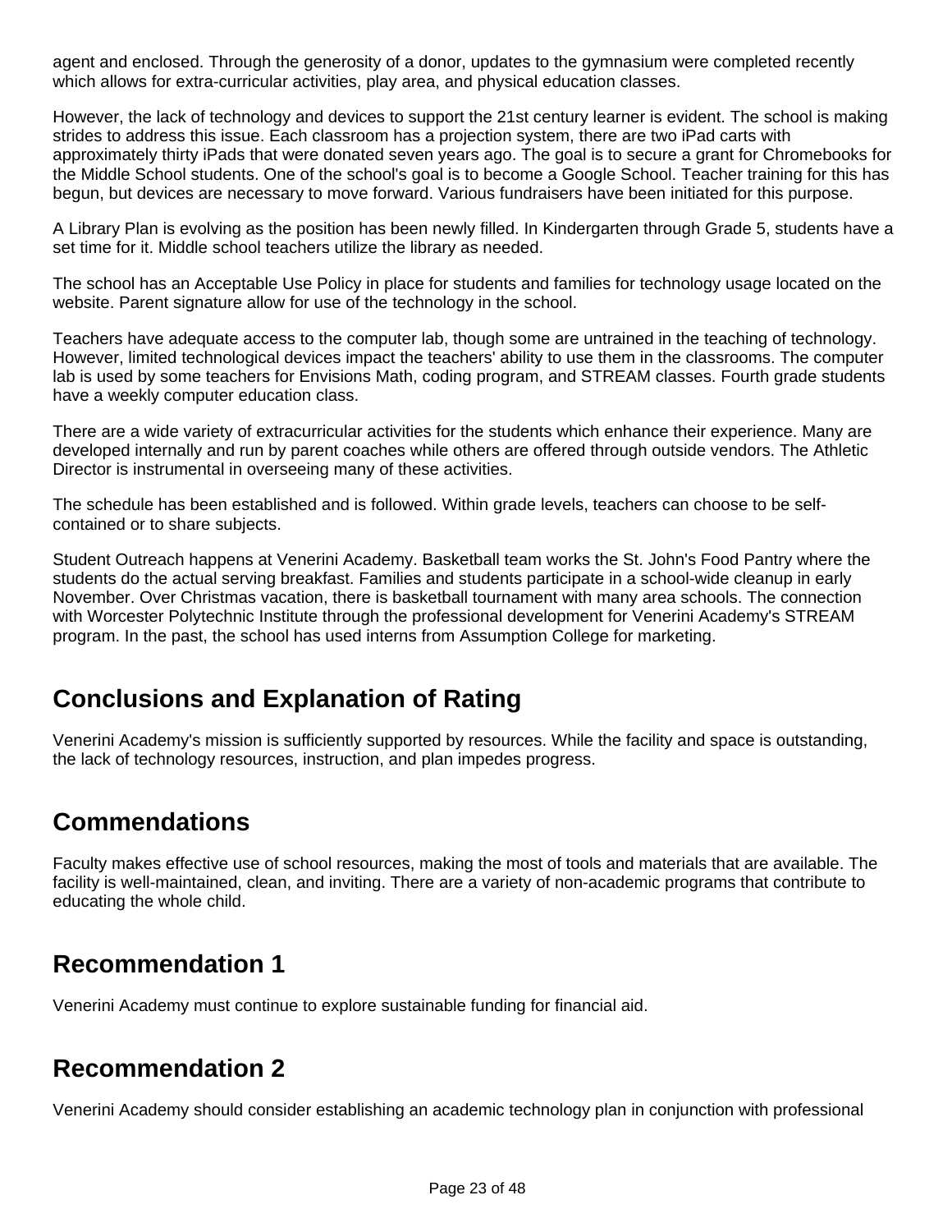agent and enclosed. Through the generosity of a donor, updates to the gymnasium were completed recently which allows for extra-curricular activities, play area, and physical education classes.

However, the lack of technology and devices to support the 21st century learner is evident. The school is making strides to address this issue. Each classroom has a projection system, there are two iPad carts with approximately thirty iPads that were donated seven years ago. The goal is to secure a grant for Chromebooks for the Middle School students. One of the school's goal is to become a Google School. Teacher training for this has begun, but devices are necessary to move forward. Various fundraisers have been initiated for this purpose.

A Library Plan is evolving as the position has been newly filled. In Kindergarten through Grade 5, students have a set time for it. Middle school teachers utilize the library as needed.

The school has an Acceptable Use Policy in place for students and families for technology usage located on the website. Parent signature allow for use of the technology in the school.

Teachers have adequate access to the computer lab, though some are untrained in the teaching of technology. However, limited technological devices impact the teachers' ability to use them in the classrooms. The computer lab is used by some teachers for Envisions Math, coding program, and STREAM classes. Fourth grade students have a weekly computer education class.

There are a wide variety of extracurricular activities for the students which enhance their experience. Many are developed internally and run by parent coaches while others are offered through outside vendors. The Athletic Director is instrumental in overseeing many of these activities.

The schedule has been established and is followed. Within grade levels, teachers can choose to be self-contained or to share subjects.

Student Outreach happens at Venerini Academy. Basketball team works the St. John's Food Pantry where the students do the actual serving breakfast. Families and students participate in a school-wide cleanup in early November. Over Christmas vacation, there is basketball tournament with many area schools. The connection with Worcester Polytechnic Institute through the professional development for Venerini Academy's STREAM program. In the past, the school has used interns from Assumption College for marketing.

## Conclusions and Explanation of Rating

Venerini Academy's mission is sufficiently supported by resources. While the facility and space is outstanding, the lack of technology resources, instruction, and plan impedes progress.

## Commendations

Faculty makes effective use of school resources, making the most of tools and materials that are available. The facility is well-maintained, clean, and inviting. There are a variety of non-academic programs that contribute to educating the whole child.

## Recommendation 1

Venerini Academy must continue to explore sustainable funding for financial aid.

## Recommendation 2

Venerini Academy should consider establishing an academic technology plan in conjunction with professional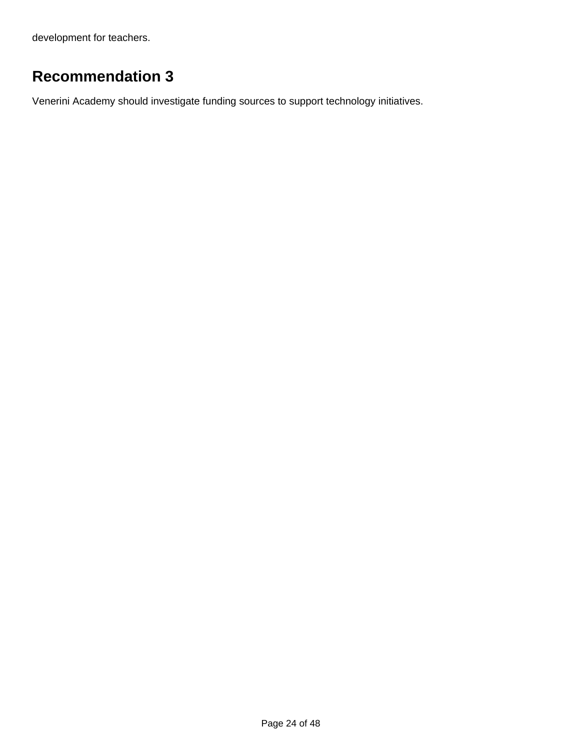development for teachers.

## Recommendation 3

Venerini Academy should investigate funding sources to support technology initiatives.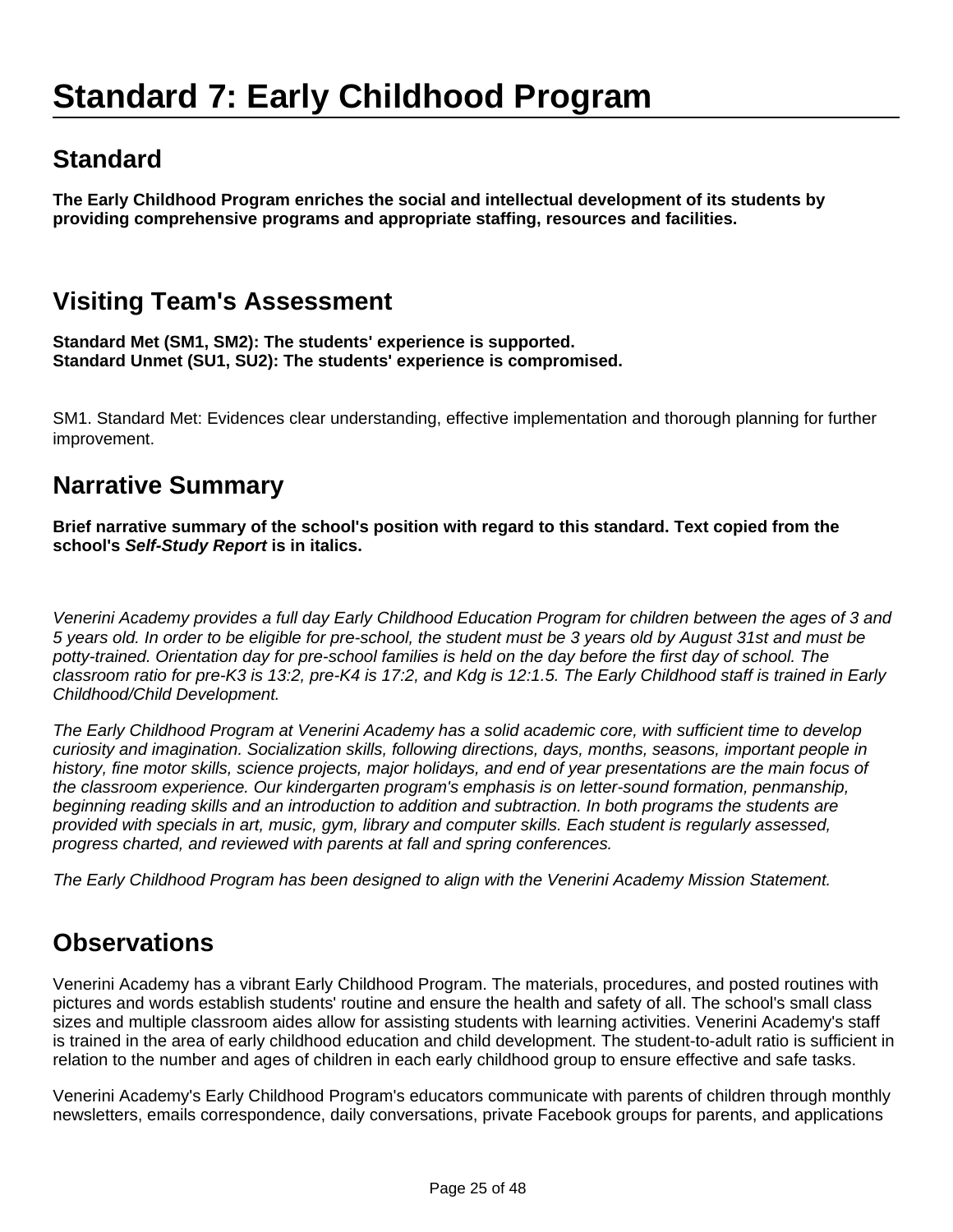# Standard 7: Early Childhood Program

## Standard

**The Early Childhood Program enriches the social and intellectual development of its students by providing comprehensive programs and appropriate staffing, resources and facilities.**

## Visiting Team's Assessment

**Standard Met (SM1, SM2): The students' experience is supported.**
**Standard Unmet (SU1, SU2): The students' experience is compromised.**

SM1. Standard Met: Evidences clear understanding, effective implementation and thorough planning for further improvement.

## Narrative Summary

**Brief narrative summary of the school's position with regard to this standard. Text copied from the school's *Self-Study Report* is in italics.**

*Venerini Academy provides a full day Early Childhood Education Program for children between the ages of 3 and 5 years old. In order to be eligible for pre-school, the student must be 3 years old by August 31st and must be potty-trained. Orientation day for pre-school families is held on the day before the first day of school. The classroom ratio for pre-K3 is 13:2, pre-K4 is 17:2, and Kdg is 12:1.5. The Early Childhood staff is trained in Early Childhood/Child Development.*

*The Early Childhood Program at Venerini Academy has a solid academic core, with sufficient time to develop curiosity and imagination. Socialization skills, following directions, days, months, seasons, important people in history, fine motor skills, science projects, major holidays, and end of year presentations are the main focus of the classroom experience. Our kindergarten program's emphasis is on letter-sound formation, penmanship, beginning reading skills and an introduction to addition and subtraction. In both programs the students are provided with specials in art, music, gym, library and computer skills. Each student is regularly assessed, progress charted, and reviewed with parents at fall and spring conferences.*

*The Early Childhood Program has been designed to align with the Venerini Academy Mission Statement.*

## Observations

Venerini Academy has a vibrant Early Childhood Program. The materials, procedures, and posted routines with pictures and words establish students' routine and ensure the health and safety of all. The school's small class sizes and multiple classroom aides allow for assisting students with learning activities. Venerini Academy's staff is trained in the area of early childhood education and child development. The student-to-adult ratio is sufficient in relation to the number and ages of children in each early childhood group to ensure effective and safe tasks.

Venerini Academy's Early Childhood Program's educators communicate with parents of children through monthly newsletters, emails correspondence, daily conversations, private Facebook groups for parents, and applications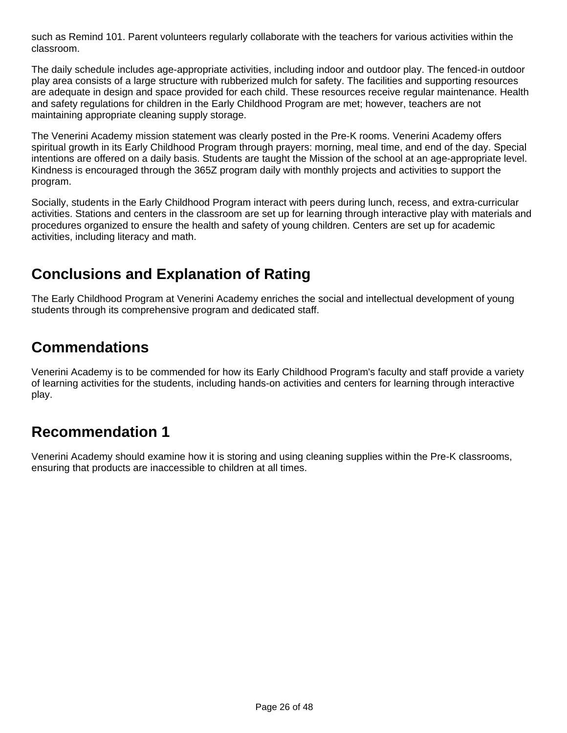such as Remind 101. Parent volunteers regularly collaborate with the teachers for various activities within the classroom.

The daily schedule includes age-appropriate activities, including indoor and outdoor play. The fenced-in outdoor play area consists of a large structure with rubberized mulch for safety. The facilities and supporting resources are adequate in design and space provided for each child. These resources receive regular maintenance. Health and safety regulations for children in the Early Childhood Program are met; however, teachers are not maintaining appropriate cleaning supply storage.

The Venerini Academy mission statement was clearly posted in the Pre-K rooms. Venerini Academy offers spiritual growth in its Early Childhood Program through prayers: morning, meal time, and end of the day. Special intentions are offered on a daily basis. Students are taught the Mission of the school at an age-appropriate level. Kindness is encouraged through the 365Z program daily with monthly projects and activities to support the program.

Socially, students in the Early Childhood Program interact with peers during lunch, recess, and extra-curricular activities. Stations and centers in the classroom are set up for learning through interactive play with materials and procedures organized to ensure the health and safety of young children. Centers are set up for academic activities, including literacy and math.

## Conclusions and Explanation of Rating

The Early Childhood Program at Venerini Academy enriches the social and intellectual development of young students through its comprehensive program and dedicated staff.

## Commendations

Venerini Academy is to be commended for how its Early Childhood Program's faculty and staff provide a variety of learning activities for the students, including hands-on activities and centers for learning through interactive play.

## Recommendation 1

Venerini Academy should examine how it is storing and using cleaning supplies within the Pre-K classrooms, ensuring that products are inaccessible to children at all times.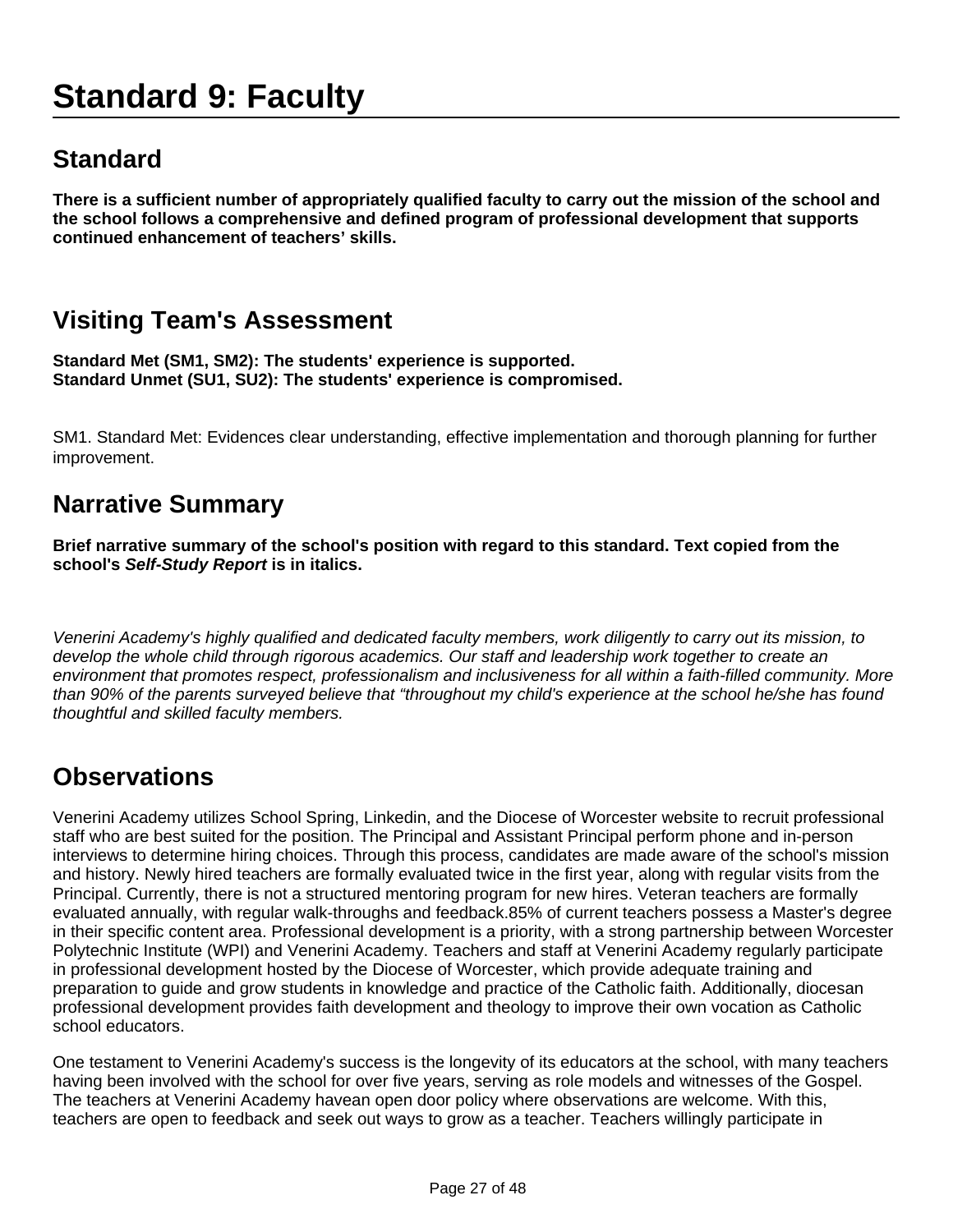# Standard 9: Faculty

## Standard

**There is a sufficient number of appropriately qualified faculty to carry out the mission of the school and the school follows a comprehensive and defined program of professional development that supports continued enhancement of teachers' skills.**

## Visiting Team's Assessment

**Standard Met (SM1, SM2): The students' experience is supported.**
**Standard Unmet (SU1, SU2): The students' experience is compromised.**

SM1. Standard Met: Evidences clear understanding, effective implementation and thorough planning for further improvement.

## Narrative Summary

**Brief narrative summary of the school's position with regard to this standard. Text copied from the school's *Self-Study Report* is in italics.**

*Venerini Academy's highly qualified and dedicated faculty members, work diligently to carry out its mission, to develop the whole child through rigorous academics. Our staff and leadership work together to create an environment that promotes respect, professionalism and inclusiveness for all within a faith-filled community. More than 90% of the parents surveyed believe that "throughout my child's experience at the school he/she has found thoughtful and skilled faculty members.*

## Observations

Venerini Academy utilizes School Spring, Linkedin, and the Diocese of Worcester website to recruit professional staff who are best suited for the position. The Principal and Assistant Principal perform phone and in-person interviews to determine hiring choices. Through this process, candidates are made aware of the school's mission and history. Newly hired teachers are formally evaluated twice in the first year, along with regular visits from the Principal. Currently, there is not a structured mentoring program for new hires. Veteran teachers are formally evaluated annually, with regular walk-throughs and feedback.85% of current teachers possess a Master's degree in their specific content area. Professional development is a priority, with a strong partnership between Worcester Polytechnic Institute (WPI) and Venerini Academy. Teachers and staff at Venerini Academy regularly participate in professional development hosted by the Diocese of Worcester, which provide adequate training and preparation to guide and grow students in knowledge and practice of the Catholic faith. Additionally, diocesan professional development provides faith development and theology to improve their own vocation as Catholic school educators.

One testament to Venerini Academy's success is the longevity of its educators at the school, with many teachers having been involved with the school for over five years, serving as role models and witnesses of the Gospel. The teachers at Venerini Academy havean open door policy where observations are welcome. With this, teachers are open to feedback and seek out ways to grow as a teacher. Teachers willingly participate in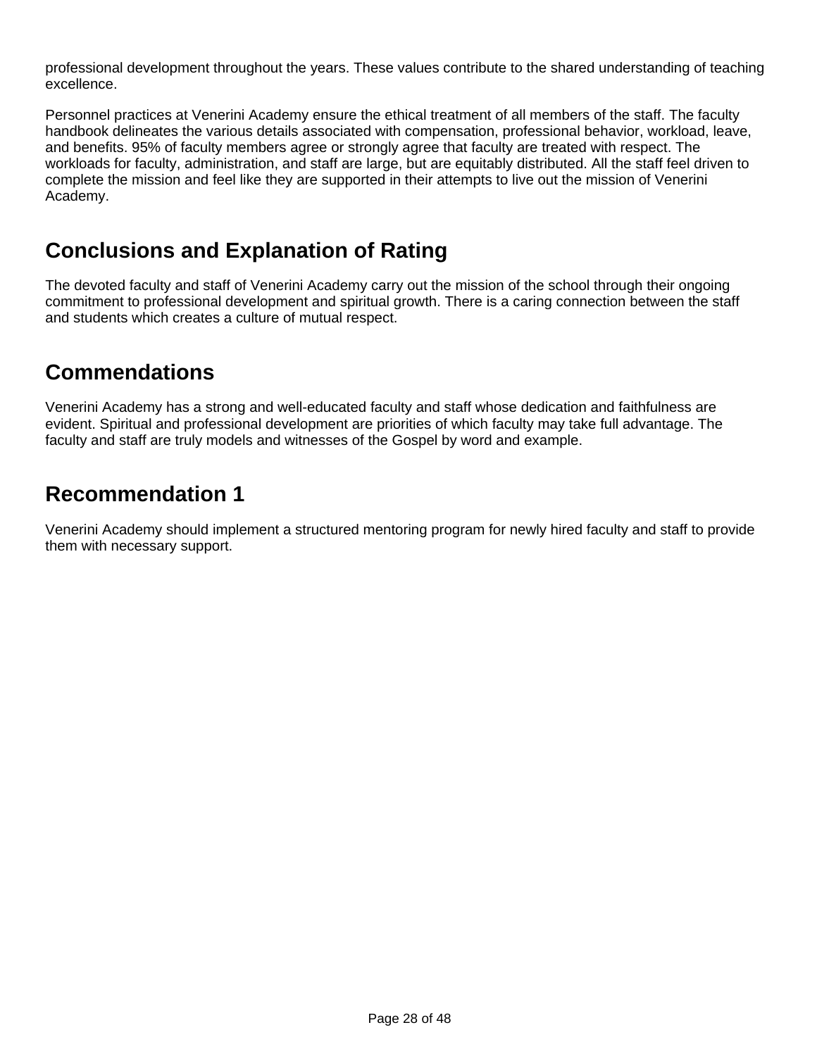professional development throughout the years. These values contribute to the shared understanding of teaching excellence.

Personnel practices at Venerini Academy ensure the ethical treatment of all members of the staff. The faculty handbook delineates the various details associated with compensation, professional behavior, workload, leave, and benefits. 95% of faculty members agree or strongly agree that faculty are treated with respect. The workloads for faculty, administration, and staff are large, but are equitably distributed. All the staff feel driven to complete the mission and feel like they are supported in their attempts to live out the mission of Venerini Academy.

## Conclusions and Explanation of Rating

The devoted faculty and staff of Venerini Academy carry out the mission of the school through their ongoing commitment to professional development and spiritual growth. There is a caring connection between the staff and students which creates a culture of mutual respect.

## Commendations

Venerini Academy has a strong and well-educated faculty and staff whose dedication and faithfulness are evident. Spiritual and professional development are priorities of which faculty may take full advantage. The faculty and staff are truly models and witnesses of the Gospel by word and example.

## Recommendation 1

Venerini Academy should implement a structured mentoring program for newly hired faculty and staff to provide them with necessary support.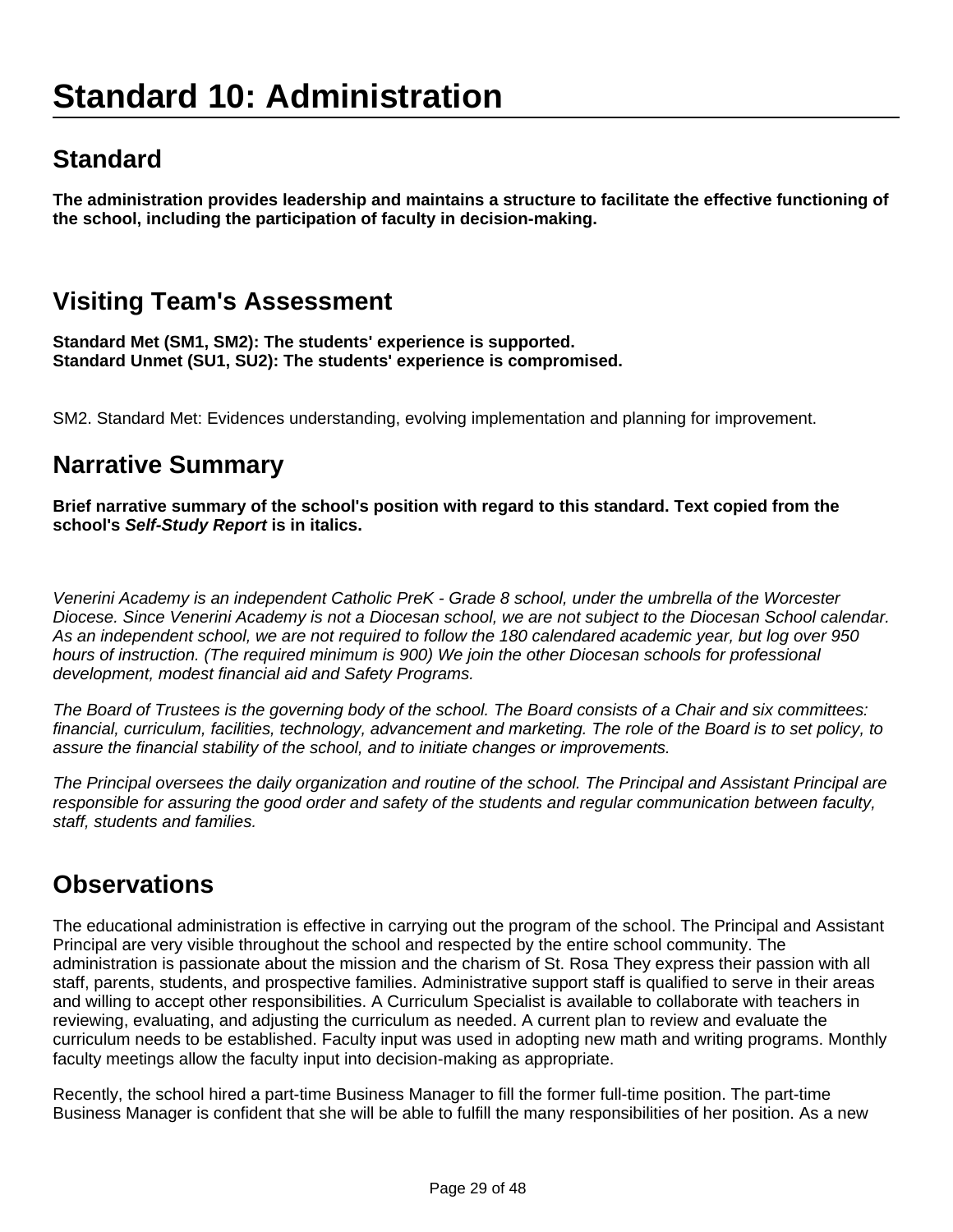# Standard 10: Administration

## Standard

**The administration provides leadership and maintains a structure to facilitate the effective functioning of the school, including the participation of faculty in decision-making.**

## Visiting Team's Assessment

**Standard Met (SM1, SM2): The students' experience is supported.**
**Standard Unmet (SU1, SU2): The students' experience is compromised.**

SM2. Standard Met: Evidences understanding, evolving implementation and planning for improvement.

## Narrative Summary

**Brief narrative summary of the school's position with regard to this standard. Text copied from the school's *Self-Study Report* is in italics.**

*Venerini Academy is an independent Catholic PreK - Grade 8 school, under the umbrella of the Worcester Diocese. Since Venerini Academy is not a Diocesan school, we are not subject to the Diocesan School calendar. As an independent school, we are not required to follow the 180 calendared academic year, but log over 950 hours of instruction. (The required minimum is 900) We join the other Diocesan schools for professional development, modest financial aid and Safety Programs.*

*The Board of Trustees is the governing body of the school. The Board consists of a Chair and six committees: financial, curriculum, facilities, technology, advancement and marketing. The role of the Board is to set policy, to assure the financial stability of the school, and to initiate changes or improvements.*

*The Principal oversees the daily organization and routine of the school. The Principal and Assistant Principal are responsible for assuring the good order and safety of the students and regular communication between faculty, staff, students and families.*

## Observations

The educational administration is effective in carrying out the program of the school. The Principal and Assistant Principal are very visible throughout the school and respected by the entire school community. The administration is passionate about the mission and the charism of St. Rosa They express their passion with all staff, parents, students, and prospective families. Administrative support staff is qualified to serve in their areas and willing to accept other responsibilities. A Curriculum Specialist is available to collaborate with teachers in reviewing, evaluating, and adjusting the curriculum as needed. A current plan to review and evaluate the curriculum needs to be established. Faculty input was used in adopting new math and writing programs. Monthly faculty meetings allow the faculty input into decision-making as appropriate.

Recently, the school hired a part-time Business Manager to fill the former full-time position. The part-time Business Manager is confident that she will be able to fulfill the many responsibilities of her position. As a new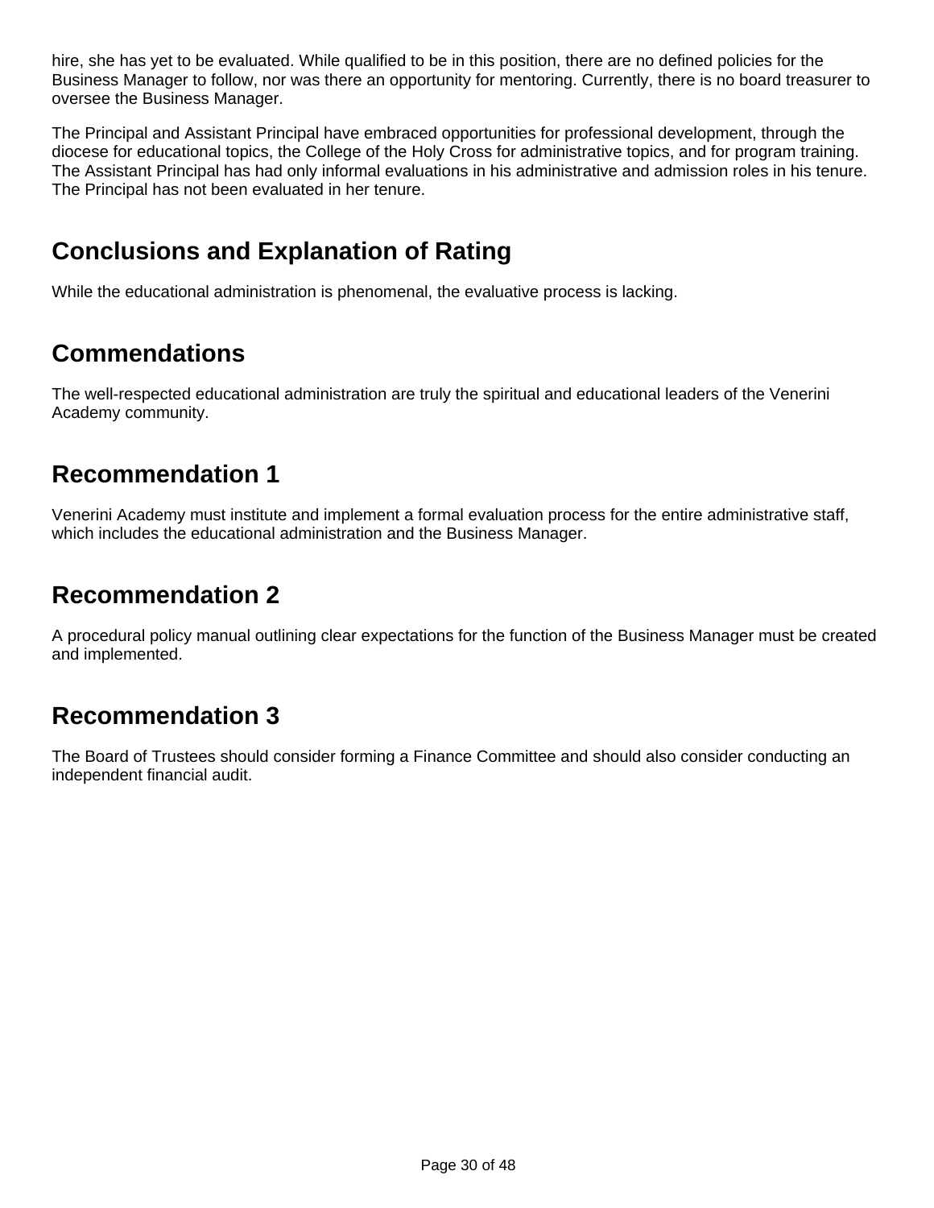hire, she has yet to be evaluated. While qualified to be in this position, there are no defined policies for the Business Manager to follow, nor was there an opportunity for mentoring. Currently, there is no board treasurer to oversee the Business Manager.

The Principal and Assistant Principal have embraced opportunities for professional development, through the diocese for educational topics, the College of the Holy Cross for administrative topics, and for program training. The Assistant Principal has had only informal evaluations in his administrative and admission roles in his tenure. The Principal has not been evaluated in her tenure.

## Conclusions and Explanation of Rating

While the educational administration is phenomenal, the evaluative process is lacking.

## Commendations

The well-respected educational administration are truly the spiritual and educational leaders of the Venerini Academy community.

## Recommendation 1

Venerini Academy must institute and implement a formal evaluation process for the entire administrative staff, which includes the educational administration and the Business Manager.

## Recommendation 2

A procedural policy manual outlining clear expectations for the function of the Business Manager must be created and implemented.

## Recommendation 3

The Board of Trustees should consider forming a Finance Committee and should also consider conducting an independent financial audit.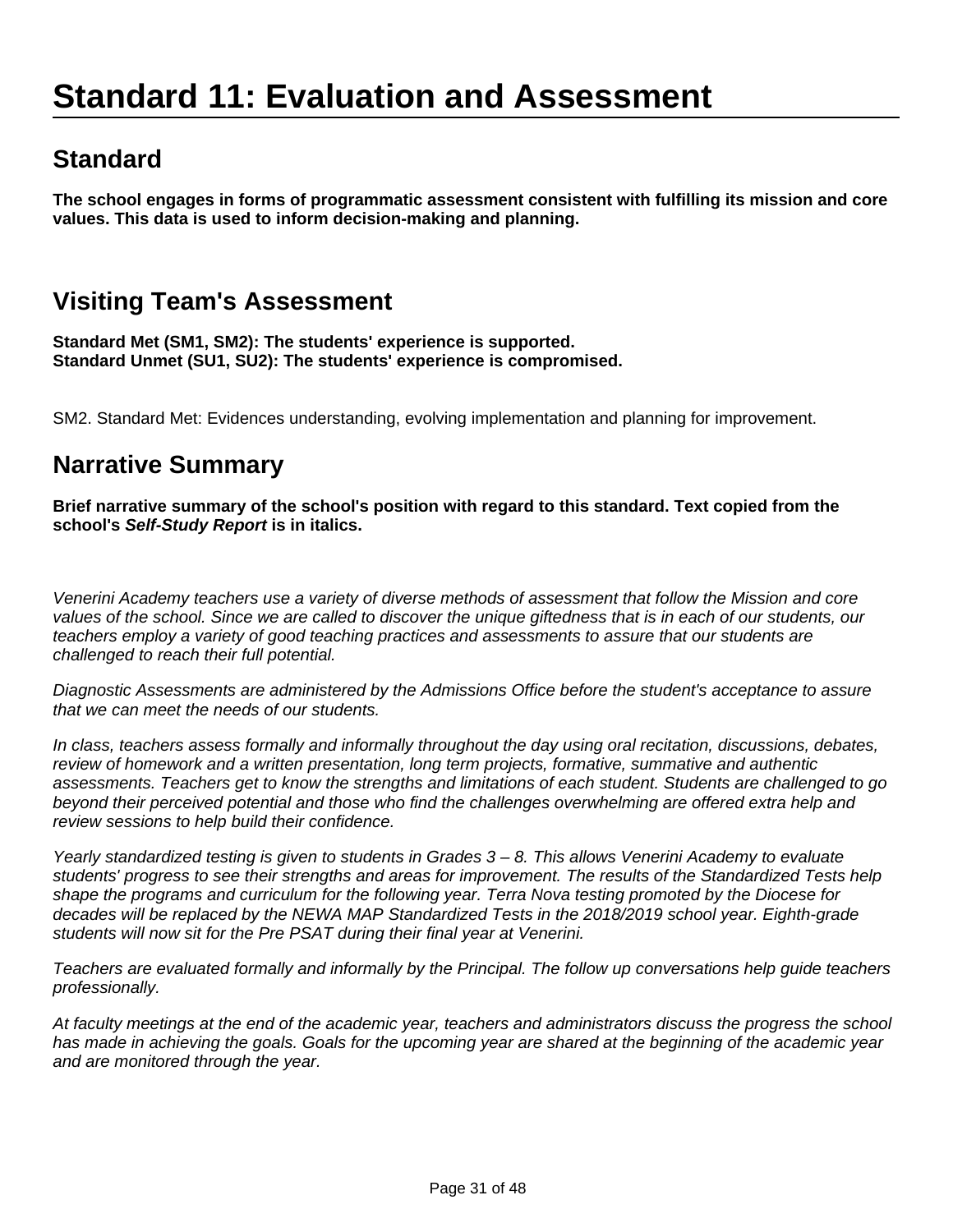# Standard 11: Evaluation and Assessment

## Standard

**The school engages in forms of programmatic assessment consistent with fulfilling its mission and core values. This data is used to inform decision-making and planning.**

## Visiting Team's Assessment

**Standard Met (SM1, SM2): The students' experience is supported.**
**Standard Unmet (SU1, SU2): The students' experience is compromised.**

SM2. Standard Met: Evidences understanding, evolving implementation and planning for improvement.

## Narrative Summary

**Brief narrative summary of the school's position with regard to this standard. Text copied from the school's *Self-Study Report* is in italics.**

*Venerini Academy teachers use a variety of diverse methods of assessment that follow the Mission and core values of the school. Since we are called to discover the unique giftedness that is in each of our students, our teachers employ a variety of good teaching practices and assessments to assure that our students are challenged to reach their full potential.*

*Diagnostic Assessments are administered by the Admissions Office before the student's acceptance to assure that we can meet the needs of our students.*

*In class, teachers assess formally and informally throughout the day using oral recitation, discussions, debates, review of homework and a written presentation, long term projects, formative, summative and authentic assessments. Teachers get to know the strengths and limitations of each student. Students are challenged to go beyond their perceived potential and those who find the challenges overwhelming are offered extra help and review sessions to help build their confidence.*

*Yearly standardized testing is given to students in Grades 3 – 8. This allows Venerini Academy to evaluate students' progress to see their strengths and areas for improvement. The results of the Standardized Tests help shape the programs and curriculum for the following year. Terra Nova testing promoted by the Diocese for decades will be replaced by the NEWA MAP Standardized Tests in the 2018/2019 school year. Eighth-grade students will now sit for the Pre PSAT during their final year at Venerini.*

*Teachers are evaluated formally and informally by the Principal. The follow up conversations help guide teachers professionally.*

*At faculty meetings at the end of the academic year, teachers and administrators discuss the progress the school has made in achieving the goals. Goals for the upcoming year are shared at the beginning of the academic year and are monitored through the year.*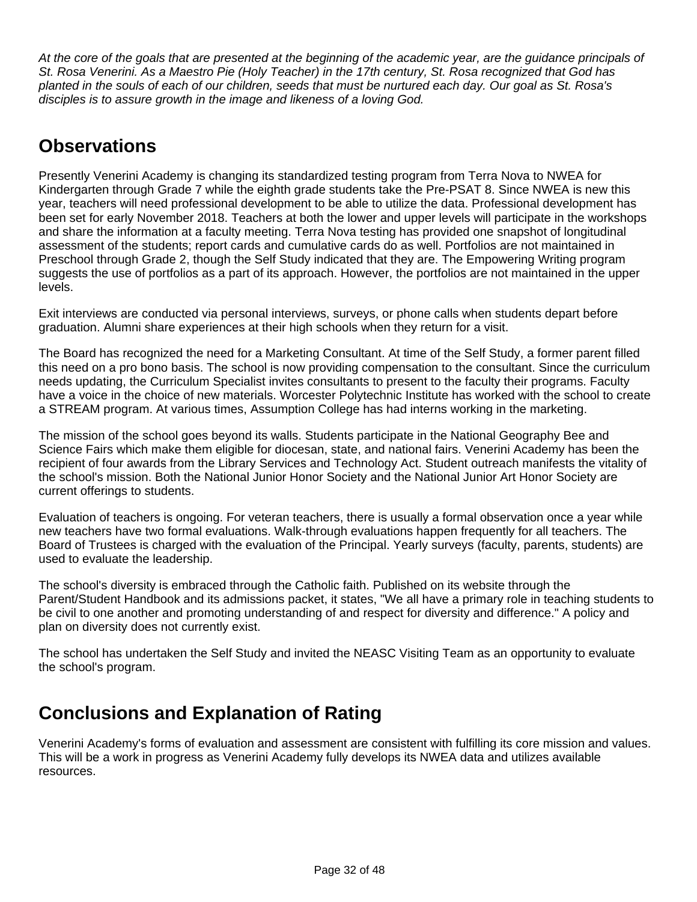*At the core of the goals that are presented at the beginning of the academic year, are the guidance principals of St. Rosa Venerini. As a Maestro Pie (Holy Teacher) in the 17th century, St. Rosa recognized that God has planted in the souls of each of our children, seeds that must be nurtured each day. Our goal as St. Rosa's disciples is to assure growth in the image and likeness of a loving God.*

## Observations

Presently Venerini Academy is changing its standardized testing program from Terra Nova to NWEA for Kindergarten through Grade 7 while the eighth grade students take the Pre-PSAT 8. Since NWEA is new this year, teachers will need professional development to be able to utilize the data. Professional development has been set for early November 2018. Teachers at both the lower and upper levels will participate in the workshops and share the information at a faculty meeting. Terra Nova testing has provided one snapshot of longitudinal assessment of the students; report cards and cumulative cards do as well. Portfolios are not maintained in Preschool through Grade 2, though the Self Study indicated that they are. The Empowering Writing program suggests the use of portfolios as a part of its approach. However, the portfolios are not maintained in the upper levels.

Exit interviews are conducted via personal interviews, surveys, or phone calls when students depart before graduation. Alumni share experiences at their high schools when they return for a visit.

The Board has recognized the need for a Marketing Consultant. At time of the Self Study, a former parent filled this need on a pro bono basis. The school is now providing compensation to the consultant. Since the curriculum needs updating, the Curriculum Specialist invites consultants to present to the faculty their programs. Faculty have a voice in the choice of new materials. Worcester Polytechnic Institute has worked with the school to create a STREAM program. At various times, Assumption College has had interns working in the marketing.

The mission of the school goes beyond its walls. Students participate in the National Geography Bee and Science Fairs which make them eligible for diocesan, state, and national fairs. Venerini Academy has been the recipient of four awards from the Library Services and Technology Act. Student outreach manifests the vitality of the school's mission. Both the National Junior Honor Society and the National Junior Art Honor Society are current offerings to students.

Evaluation of teachers is ongoing. For veteran teachers, there is usually a formal observation once a year while new teachers have two formal evaluations. Walk-through evaluations happen frequently for all teachers. The Board of Trustees is charged with the evaluation of the Principal. Yearly surveys (faculty, parents, students) are used to evaluate the leadership.

The school's diversity is embraced through the Catholic faith. Published on its website through the Parent/Student Handbook and its admissions packet, it states, "We all have a primary role in teaching students to be civil to one another and promoting understanding of and respect for diversity and difference." A policy and plan on diversity does not currently exist.

The school has undertaken the Self Study and invited the NEASC Visiting Team as an opportunity to evaluate the school's program.

## Conclusions and Explanation of Rating

Venerini Academy's forms of evaluation and assessment are consistent with fulfilling its core mission and values. This will be a work in progress as Venerini Academy fully develops its NWEA data and utilizes available resources.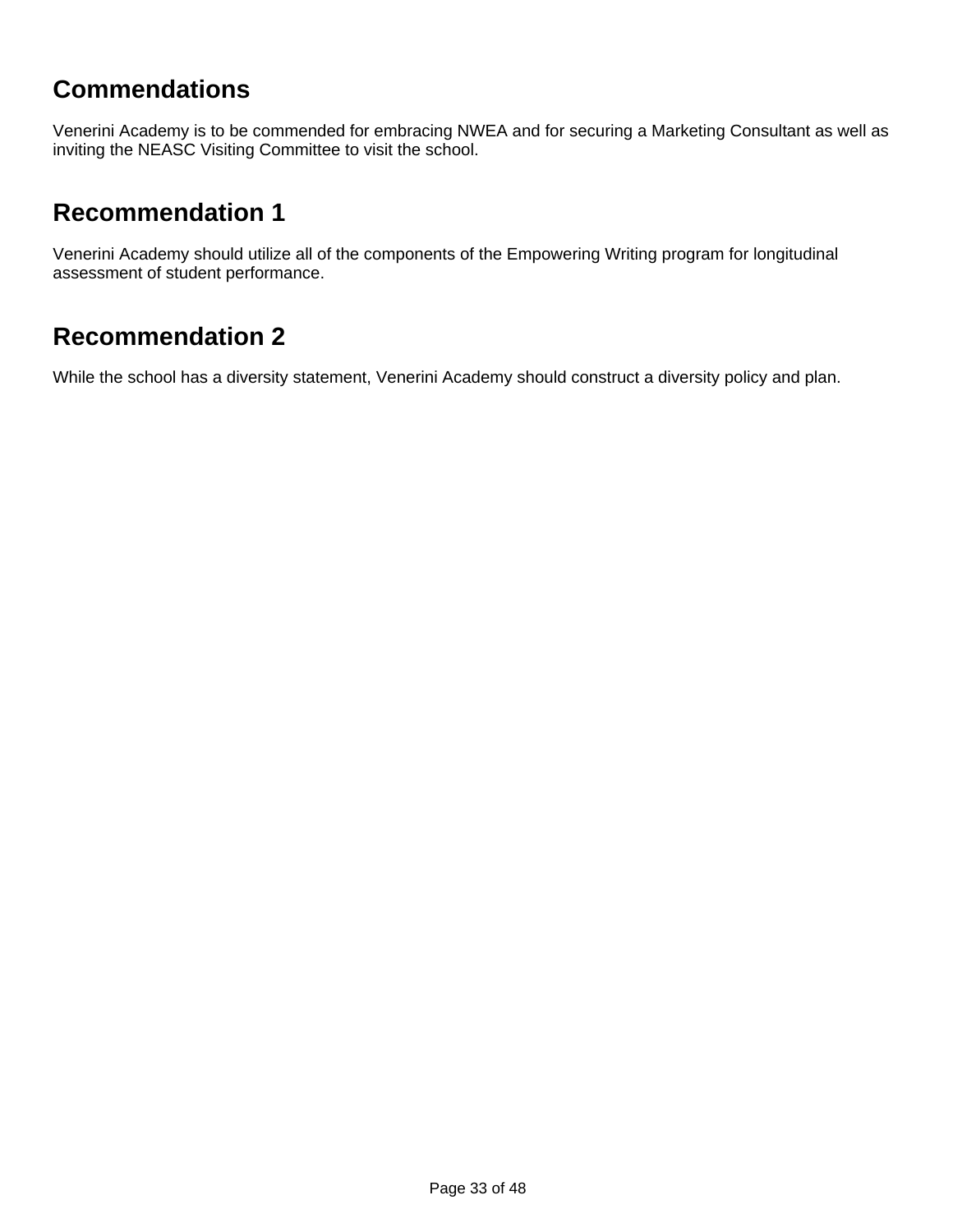## Commendations

Venerini Academy is to be commended for embracing NWEA and for securing a Marketing Consultant as well as inviting the NEASC Visiting Committee to visit the school.

## Recommendation 1

Venerini Academy should utilize all of the components of the Empowering Writing program for longitudinal assessment of student performance.

## Recommendation 2

While the school has a diversity statement, Venerini Academy should construct a diversity policy and plan.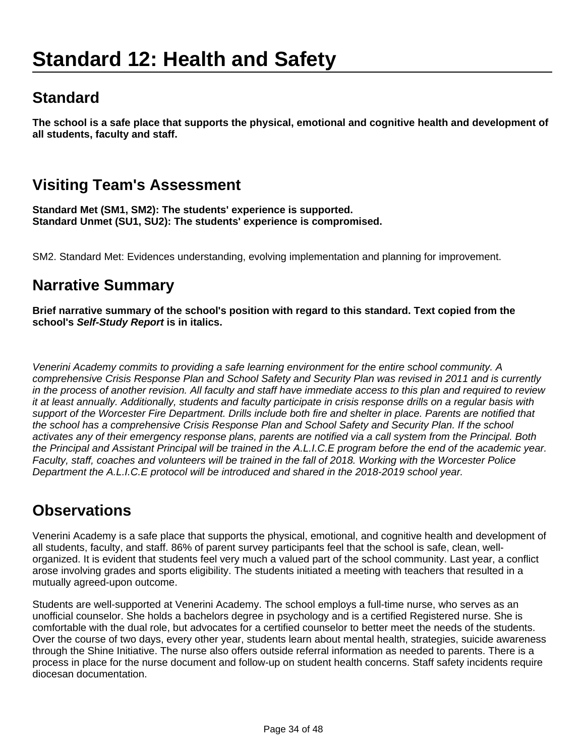# Standard 12: Health and Safety

## Standard

**The school is a safe place that supports the physical, emotional and cognitive health and development of all students, faculty and staff.**

## Visiting Team's Assessment

**Standard Met (SM1, SM2): The students' experience is supported.**
**Standard Unmet (SU1, SU2): The students' experience is compromised.**

SM2. Standard Met: Evidences understanding, evolving implementation and planning for improvement.

## Narrative Summary

**Brief narrative summary of the school's position with regard to this standard. Text copied from the school's *Self-Study Report* is in italics.**

*Venerini Academy commits to providing a safe learning environment for the entire school community. A comprehensive Crisis Response Plan and School Safety and Security Plan was revised in 2011 and is currently in the process of another revision. All faculty and staff have immediate access to this plan and required to review it at least annually. Additionally, students and faculty participate in crisis response drills on a regular basis with support of the Worcester Fire Department. Drills include both fire and shelter in place. Parents are notified that the school has a comprehensive Crisis Response Plan and School Safety and Security Plan. If the school activates any of their emergency response plans, parents are notified via a call system from the Principal. Both the Principal and Assistant Principal will be trained in the A.L.I.C.E program before the end of the academic year. Faculty, staff, coaches and volunteers will be trained in the fall of 2018. Working with the Worcester Police Department the A.L.I.C.E protocol will be introduced and shared in the 2018-2019 school year.*

## Observations

Venerini Academy is a safe place that supports the physical, emotional, and cognitive health and development of all students, faculty, and staff. 86% of parent survey participants feel that the school is safe, clean, well-organized. It is evident that students feel very much a valued part of the school community. Last year, a conflict arose involving grades and sports eligibility. The students initiated a meeting with teachers that resulted in a mutually agreed-upon outcome.

Students are well-supported at Venerini Academy. The school employs a full-time nurse, who serves as an unofficial counselor. She holds a bachelors degree in psychology and is a certified Registered nurse. She is comfortable with the dual role, but advocates for a certified counselor to better meet the needs of the students. Over the course of two days, every other year, students learn about mental health, strategies, suicide awareness through the Shine Initiative. The nurse also offers outside referral information as needed to parents. There is a process in place for the nurse document and follow-up on student health concerns. Staff safety incidents require diocesan documentation.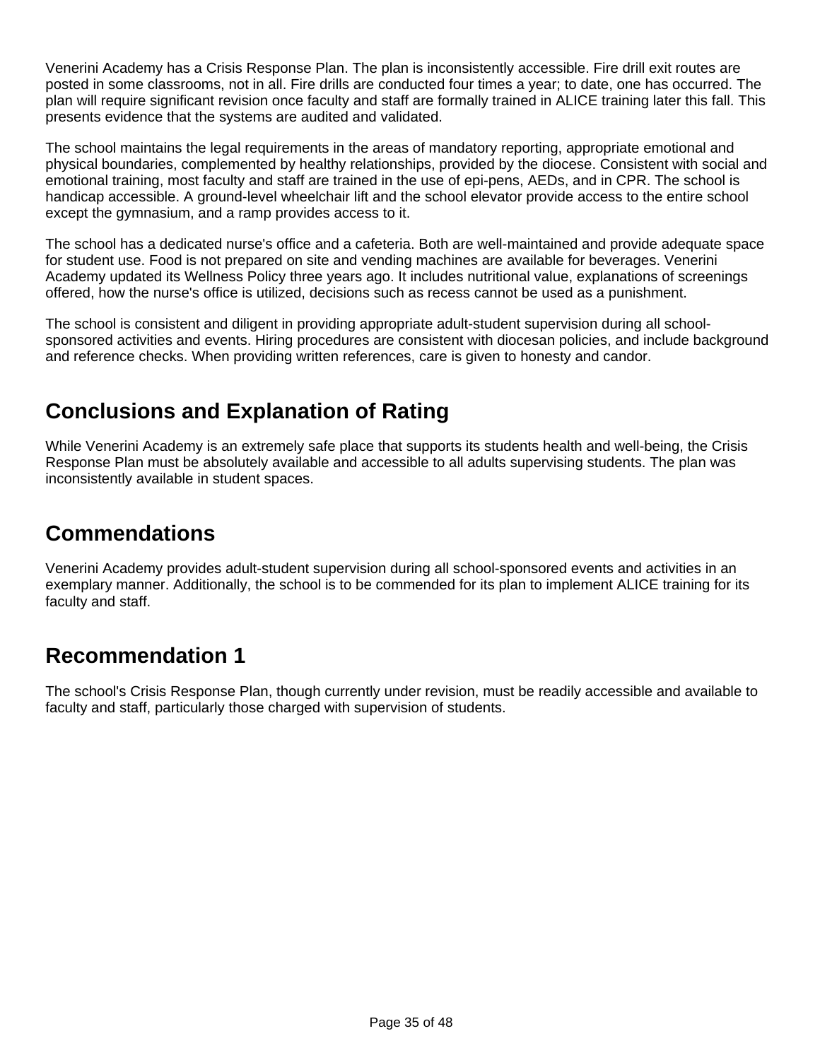Venerini Academy has a Crisis Response Plan. The plan is inconsistently accessible. Fire drill exit routes are posted in some classrooms, not in all. Fire drills are conducted four times a year; to date, one has occurred. The plan will require significant revision once faculty and staff are formally trained in ALICE training later this fall. This presents evidence that the systems are audited and validated.

The school maintains the legal requirements in the areas of mandatory reporting, appropriate emotional and physical boundaries, complemented by healthy relationships, provided by the diocese. Consistent with social and emotional training, most faculty and staff are trained in the use of epi-pens, AEDs, and in CPR. The school is handicap accessible. A ground-level wheelchair lift and the school elevator provide access to the entire school except the gymnasium, and a ramp provides access to it.

The school has a dedicated nurse's office and a cafeteria. Both are well-maintained and provide adequate space for student use. Food is not prepared on site and vending machines are available for beverages. Venerini Academy updated its Wellness Policy three years ago. It includes nutritional value, explanations of screenings offered, how the nurse's office is utilized, decisions such as recess cannot be used as a punishment.

The school is consistent and diligent in providing appropriate adult-student supervision during all school-sponsored activities and events. Hiring procedures are consistent with diocesan policies, and include background and reference checks. When providing written references, care is given to honesty and candor.

## Conclusions and Explanation of Rating

While Venerini Academy is an extremely safe place that supports its students health and well-being, the Crisis Response Plan must be absolutely available and accessible to all adults supervising students. The plan was inconsistently available in student spaces.

## Commendations

Venerini Academy provides adult-student supervision during all school-sponsored events and activities in an exemplary manner. Additionally, the school is to be commended for its plan to implement ALICE training for its faculty and staff.

## Recommendation 1

The school's Crisis Response Plan, though currently under revision, must be readily accessible and available to faculty and staff, particularly those charged with supervision of students.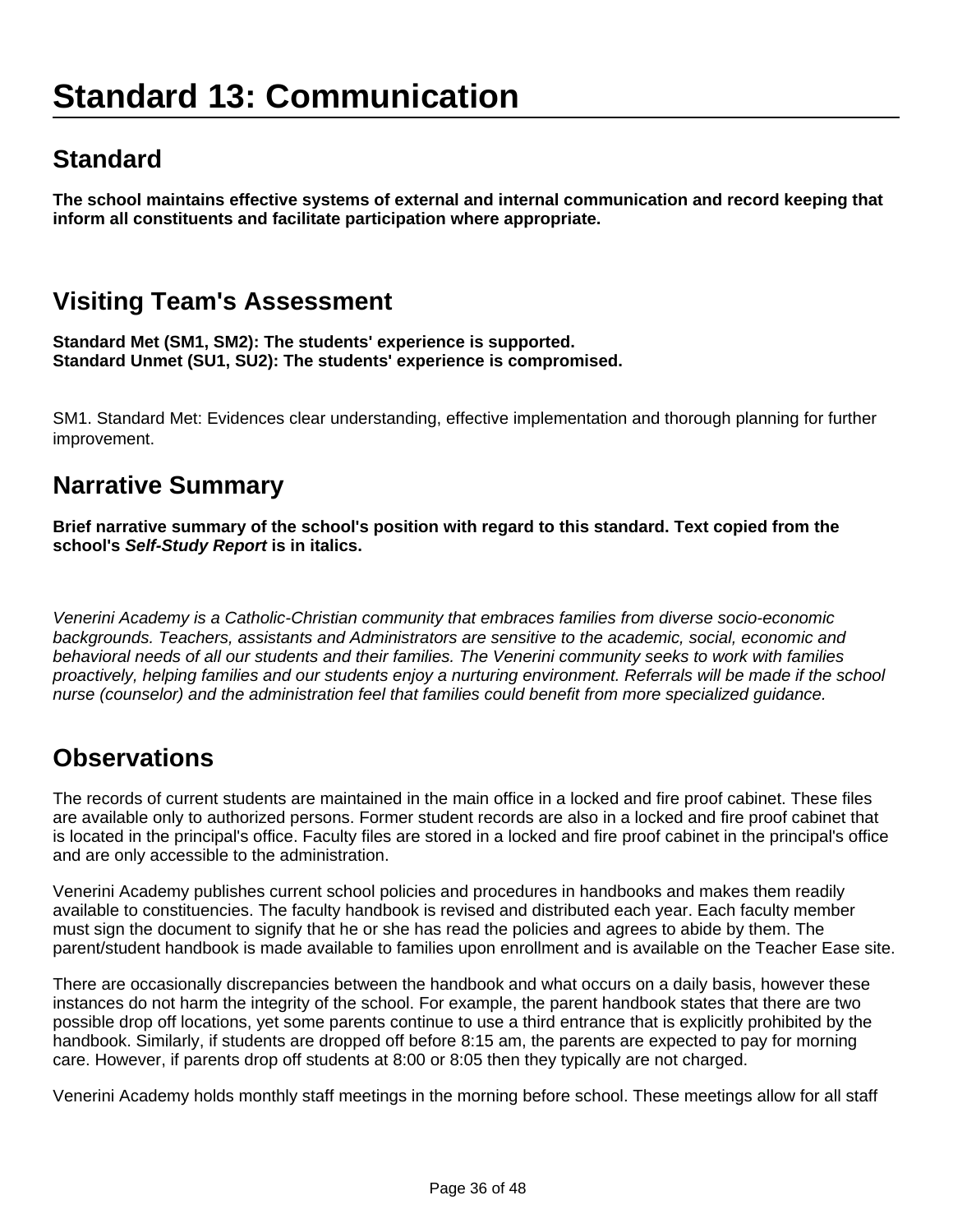# Standard 13: Communication

## Standard

**The school maintains effective systems of external and internal communication and record keeping that inform all constituents and facilitate participation where appropriate.**

## Visiting Team's Assessment

**Standard Met (SM1, SM2): The students' experience is supported.**
**Standard Unmet (SU1, SU2): The students' experience is compromised.**

SM1. Standard Met: Evidences clear understanding, effective implementation and thorough planning for further improvement.

## Narrative Summary

**Brief narrative summary of the school's position with regard to this standard. Text copied from the school's *Self-Study Report* is in italics.**

*Venerini Academy is a Catholic-Christian community that embraces families from diverse socio-economic backgrounds. Teachers, assistants and Administrators are sensitive to the academic, social, economic and behavioral needs of all our students and their families. The Venerini community seeks to work with families proactively, helping families and our students enjoy a nurturing environment. Referrals will be made if the school nurse (counselor) and the administration feel that families could benefit from more specialized guidance.*

## Observations

The records of current students are maintained in the main office in a locked and fire proof cabinet. These files are available only to authorized persons. Former student records are also in a locked and fire proof cabinet that is located in the principal's office. Faculty files are stored in a locked and fire proof cabinet in the principal's office and are only accessible to the administration.

Venerini Academy publishes current school policies and procedures in handbooks and makes them readily available to constituencies. The faculty handbook is revised and distributed each year. Each faculty member must sign the document to signify that he or she has read the policies and agrees to abide by them. The parent/student handbook is made available to families upon enrollment and is available on the Teacher Ease site.

There are occasionally discrepancies between the handbook and what occurs on a daily basis, however these instances do not harm the integrity of the school. For example, the parent handbook states that there are two possible drop off locations, yet some parents continue to use a third entrance that is explicitly prohibited by the handbook. Similarly, if students are dropped off before 8:15 am, the parents are expected to pay for morning care. However, if parents drop off students at 8:00 or 8:05 then they typically are not charged.

Venerini Academy holds monthly staff meetings in the morning before school. These meetings allow for all staff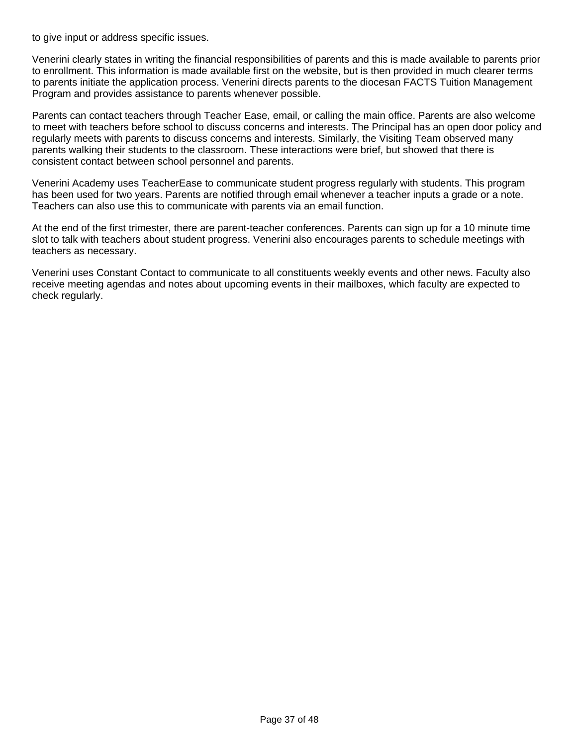to give input or address specific issues.

Venerini clearly states in writing the financial responsibilities of parents and this is made available to parents prior to enrollment. This information is made available first on the website, but is then provided in much clearer terms to parents initiate the application process. Venerini directs parents to the diocesan FACTS Tuition Management Program and provides assistance to parents whenever possible.

Parents can contact teachers through Teacher Ease, email, or calling the main office. Parents are also welcome to meet with teachers before school to discuss concerns and interests. The Principal has an open door policy and regularly meets with parents to discuss concerns and interests. Similarly, the Visiting Team observed many parents walking their students to the classroom. These interactions were brief, but showed that there is consistent contact between school personnel and parents.

Venerini Academy uses TeacherEase to communicate student progress regularly with students. This program has been used for two years. Parents are notified through email whenever a teacher inputs a grade or a note. Teachers can also use this to communicate with parents via an email function.

At the end of the first trimester, there are parent-teacher conferences. Parents can sign up for a 10 minute time slot to talk with teachers about student progress. Venerini also encourages parents to schedule meetings with teachers as necessary.

Venerini uses Constant Contact to communicate to all constituents weekly events and other news. Faculty also receive meeting agendas and notes about upcoming events in their mailboxes, which faculty are expected to check regularly.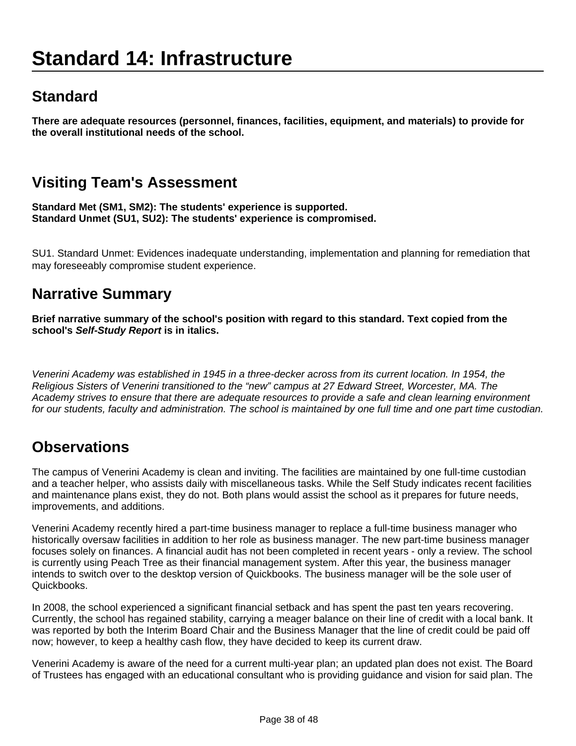# Standard 14: Infrastructure

## Standard

**There are adequate resources (personnel, finances, facilities, equipment, and materials) to provide for the overall institutional needs of the school.**

## Visiting Team's Assessment

**Standard Met (SM1, SM2): The students' experience is supported.**
**Standard Unmet (SU1, SU2): The students' experience is compromised.**

SU1. Standard Unmet: Evidences inadequate understanding, implementation and planning for remediation that may foreseeably compromise student experience.

## Narrative Summary

**Brief narrative summary of the school's position with regard to this standard. Text copied from the school's *Self-Study Report* is in italics.**

*Venerini Academy was established in 1945 in a three-decker across from its current location. In 1954, the Religious Sisters of Venerini transitioned to the "new" campus at 27 Edward Street, Worcester, MA. The Academy strives to ensure that there are adequate resources to provide a safe and clean learning environment for our students, faculty and administration. The school is maintained by one full time and one part time custodian.*

## Observations

The campus of Venerini Academy is clean and inviting. The facilities are maintained by one full-time custodian and a teacher helper, who assists daily with miscellaneous tasks. While the Self Study indicates recent facilities and maintenance plans exist, they do not. Both plans would assist the school as it prepares for future needs, improvements, and additions.

Venerini Academy recently hired a part-time business manager to replace a full-time business manager who historically oversaw facilities in addition to her role as business manager. The new part-time business manager focuses solely on finances. A financial audit has not been completed in recent years - only a review. The school is currently using Peach Tree as their financial management system. After this year, the business manager intends to switch over to the desktop version of Quickbooks. The business manager will be the sole user of Quickbooks.

In 2008, the school experienced a significant financial setback and has spent the past ten years recovering. Currently, the school has regained stability, carrying a meager balance on their line of credit with a local bank. It was reported by both the Interim Board Chair and the Business Manager that the line of credit could be paid off now; however, to keep a healthy cash flow, they have decided to keep its current draw.

Venerini Academy is aware of the need for a current multi-year plan; an updated plan does not exist. The Board of Trustees has engaged with an educational consultant who is providing guidance and vision for said plan. The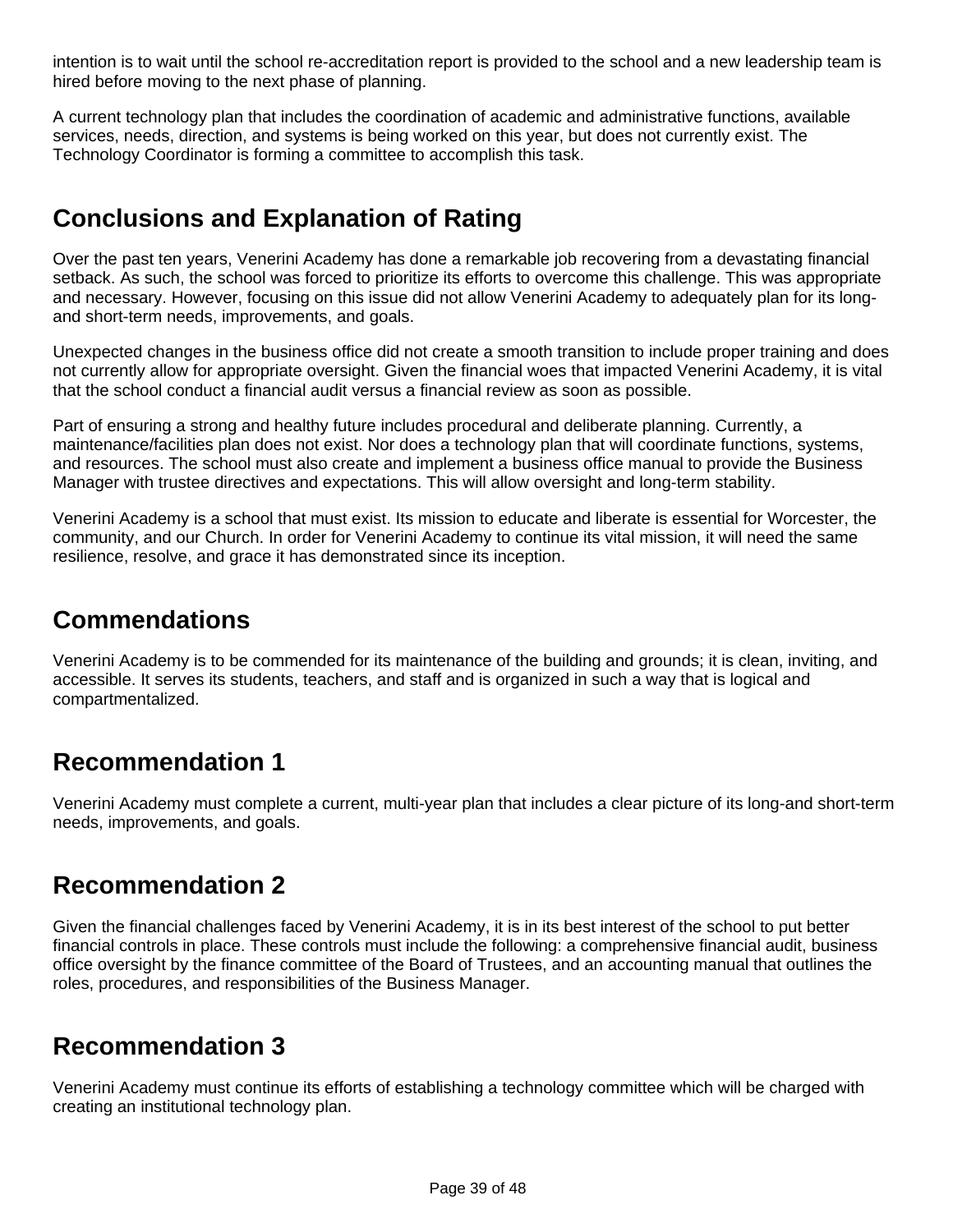intention is to wait until the school re-accreditation report is provided to the school and a new leadership team is hired before moving to the next phase of planning.

A current technology plan that includes the coordination of academic and administrative functions, available services, needs, direction, and systems is being worked on this year, but does not currently exist. The Technology Coordinator is forming a committee to accomplish this task.

## Conclusions and Explanation of Rating

Over the past ten years, Venerini Academy has done a remarkable job recovering from a devastating financial setback. As such, the school was forced to prioritize its efforts to overcome this challenge. This was appropriate and necessary. However, focusing on this issue did not allow Venerini Academy to adequately plan for its long- and short-term needs, improvements, and goals.

Unexpected changes in the business office did not create a smooth transition to include proper training and does not currently allow for appropriate oversight. Given the financial woes that impacted Venerini Academy, it is vital that the school conduct a financial audit versus a financial review as soon as possible.

Part of ensuring a strong and healthy future includes procedural and deliberate planning. Currently, a maintenance/facilities plan does not exist. Nor does a technology plan that will coordinate functions, systems, and resources. The school must also create and implement a business office manual to provide the Business Manager with trustee directives and expectations. This will allow oversight and long-term stability.

Venerini Academy is a school that must exist. Its mission to educate and liberate is essential for Worcester, the community, and our Church. In order for Venerini Academy to continue its vital mission, it will need the same resilience, resolve, and grace it has demonstrated since its inception.

## Commendations

Venerini Academy is to be commended for its maintenance of the building and grounds; it is clean, inviting, and accessible. It serves its students, teachers, and staff and is organized in such a way that is logical and compartmentalized.

## Recommendation 1

Venerini Academy must complete a current, multi-year plan that includes a clear picture of its long-and short-term needs, improvements, and goals.

## Recommendation 2

Given the financial challenges faced by Venerini Academy, it is in its best interest of the school to put better financial controls in place. These controls must include the following: a comprehensive financial audit, business office oversight by the finance committee of the Board of Trustees, and an accounting manual that outlines the roles, procedures, and responsibilities of the Business Manager.

## Recommendation 3

Venerini Academy must continue its efforts of establishing a technology committee which will be charged with creating an institutional technology plan.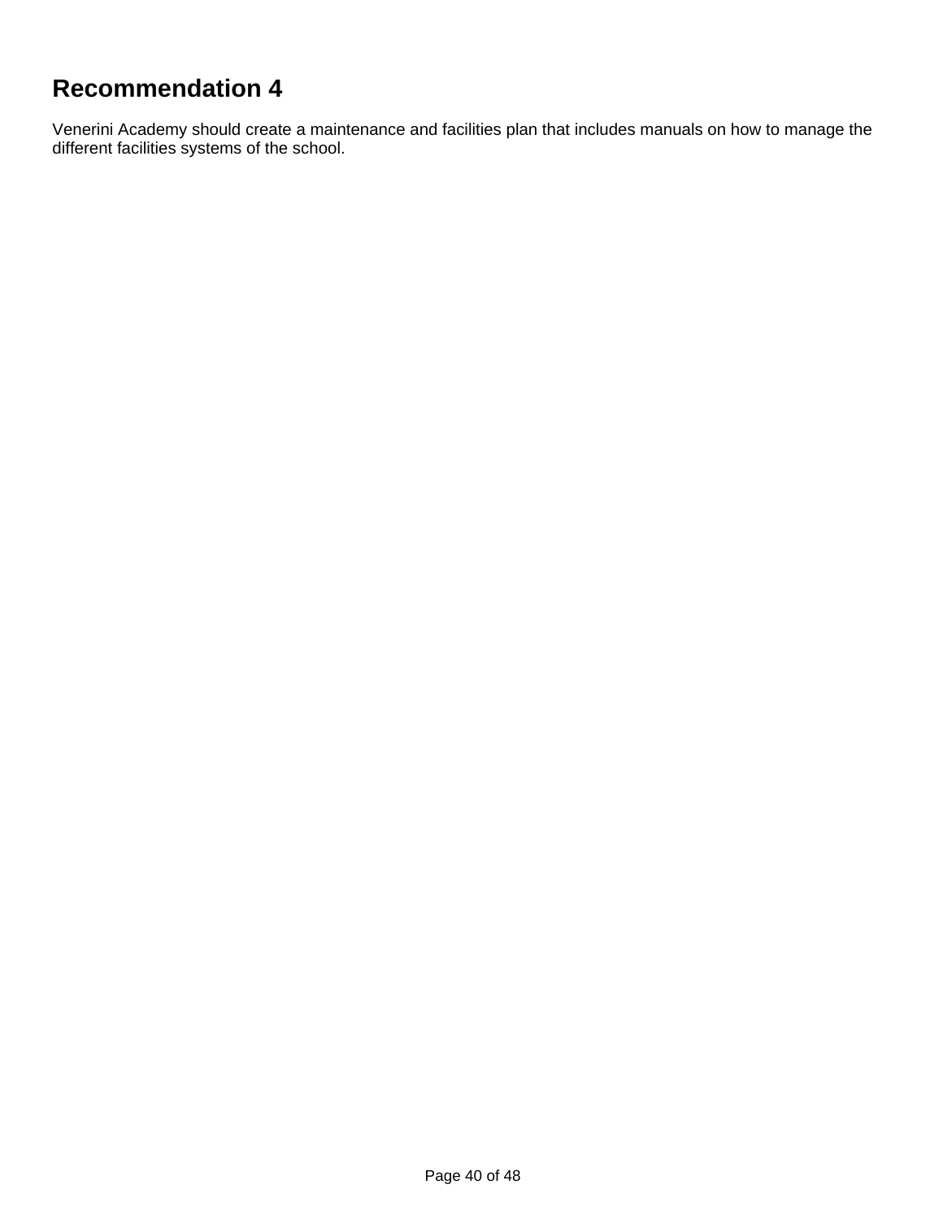## Recommendation 4

Venerini Academy should create a maintenance and facilities plan that includes manuals on how to manage the different facilities systems of the school.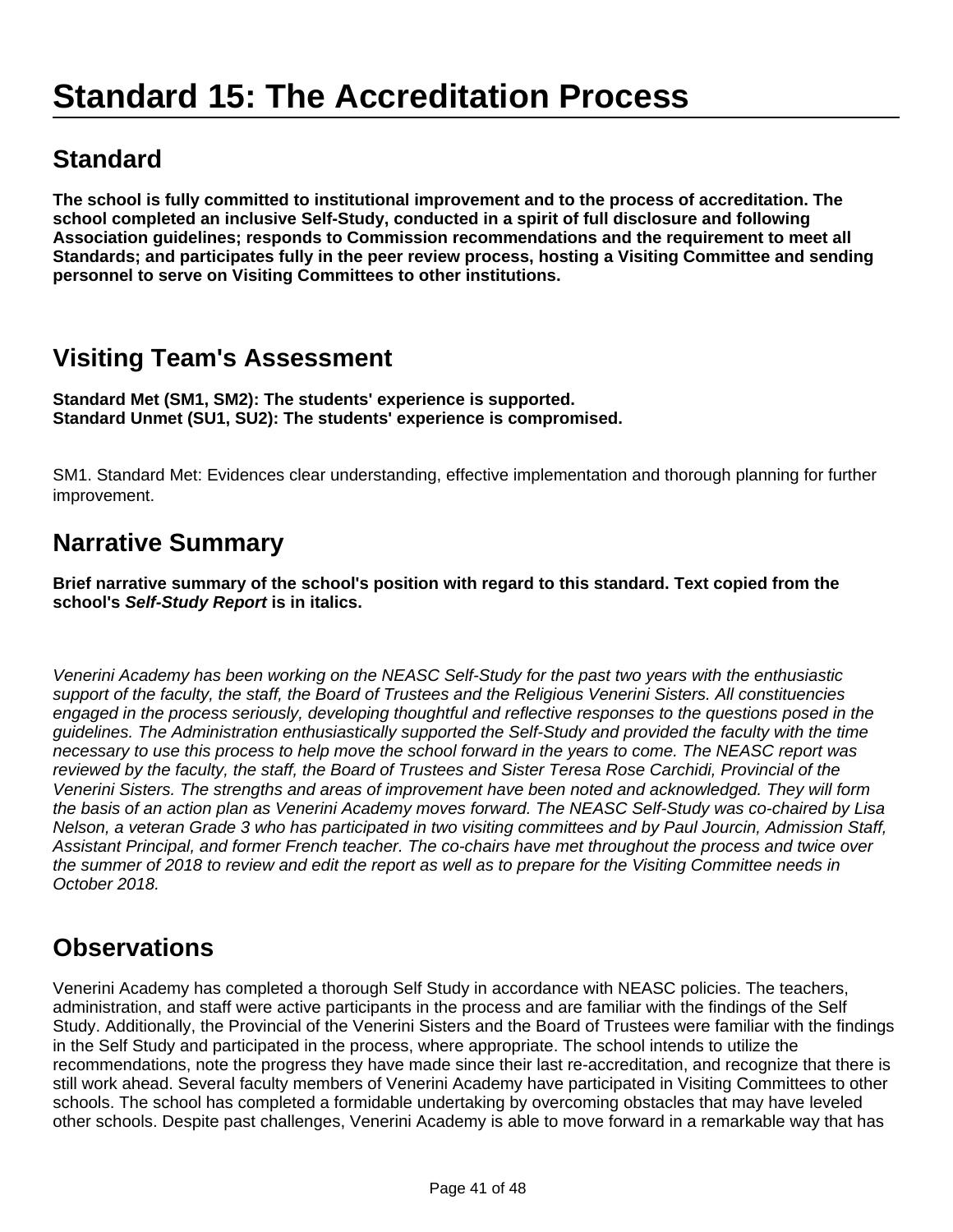# Standard 15: The Accreditation Process

## Standard

**The school is fully committed to institutional improvement and to the process of accreditation. The school completed an inclusive Self-Study, conducted in a spirit of full disclosure and following Association guidelines; responds to Commission recommendations and the requirement to meet all Standards; and participates fully in the peer review process, hosting a Visiting Committee and sending personnel to serve on Visiting Committees to other institutions.**

## Visiting Team's Assessment

**Standard Met (SM1, SM2): The students' experience is supported.**
**Standard Unmet (SU1, SU2): The students' experience is compromised.**

SM1. Standard Met: Evidences clear understanding, effective implementation and thorough planning for further improvement.

## Narrative Summary

**Brief narrative summary of the school's position with regard to this standard. Text copied from the school's *Self-Study Report* is in italics.**

*Venerini Academy has been working on the NEASC Self-Study for the past two years with the enthusiastic support of the faculty, the staff, the Board of Trustees and the Religious Venerini Sisters. All constituencies engaged in the process seriously, developing thoughtful and reflective responses to the questions posed in the guidelines. The Administration enthusiastically supported the Self-Study and provided the faculty with the time necessary to use this process to help move the school forward in the years to come. The NEASC report was reviewed by the faculty, the staff, the Board of Trustees and Sister Teresa Rose Carchidi, Provincial of the Venerini Sisters. The strengths and areas of improvement have been noted and acknowledged. They will form the basis of an action plan as Venerini Academy moves forward. The NEASC Self-Study was co-chaired by Lisa Nelson, a veteran Grade 3 who has participated in two visiting committees and by Paul Jourcin, Admission Staff, Assistant Principal, and former French teacher. The co-chairs have met throughout the process and twice over the summer of 2018 to review and edit the report as well as to prepare for the Visiting Committee needs in October 2018.*

## Observations

Venerini Academy has completed a thorough Self Study in accordance with NEASC policies. The teachers, administration, and staff were active participants in the process and are familiar with the findings of the Self Study. Additionally, the Provincial of the Venerini Sisters and the Board of Trustees were familiar with the findings in the Self Study and participated in the process, where appropriate. The school intends to utilize the recommendations, note the progress they have made since their last re-accreditation, and recognize that there is still work ahead. Several faculty members of Venerini Academy have participated in Visiting Committees to other schools. The school has completed a formidable undertaking by overcoming obstacles that may have leveled other schools. Despite past challenges, Venerini Academy is able to move forward in a remarkable way that has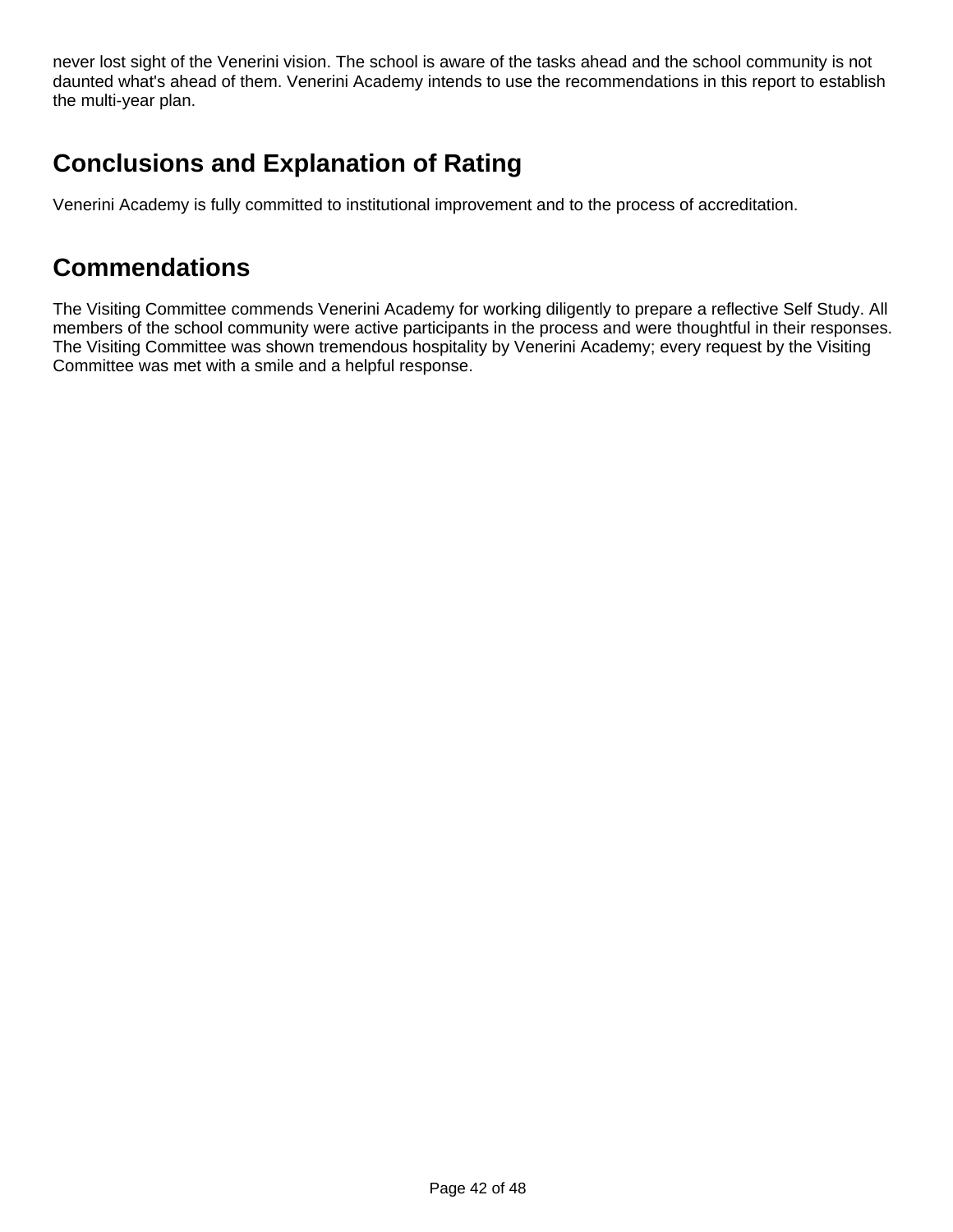never lost sight of the Venerini vision. The school is aware of the tasks ahead and the school community is not daunted what's ahead of them. Venerini Academy intends to use the recommendations in this report to establish the multi-year plan.

## Conclusions and Explanation of Rating

Venerini Academy is fully committed to institutional improvement and to the process of accreditation.

## Commendations

The Visiting Committee commends Venerini Academy for working diligently to prepare a reflective Self Study. All members of the school community were active participants in the process and were thoughtful in their responses. The Visiting Committee was shown tremendous hospitality by Venerini Academy; every request by the Visiting Committee was met with a smile and a helpful response.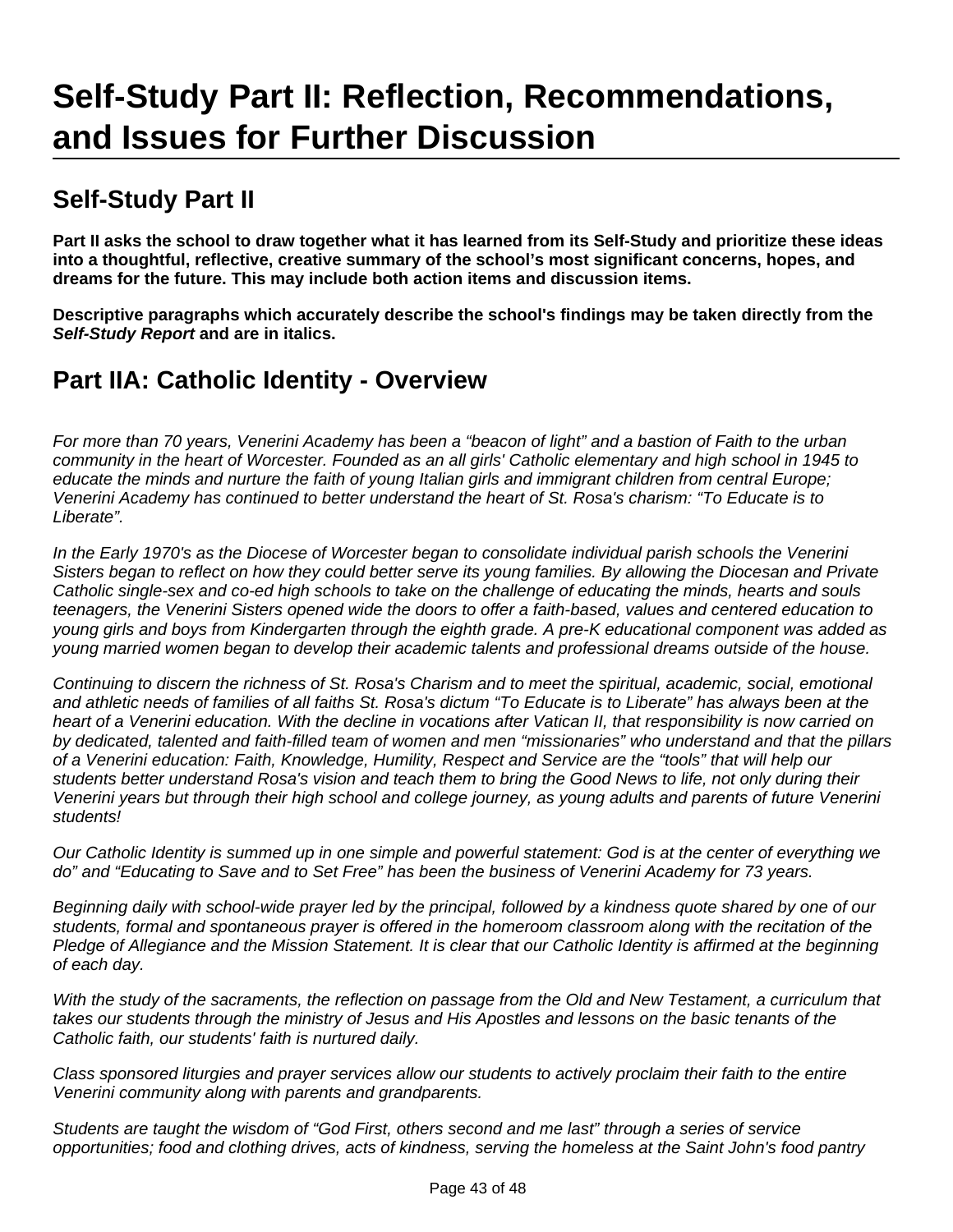# Self-Study Part II: Reflection, Recommendations, and Issues for Further Discussion

## Self-Study Part II

**Part II asks the school to draw together what it has learned from its Self-Study and prioritize these ideas into a thoughtful, reflective, creative summary of the school's most significant concerns, hopes, and dreams for the future. This may include both action items and discussion items.**

**Descriptive paragraphs which accurately describe the school's findings may be taken directly from the *Self-Study Report* and are in italics.**

## Part IIA: Catholic Identity - Overview

*For more than 70 years, Venerini Academy has been a "beacon of light" and a bastion of Faith to the urban community in the heart of Worcester. Founded as an all girls' Catholic elementary and high school in 1945 to educate the minds and nurture the faith of young Italian girls and immigrant children from central Europe; Venerini Academy has continued to better understand the heart of St. Rosa's charism: "To Educate is to Liberate".*

*In the Early 1970's as the Diocese of Worcester began to consolidate individual parish schools the Venerini Sisters began to reflect on how they could better serve its young families. By allowing the Diocesan and Private Catholic single-sex and co-ed high schools to take on the challenge of educating the minds, hearts and souls teenagers, the Venerini Sisters opened wide the doors to offer a faith-based, values and centered education to young girls and boys from Kindergarten through the eighth grade. A pre-K educational component was added as young married women began to develop their academic talents and professional dreams outside of the house.*

*Continuing to discern the richness of St. Rosa's Charism and to meet the spiritual, academic, social, emotional and athletic needs of families of all faiths St. Rosa's dictum "To Educate is to Liberate" has always been at the heart of a Venerini education. With the decline in vocations after Vatican II, that responsibility is now carried on by dedicated, talented and faith-filled team of women and men "missionaries" who understand and that the pillars of a Venerini education: Faith, Knowledge, Humility, Respect and Service are the "tools" that will help our students better understand Rosa's vision and teach them to bring the Good News to life, not only during their Venerini years but through their high school and college journey, as young adults and parents of future Venerini students!*

*Our Catholic Identity is summed up in one simple and powerful statement: God is at the center of everything we do" and "Educating to Save and to Set Free" has been the business of Venerini Academy for 73 years.*

*Beginning daily with school-wide prayer led by the principal, followed by a kindness quote shared by one of our students, formal and spontaneous prayer is offered in the homeroom classroom along with the recitation of the Pledge of Allegiance and the Mission Statement. It is clear that our Catholic Identity is affirmed at the beginning of each day.*

*With the study of the sacraments, the reflection on passage from the Old and New Testament, a curriculum that takes our students through the ministry of Jesus and His Apostles and lessons on the basic tenants of the Catholic faith, our students' faith is nurtured daily.*

*Class sponsored liturgies and prayer services allow our students to actively proclaim their faith to the entire Venerini community along with parents and grandparents.*

*Students are taught the wisdom of "God First, others second and me last" through a series of service opportunities; food and clothing drives, acts of kindness, serving the homeless at the Saint John's food pantry*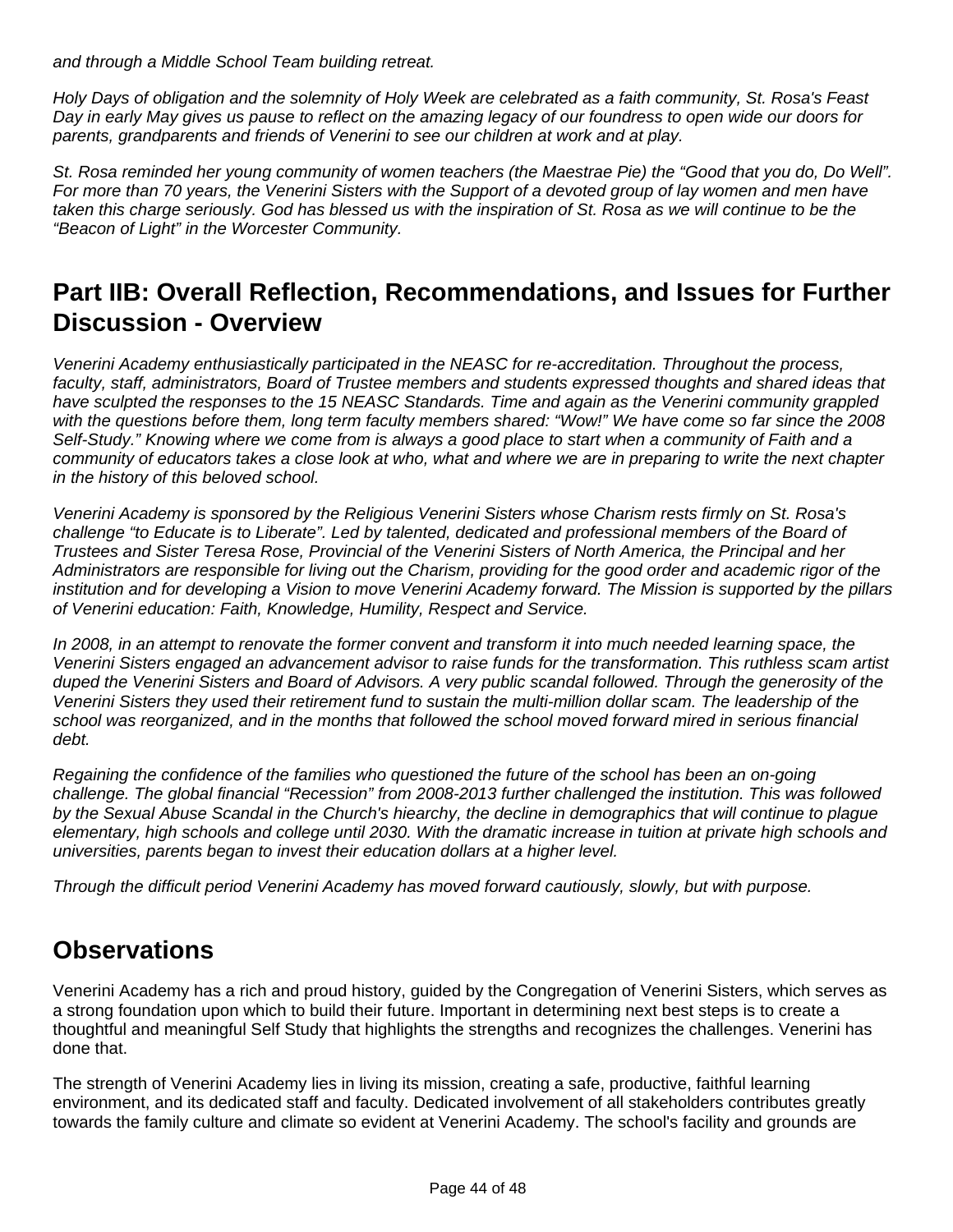*and through a Middle School Team building retreat.*

*Holy Days of obligation and the solemnity of Holy Week are celebrated as a faith community, St. Rosa's Feast Day in early May gives us pause to reflect on the amazing legacy of our foundress to open wide our doors for parents, grandparents and friends of Venerini to see our children at work and at play.*

*St. Rosa reminded her young community of women teachers (the Maestrae Pie) the "Good that you do, Do Well". For more than 70 years, the Venerini Sisters with the Support of a devoted group of lay women and men have taken this charge seriously. God has blessed us with the inspiration of St. Rosa as we will continue to be the "Beacon of Light" in the Worcester Community.*

## Part IIB: Overall Reflection, Recommendations, and Issues for Further Discussion - Overview

*Venerini Academy enthusiastically participated in the NEASC for re-accreditation. Throughout the process, faculty, staff, administrators, Board of Trustee members and students expressed thoughts and shared ideas that have sculpted the responses to the 15 NEASC Standards. Time and again as the Venerini community grappled with the questions before them, long term faculty members shared: "Wow!" We have come so far since the 2008 Self-Study." Knowing where we come from is always a good place to start when a community of Faith and a community of educators takes a close look at who, what and where we are in preparing to write the next chapter in the history of this beloved school.*

*Venerini Academy is sponsored by the Religious Venerini Sisters whose Charism rests firmly on St. Rosa's challenge "to Educate is to Liberate". Led by talented, dedicated and professional members of the Board of Trustees and Sister Teresa Rose, Provincial of the Venerini Sisters of North America, the Principal and her Administrators are responsible for living out the Charism, providing for the good order and academic rigor of the institution and for developing a Vision to move Venerini Academy forward. The Mission is supported by the pillars of Venerini education: Faith, Knowledge, Humility, Respect and Service.*

*In 2008, in an attempt to renovate the former convent and transform it into much needed learning space, the Venerini Sisters engaged an advancement advisor to raise funds for the transformation. This ruthless scam artist duped the Venerini Sisters and Board of Advisors. A very public scandal followed. Through the generosity of the Venerini Sisters they used their retirement fund to sustain the multi-million dollar scam. The leadership of the school was reorganized, and in the months that followed the school moved forward mired in serious financial debt.*

*Regaining the confidence of the families who questioned the future of the school has been an on-going challenge. The global financial "Recession" from 2008-2013 further challenged the institution. This was followed by the Sexual Abuse Scandal in the Church's hiearchy, the decline in demographics that will continue to plague elementary, high schools and college until 2030. With the dramatic increase in tuition at private high schools and universities, parents began to invest their education dollars at a higher level.*

*Through the difficult period Venerini Academy has moved forward cautiously, slowly, but with purpose.*

## Observations

Venerini Academy has a rich and proud history, guided by the Congregation of Venerini Sisters, which serves as a strong foundation upon which to build their future. Important in determining next best steps is to create a thoughtful and meaningful Self Study that highlights the strengths and recognizes the challenges. Venerini has done that.

The strength of Venerini Academy lies in living its mission, creating a safe, productive, faithful learning environment, and its dedicated staff and faculty. Dedicated involvement of all stakeholders contributes greatly towards the family culture and climate so evident at Venerini Academy. The school's facility and grounds are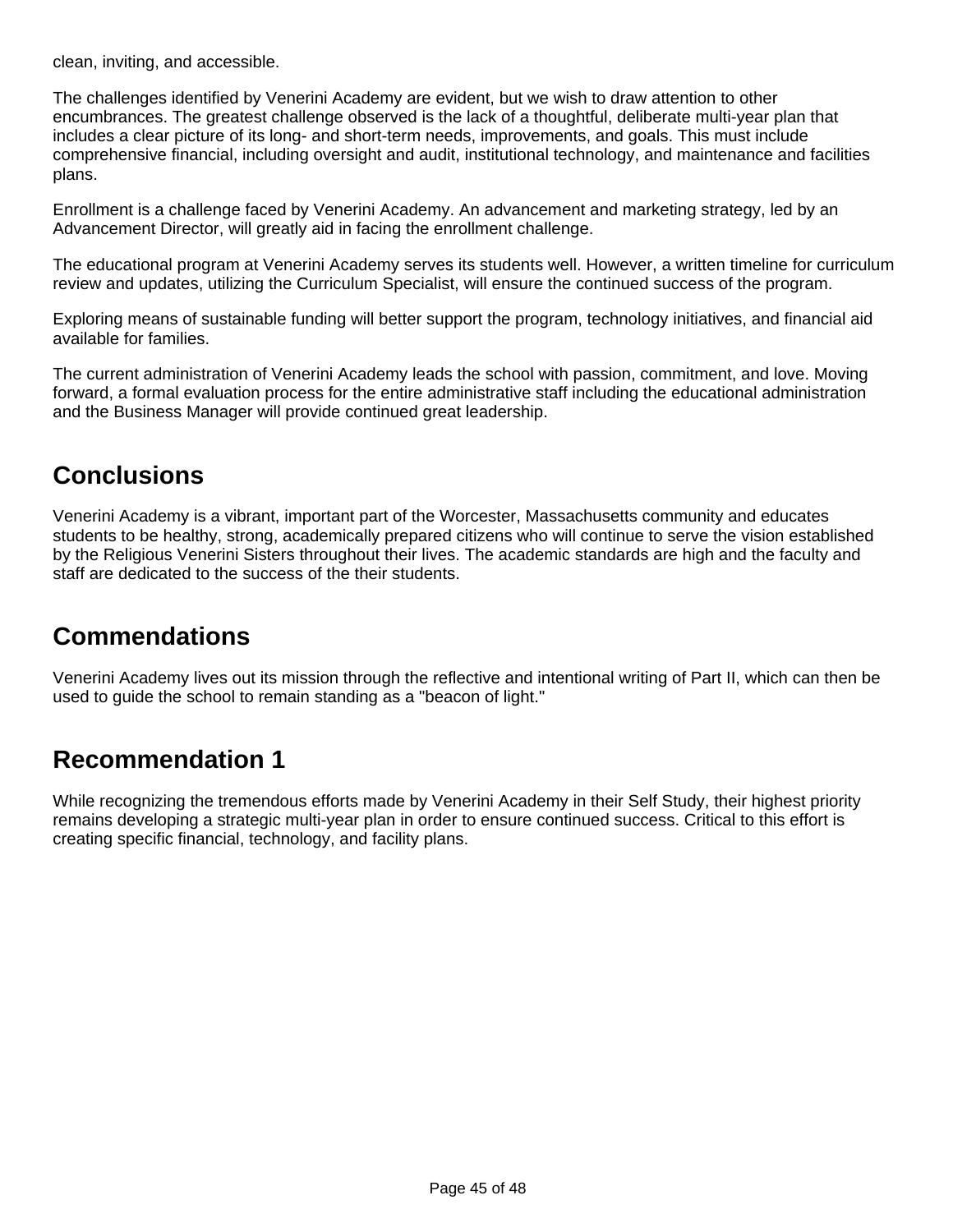clean, inviting, and accessible.

The challenges identified by Venerini Academy are evident, but we wish to draw attention to other encumbrances. The greatest challenge observed is the lack of a thoughtful, deliberate multi-year plan that includes a clear picture of its long- and short-term needs, improvements, and goals. This must include comprehensive financial, including oversight and audit, institutional technology, and maintenance and facilities plans.

Enrollment is a challenge faced by Venerini Academy. An advancement and marketing strategy, led by an Advancement Director, will greatly aid in facing the enrollment challenge.

The educational program at Venerini Academy serves its students well. However, a written timeline for curriculum review and updates, utilizing the Curriculum Specialist, will ensure the continued success of the program.

Exploring means of sustainable funding will better support the program, technology initiatives, and financial aid available for families.

The current administration of Venerini Academy leads the school with passion, commitment, and love. Moving forward, a formal evaluation process for the entire administrative staff including the educational administration and the Business Manager will provide continued great leadership.

## Conclusions

Venerini Academy is a vibrant, important part of the Worcester, Massachusetts community and educates students to be healthy, strong, academically prepared citizens who will continue to serve the vision established by the Religious Venerini Sisters throughout their lives. The academic standards are high and the faculty and staff are dedicated to the success of the their students.

## Commendations

Venerini Academy lives out its mission through the reflective and intentional writing of Part II, which can then be used to guide the school to remain standing as a "beacon of light."

## Recommendation 1

While recognizing the tremendous efforts made by Venerini Academy in their Self Study, their highest priority remains developing a strategic multi-year plan in order to ensure continued success. Critical to this effort is creating specific financial, technology, and facility plans.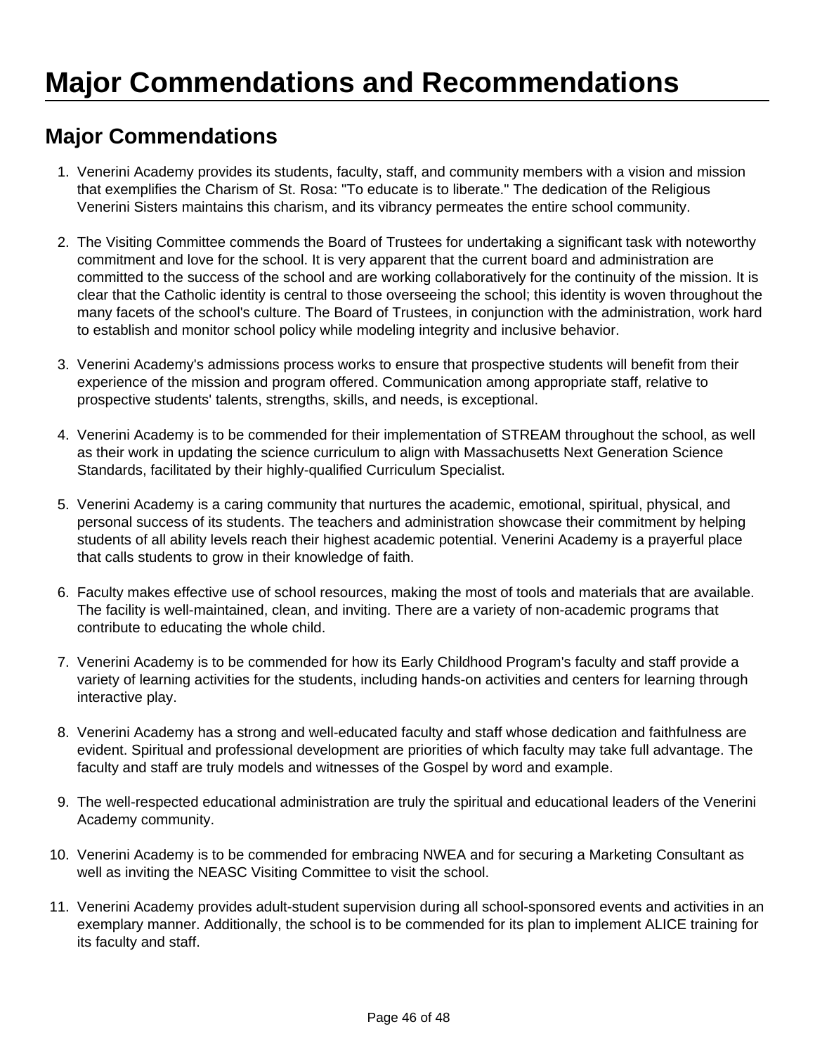# Major Commendations and Recommendations

## Major Commendations

1. Venerini Academy provides its students, faculty, staff, and community members with a vision and mission that exemplifies the Charism of St. Rosa: "To educate is to liberate." The dedication of the Religious Venerini Sisters maintains this charism, and its vibrancy permeates the entire school community.

2. The Visiting Committee commends the Board of Trustees for undertaking a significant task with noteworthy commitment and love for the school. It is very apparent that the current board and administration are committed to the success of the school and are working collaboratively for the continuity of the mission. It is clear that the Catholic identity is central to those overseeing the school; this identity is woven throughout the many facets of the school's culture. The Board of Trustees, in conjunction with the administration, work hard to establish and monitor school policy while modeling integrity and inclusive behavior.

3. Venerini Academy's admissions process works to ensure that prospective students will benefit from their experience of the mission and program offered. Communication among appropriate staff, relative to prospective students' talents, strengths, skills, and needs, is exceptional.

4. Venerini Academy is to be commended for their implementation of STREAM throughout the school, as well as their work in updating the science curriculum to align with Massachusetts Next Generation Science Standards, facilitated by their highly-qualified Curriculum Specialist.

5. Venerini Academy is a caring community that nurtures the academic, emotional, spiritual, physical, and personal success of its students. The teachers and administration showcase their commitment by helping students of all ability levels reach their highest academic potential. Venerini Academy is a prayerful place that calls students to grow in their knowledge of faith.

6. Faculty makes effective use of school resources, making the most of tools and materials that are available. The facility is well-maintained, clean, and inviting. There are a variety of non-academic programs that contribute to educating the whole child.

7. Venerini Academy is to be commended for how its Early Childhood Program's faculty and staff provide a variety of learning activities for the students, including hands-on activities and centers for learning through interactive play.

8. Venerini Academy has a strong and well-educated faculty and staff whose dedication and faithfulness are evident. Spiritual and professional development are priorities of which faculty may take full advantage. The faculty and staff are truly models and witnesses of the Gospel by word and example.

9. The well-respected educational administration are truly the spiritual and educational leaders of the Venerini Academy community.

10. Venerini Academy is to be commended for embracing NWEA and for securing a Marketing Consultant as well as inviting the NEASC Visiting Committee to visit the school.

11. Venerini Academy provides adult-student supervision during all school-sponsored events and activities in an exemplary manner. Additionally, the school is to be commended for its plan to implement ALICE training for its faculty and staff.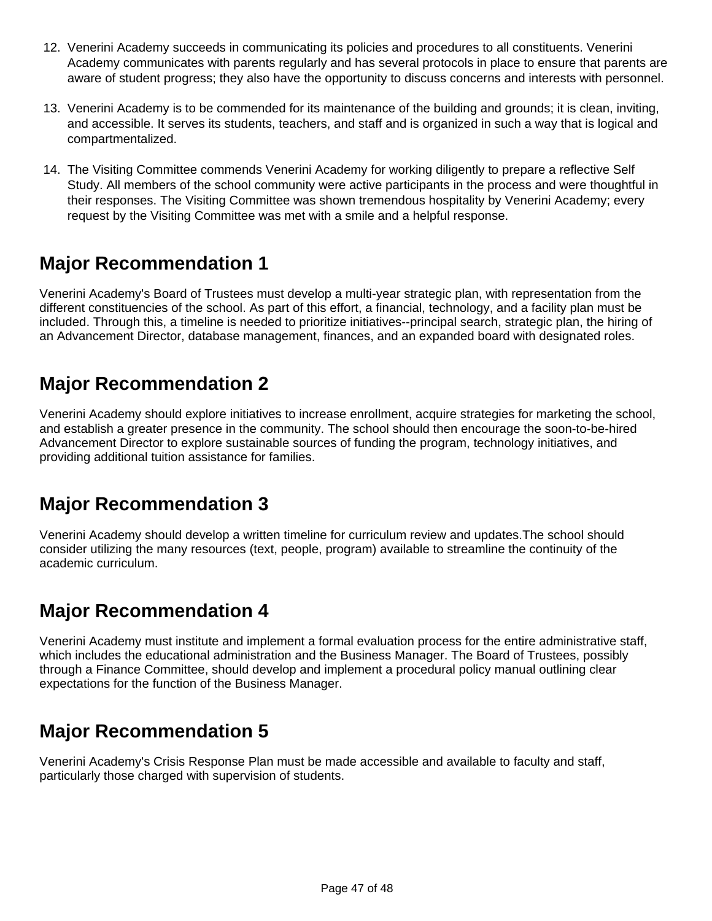12. Venerini Academy succeeds in communicating its policies and procedures to all constituents. Venerini Academy communicates with parents regularly and has several protocols in place to ensure that parents are aware of student progress; they also have the opportunity to discuss concerns and interests with personnel.

13. Venerini Academy is to be commended for its maintenance of the building and grounds; it is clean, inviting, and accessible. It serves its students, teachers, and staff and is organized in such a way that is logical and compartmentalized.

14. The Visiting Committee commends Venerini Academy for working diligently to prepare a reflective Self Study. All members of the school community were active participants in the process and were thoughtful in their responses. The Visiting Committee was shown tremendous hospitality by Venerini Academy; every request by the Visiting Committee was met with a smile and a helpful response.

## Major Recommendation 1

Venerini Academy's Board of Trustees must develop a multi-year strategic plan, with representation from the different constituencies of the school. As part of this effort, a financial, technology, and a facility plan must be included. Through this, a timeline is needed to prioritize initiatives--principal search, strategic plan, the hiring of an Advancement Director, database management, finances, and an expanded board with designated roles.

## Major Recommendation 2

Venerini Academy should explore initiatives to increase enrollment, acquire strategies for marketing the school, and establish a greater presence in the community. The school should then encourage the soon-to-be-hired Advancement Director to explore sustainable sources of funding the program, technology initiatives, and providing additional tuition assistance for families.

## Major Recommendation 3

Venerini Academy should develop a written timeline for curriculum review and updates.The school should consider utilizing the many resources (text, people, program) available to streamline the continuity of the academic curriculum.

## Major Recommendation 4

Venerini Academy must institute and implement a formal evaluation process for the entire administrative staff, which includes the educational administration and the Business Manager. The Board of Trustees, possibly through a Finance Committee, should develop and implement a procedural policy manual outlining clear expectations for the function of the Business Manager.

## Major Recommendation 5

Venerini Academy's Crisis Response Plan must be made accessible and available to faculty and staff, particularly those charged with supervision of students.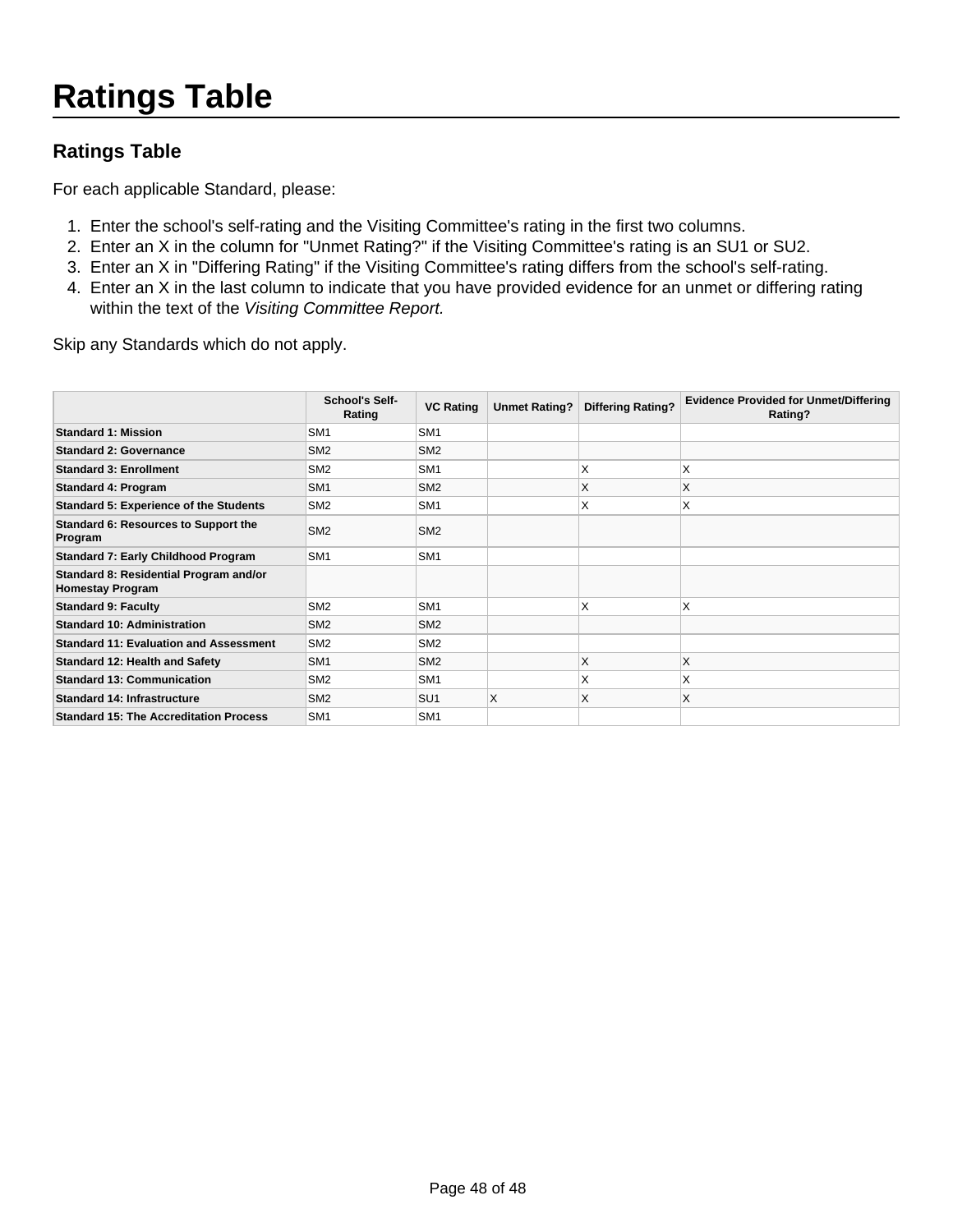# Ratings Table

## Ratings Table

For each applicable Standard, please:

1. Enter the school's self-rating and the Visiting Committee's rating in the first two columns.
2. Enter an X in the column for "Unmet Rating?" if the Visiting Committee's rating is an SU1 or SU2.
3. Enter an X in "Differing Rating" if the Visiting Committee's rating differs from the school's self-rating.
4. Enter an X in the last column to indicate that you have provided evidence for an unmet or differing rating within the text of the *Visiting Committee Report.*

Skip any Standards which do not apply.

| | School's Self-Rating | VC Rating | Unmet Rating? | Differing Rating? | Evidence Provided for Unmet/Differing Rating? |
|---|---|---|---|---|---|
| **Standard 1: Mission** | SM1 | SM1 | | | |
| **Standard 2: Governance** | SM2 | SM2 | | | |
| **Standard 3: Enrollment** | SM2 | SM1 | | X | X |
| **Standard 4: Program** | SM1 | SM2 | | X | X |
| **Standard 5: Experience of the Students** | SM2 | SM1 | | X | X |
| **Standard 6: Resources to Support the Program** | SM2 | SM2 | | | |
| **Standard 7: Early Childhood Program** | SM1 | SM1 | | | |
| **Standard 8: Residential Program and/or Homestay Program** | | | | | |
| **Standard 9: Faculty** | SM2 | SM1 | | X | X |
| **Standard 10: Administration** | SM2 | SM2 | | | |
| **Standard 11: Evaluation and Assessment** | SM2 | SM2 | | | |
| **Standard 12: Health and Safety** | SM1 | SM2 | | X | X |
| **Standard 13: Communication** | SM2 | SM1 | | X | X |
| **Standard 14: Infrastructure** | SM2 | SU1 | X | X | X |
| **Standard 15: The Accreditation Process** | SM1 | SM1 | | | |